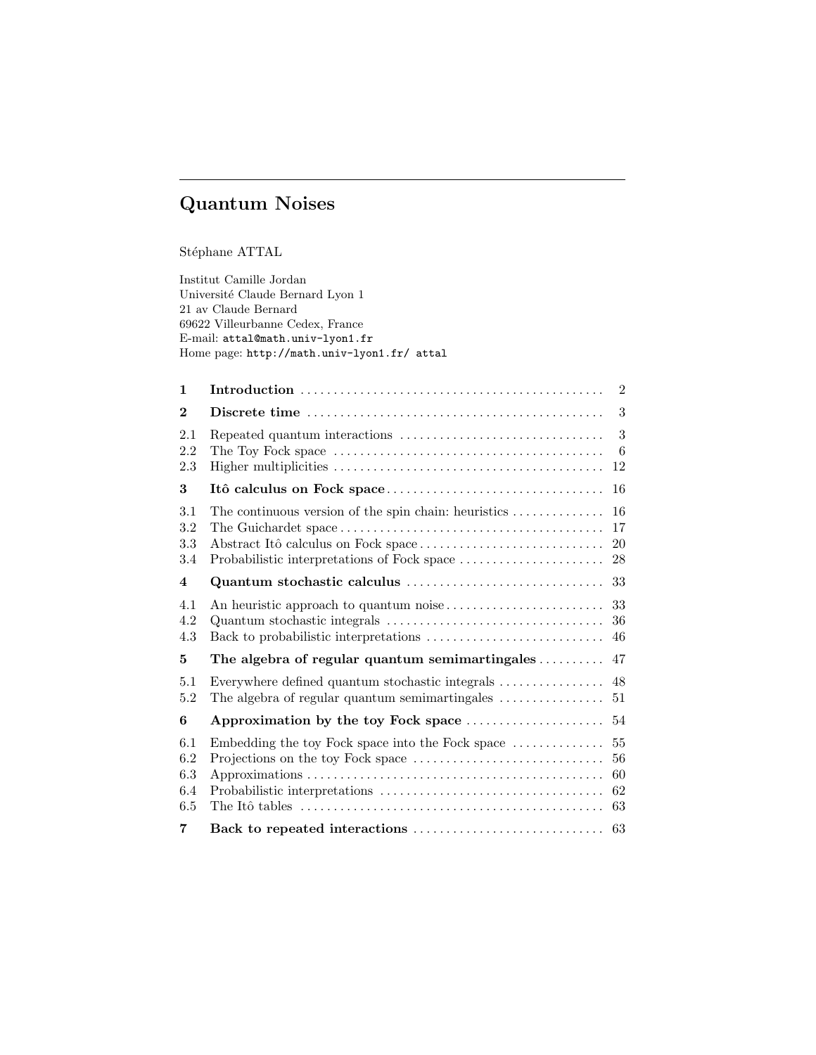# Quantum Noises

Stéphane ATTAL

Institut Camille Jordan
Université Claude Bernard Lyon 1
21 av Claude Bernard
69622 Villeurbanne Cedex, France
E-mail: attal@math.univ-lyon1.fr
Home page: http://math.univ-lyon1.fr/ attal

| | | |
|---|---|---|
| **1** | **Introduction** | 2 |
| **2** | **Discrete time** | 3 |
| 2.1 | Repeated quantum interactions | 3 |
| 2.2 | The Toy Fock space | 6 |
| 2.3 | Higher multiplicities | 12 |
| **3** | **Itô calculus on Fock space** | 16 |
| 3.1 | The continuous version of the spin chain: heuristics | 16 |
| 3.2 | The Guichardet space | 17 |
| 3.3 | Abstract Itô calculus on Fock space | 20 |
| 3.4 | Probabilistic interpretations of Fock space | 28 |
| **4** | **Quantum stochastic calculus** | 33 |
| 4.1 | An heuristic approach to quantum noise | 33 |
| 4.2 | Quantum stochastic integrals | 36 |
| 4.3 | Back to probabilistic interpretations | 46 |
| **5** | **The algebra of regular quantum semimartingales** | 47 |
| 5.1 | Everywhere defined quantum stochastic integrals | 48 |
| 5.2 | The algebra of regular quantum semimartingales | 51 |
| **6** | **Approximation by the toy Fock space** | 54 |
| 6.1 | Embedding the toy Fock space into the Fock space | 55 |
| 6.2 | Projections on the toy Fock space | 56 |
| 6.3 | Approximations | 60 |
| 6.4 | Probabilistic interpretations | 62 |
| 6.5 | The Itô tables | 63 |
| **7** | **Back to repeated interactions** | 63 |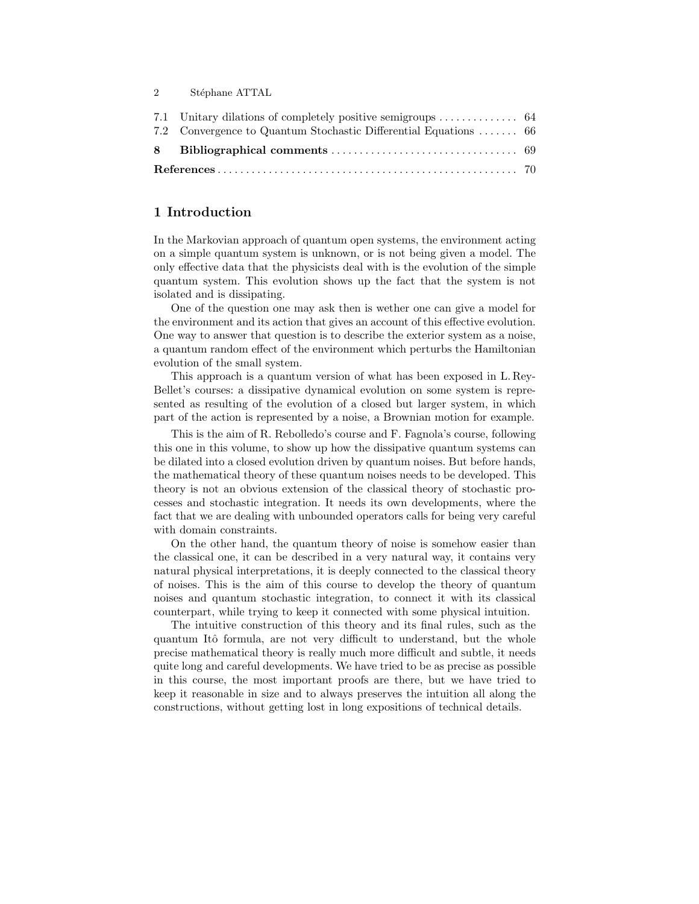| | | |
|---|---|---|
| 7.1 | Unitary dilations of completely positive semigroups | 64 |
| 7.2 | Convergence to Quantum Stochastic Differential Equations | 66 |
| **8** | **Bibliographical comments** | 69 |
| **References** | | 70 |

## 1 Introduction

In the Markovian approach of quantum open systems, the environment acting on a simple quantum system is unknown, or is not being given a model. The only effective data that the physicists deal with is the evolution of the simple quantum system. This evolution shows up the fact that the system is not isolated and is dissipating.

One of the question one may ask then is wether one can give a model for the environment and its action that gives an account of this effective evolution. One way to answer that question is to describe the exterior system as a noise, a quantum random effect of the environment which perturbs the Hamiltonian evolution of the small system.

This approach is a quantum version of what has been exposed in L. Rey-Bellet's courses: a dissipative dynamical evolution on some system is represented as resulting of the evolution of a closed but larger system, in which part of the action is represented by a noise, a Brownian motion for example.

This is the aim of R. Rebolledo's course and F. Fagnola's course, following this one in this volume, to show up how the dissipative quantum systems can be dilated into a closed evolution driven by quantum noises. But before hands, the mathematical theory of these quantum noises needs to be developed. This theory is not an obvious extension of the classical theory of stochastic processes and stochastic integration. It needs its own developments, where the fact that we are dealing with unbounded operators calls for being very careful with domain constraints.

On the other hand, the quantum theory of noise is somehow easier than the classical one, it can be described in a very natural way, it contains very natural physical interpretations, it is deeply connected to the classical theory of noises. This is the aim of this course to develop the theory of quantum noises and quantum stochastic integration, to connect it with its classical counterpart, while trying to keep it connected with some physical intuition.

The intuitive construction of this theory and its final rules, such as the quantum Itô formula, are not very difficult to understand, but the whole precise mathematical theory is really much more difficult and subtle, it needs quite long and careful developments. We have tried to be as precise as possible in this course, the most important proofs are there, but we have tried to keep it reasonable in size and to always preserves the intuition all along the constructions, without getting lost in long expositions of technical details.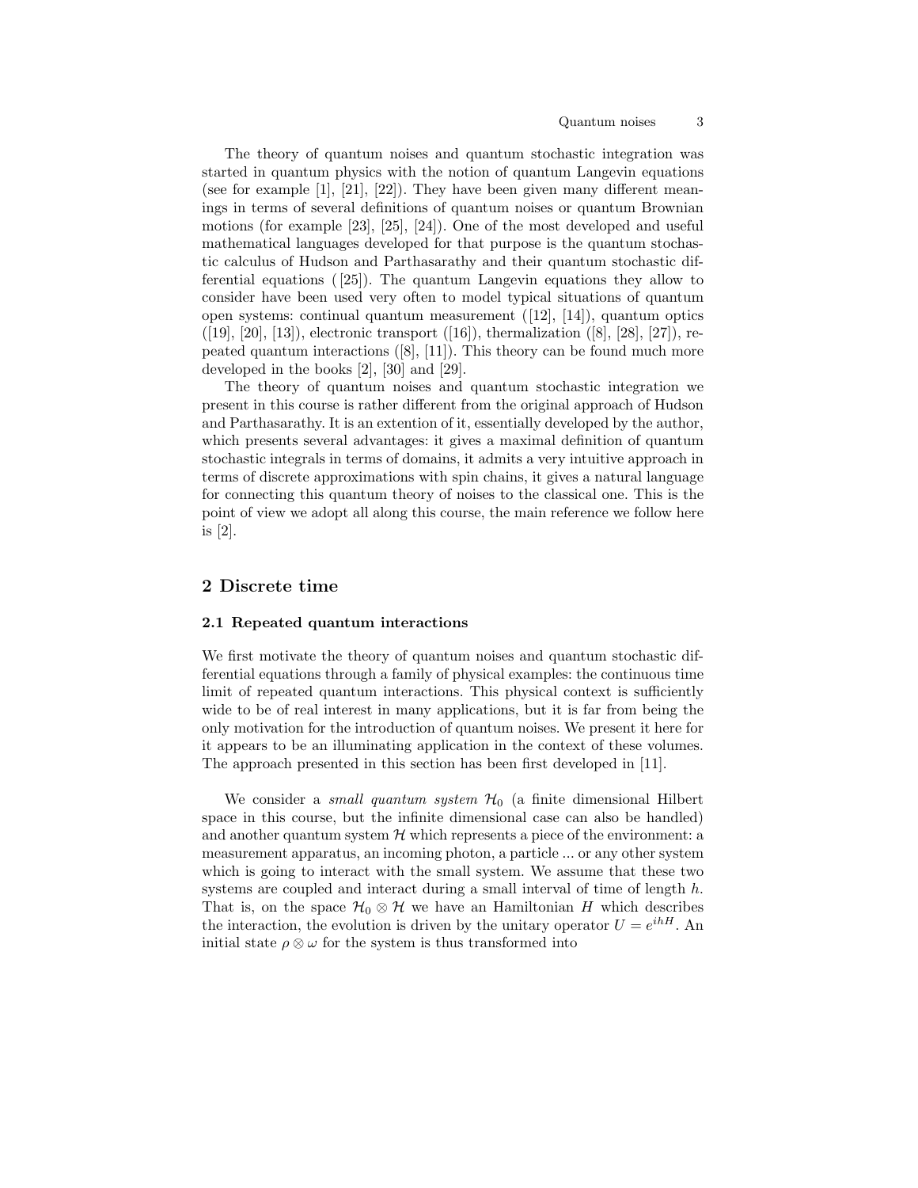The theory of quantum noises and quantum stochastic integration was started in quantum physics with the notion of quantum Langevin equations (see for example [1], [21], [22]). They have been given many different meanings in terms of several definitions of quantum noises or quantum Brownian motions (for example [23], [25], [24]). One of the most developed and useful mathematical languages developed for that purpose is the quantum stochastic calculus of Hudson and Parthasarathy and their quantum stochastic differential equations ( [25]). The quantum Langevin equations they allow to consider have been used very often to model typical situations of quantum open systems: continual quantum measurement ([12], [14]), quantum optics ([19], [20], [13]), electronic transport ([16]), thermalization ([8], [28], [27]), repeated quantum interactions ([8], [11]). This theory can be found much more developed in the books [2], [30] and [29].

The theory of quantum noises and quantum stochastic integration we present in this course is rather different from the original approach of Hudson and Parthasarathy. It is an extention of it, essentially developed by the author, which presents several advantages: it gives a maximal definition of quantum stochastic integrals in terms of domains, it admits a very intuitive approach in terms of discrete approximations with spin chains, it gives a natural language for connecting this quantum theory of noises to the classical one. This is the point of view we adopt all along this course, the main reference we follow here is [2].

## 2 Discrete time

### 2.1 Repeated quantum interactions

We first motivate the theory of quantum noises and quantum stochastic differential equations through a family of physical examples: the continuous time limit of repeated quantum interactions. This physical context is sufficiently wide to be of real interest in many applications, but it is far from being the only motivation for the introduction of quantum noises. We present it here for it appears to be an illuminating application in the context of these volumes. The approach presented in this section has been first developed in [11].

We consider a *small quantum system* $\mathcal{H}_0$ (a finite dimensional Hilbert space in this course, but the infinite dimensional case can also be handled) and another quantum system $\mathcal{H}$ which represents a piece of the environment: a measurement apparatus, an incoming photon, a particle ... or any other system which is going to interact with the small system. We assume that these two systems are coupled and interact during a small interval of time of length $h$. That is, on the space $\mathcal{H}_0 \otimes \mathcal{H}$ we have an Hamiltonian $H$ which describes the interaction, the evolution is driven by the unitary operator $U = e^{ihH}$. An initial state $\rho \otimes \omega$ for the system is thus transformed into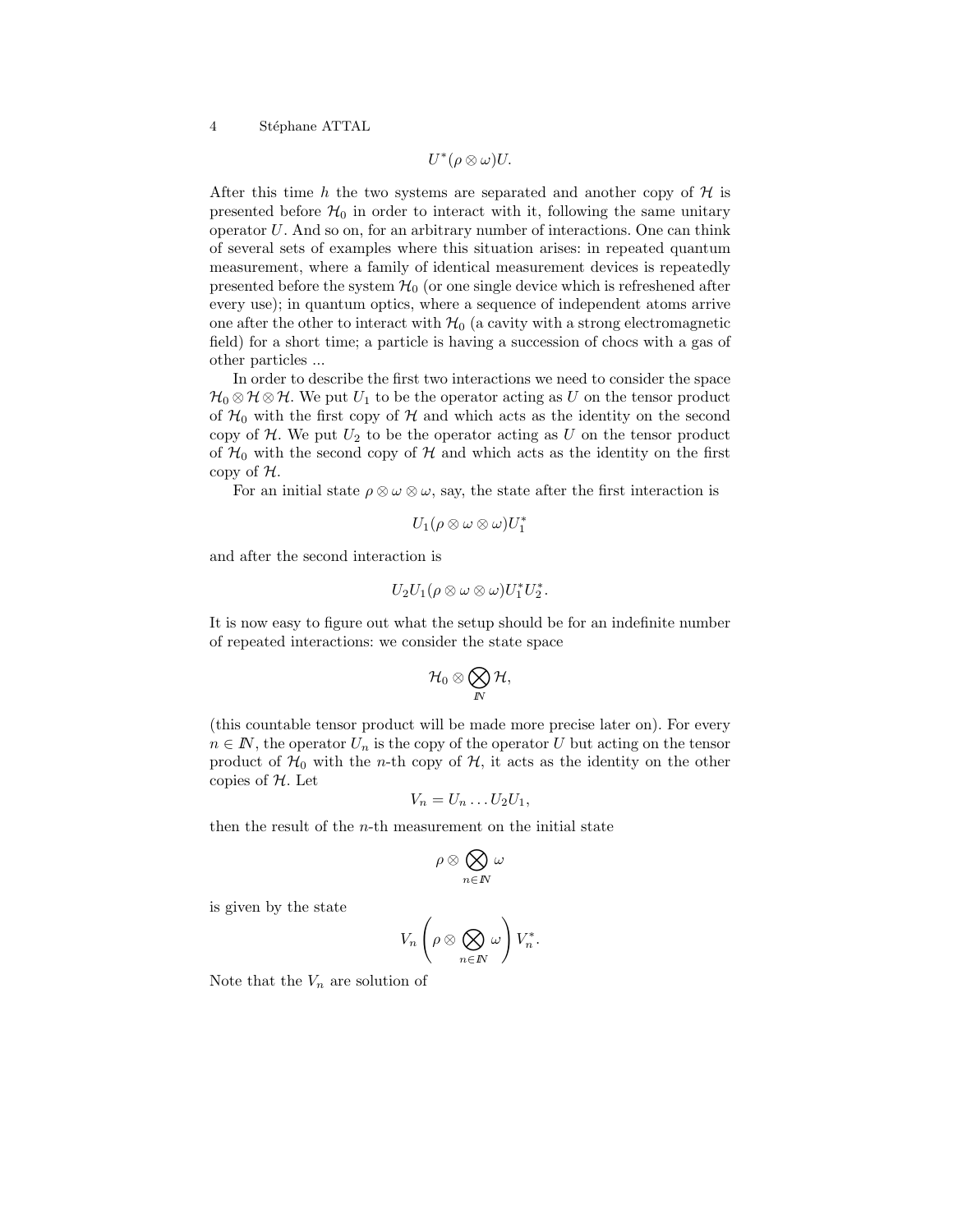$$U^*(\rho \otimes \omega)U.$$

After this time $h$ the two systems are separated and another copy of $\mathcal{H}$ is presented before $\mathcal{H}_0$ in order to interact with it, following the same unitary operator $U$. And so on, for an arbitrary number of interactions. One can think of several sets of examples where this situation arises: in repeated quantum measurement, where a family of identical measurement devices is repeatedly presented before the system $\mathcal{H}_0$ (or one single device which is refreshened after every use); in quantum optics, where a sequence of independent atoms arrive one after the other to interact with $\mathcal{H}_0$ (a cavity with a strong electromagnetic field) for a short time; a particle is having a succession of chocs with a gas of other particles ...

In order to describe the first two interactions we need to consider the space $\mathcal{H}_0 \otimes \mathcal{H} \otimes \mathcal{H}$. We put $U_1$ to be the operator acting as $U$ on the tensor product of $\mathcal{H}_0$ with the first copy of $\mathcal{H}$ and which acts as the identity on the second copy of $\mathcal{H}$. We put $U_2$ to be the operator acting as $U$ on the tensor product of $\mathcal{H}_0$ with the second copy of $\mathcal{H}$ and which acts as the identity on the first copy of $\mathcal{H}$.

For an initial state $\rho \otimes \omega \otimes \omega$, say, the state after the first interaction is

$$U_1(\rho \otimes \omega \otimes \omega)U_1^*$$

and after the second interaction is

$$U_2 U_1(\rho \otimes \omega \otimes \omega)U_1^* U_2^*.$$

It is now easy to figure out what the setup should be for an indefinite number of repeated interactions: we consider the state space

$$\mathcal{H}_0 \otimes \bigotimes_{\mathbb{N}} \mathcal{H},$$

(this countable tensor product will be made more precise later on). For every $n \in \mathbb{N}$, the operator $U_n$ is the copy of the operator $U$ but acting on the tensor product of $\mathcal{H}_0$ with the $n$-th copy of $\mathcal{H}$, it acts as the identity on the other copies of $\mathcal{H}$. Let

$$V_n = U_n \dots U_2 U_1,$$

then the result of the $n$-th measurement on the initial state

$$\rho \otimes \bigotimes_{n \in \mathbb{N}} \omega$$

is given by the state

$$V_n \left( \rho \otimes \bigotimes_{n \in \mathbb{N}} \omega \right) V_n^*.$$

Note that the $V_n$ are solution of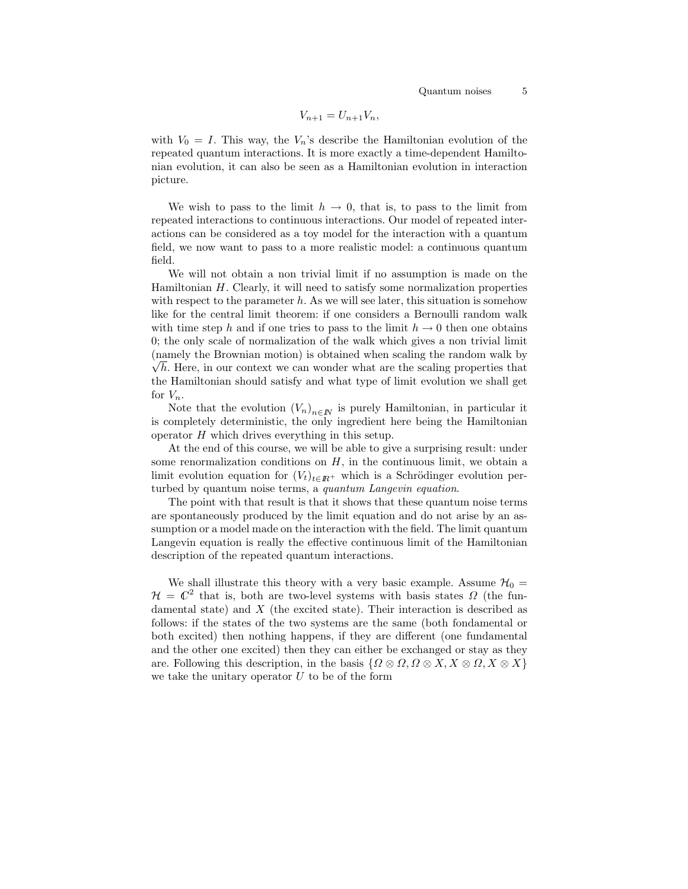$$V_{n+1} = U_{n+1} V_n,$$

with $V_0 = I$. This way, the $V_n$'s describe the Hamiltonian evolution of the repeated quantum interactions. It is more exactly a time-dependent Hamiltonian evolution, it can also be seen as a Hamiltonian evolution in interaction picture.

We wish to pass to the limit $h \to 0$, that is, to pass to the limit from repeated interactions to continuous interactions. Our model of repeated interactions can be considered as a toy model for the interaction with a quantum field, we now want to pass to a more realistic model: a continuous quantum field.

We will not obtain a non trivial limit if no assumption is made on the Hamiltonian $H$. Clearly, it will need to satisfy some normalization properties with respect to the parameter $h$. As we will see later, this situation is somehow like for the central limit theorem: if one considers a Bernoulli random walk with time step $h$ and if one tries to pass to the limit $h \to 0$ then one obtains 0; the only scale of normalization of the walk which gives a non trivial limit (namely the Brownian motion) is obtained when scaling the random walk by $\sqrt{h}$. Here, in our context we can wonder what are the scaling properties that the Hamiltonian should satisfy and what type of limit evolution we shall get for $V_n$.

Note that the evolution $(V_n)_{n \in \mathbb{N}}$ is purely Hamiltonian, in particular it is completely deterministic, the only ingredient here being the Hamiltonian operator $H$ which drives everything in this setup.

At the end of this course, we will be able to give a surprising result: under some renormalization conditions on $H$, in the continuous limit, we obtain a limit evolution equation for $(V_t)_{t \in \mathbb{R}^+}$ which is a Schrödinger evolution perturbed by quantum noise terms, a *quantum Langevin equation*.

The point with that result is that it shows that these quantum noise terms are spontaneously produced by the limit equation and do not arise by an assumption or a model made on the interaction with the field. The limit quantum Langevin equation is really the effective continuous limit of the Hamiltonian description of the repeated quantum interactions.

We shall illustrate this theory with a very basic example. Assume $\mathcal{H}_0 = \mathcal{H} = \mathbb{C}^2$ that is, both are two-level systems with basis states $\Omega$ (the fundamental state) and $X$ (the excited state). Their interaction is described as follows: if the states of the two systems are the same (both fondamental or both excited) then nothing happens, if they are different (one fundamental and the other one excited) then they can either be exchanged or stay as they are. Following this description, in the basis $\{\Omega \otimes \Omega, \Omega \otimes X, X \otimes \Omega, X \otimes X\}$ we take the unitary operator $U$ to be of the form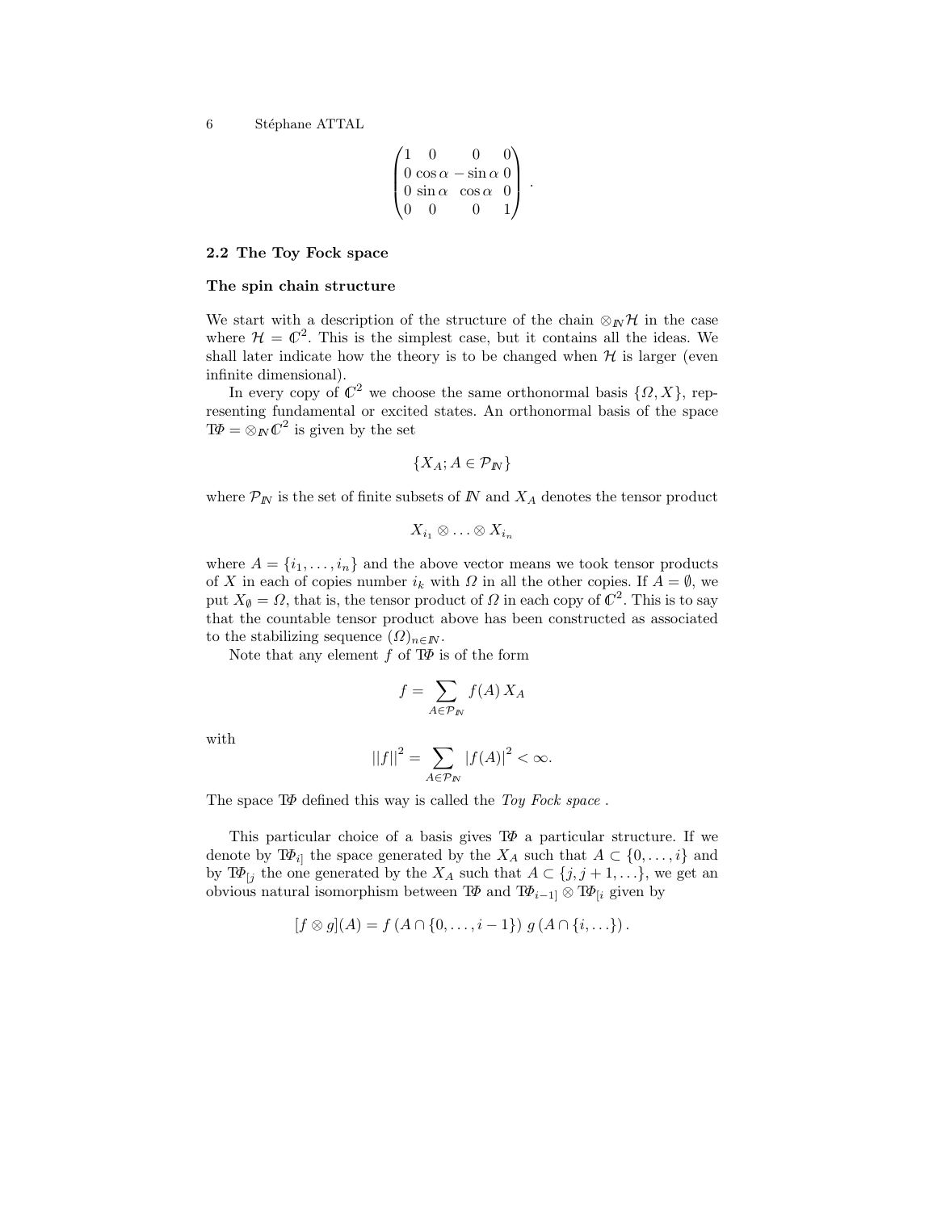$$\begin{pmatrix} 1 & 0 & 0 & 0 \\ 0 & \cos\alpha & -\sin\alpha & 0 \\ 0 & \sin\alpha & \cos\alpha & 0 \\ 0 & 0 & 0 & 1 \end{pmatrix}.$$

### 2.2 The Toy Fock space

#### The spin chain structure

We start with a description of the structure of the chain $\otimes_{\mathbb{N}}\mathcal{H}$ in the case where $\mathcal{H} = \mathbb{C}^2$. This is the simplest case, but it contains all the ideas. We shall later indicate how the theory is to be changed when $\mathcal{H}$ is larger (even infinite dimensional).

In every copy of $\mathbb{C}^2$ we choose the same orthonormal basis $\{\Omega, X\}$, representing fundamental or excited states. An orthonormal basis of the space $\mathrm{T}\Phi = \otimes_{\mathbb{N}}\mathbb{C}^2$ is given by the set

$$\{X_A; A \in \mathcal{P}_{\mathbb{N}}\}$$

where $\mathcal{P}_{\mathbb{N}}$ is the set of finite subsets of $\mathbb{N}$ and $X_A$ denotes the tensor product

$$X_{i_1} \otimes \ldots \otimes X_{i_n}$$

where $A = \{i_1, \ldots, i_n\}$ and the above vector means we took tensor products of $X$ in each of copies number $i_k$ with $\Omega$ in all the other copies. If $A = \emptyset$, we put $X_\emptyset = \Omega$, that is, the tensor product of $\Omega$ in each copy of $\mathbb{C}^2$. This is to say that the countable tensor product above has been constructed as associated to the stabilizing sequence $(\Omega)_{n\in\mathbb{N}}$.

Note that any element $f$ of $\mathrm{T}\Phi$ is of the form

$$f = \sum_{A\in\mathcal{P}_{\mathbb{N}}} f(A)\, X_A$$

with

$$\|f\|^2 = \sum_{A\in\mathcal{P}_{\mathbb{N}}} |f(A)|^2 < \infty.$$

The space $\mathrm{T}\Phi$ defined this way is called the *Toy Fock space* .

This particular choice of a basis gives $\mathrm{T}\Phi$ a particular structure. If we denote by $\mathrm{T}\Phi_{i]}$ the space generated by the $X_A$ such that $A \subset \{0, \ldots, i\}$ and by $\mathrm{T}\Phi_{[j}$ the one generated by the $X_A$ such that $A \subset \{j, j+1, \ldots\}$, we get an obvious natural isomorphism between $\mathrm{T}\Phi$ and $\mathrm{T}\Phi_{i-1]} \otimes \mathrm{T}\Phi_{[i}$ given by

$$[f \otimes g](A) = f\left(A \cap \{0, \ldots, i-1\}\right)\, g\left(A \cap \{i, \ldots\}\right).$$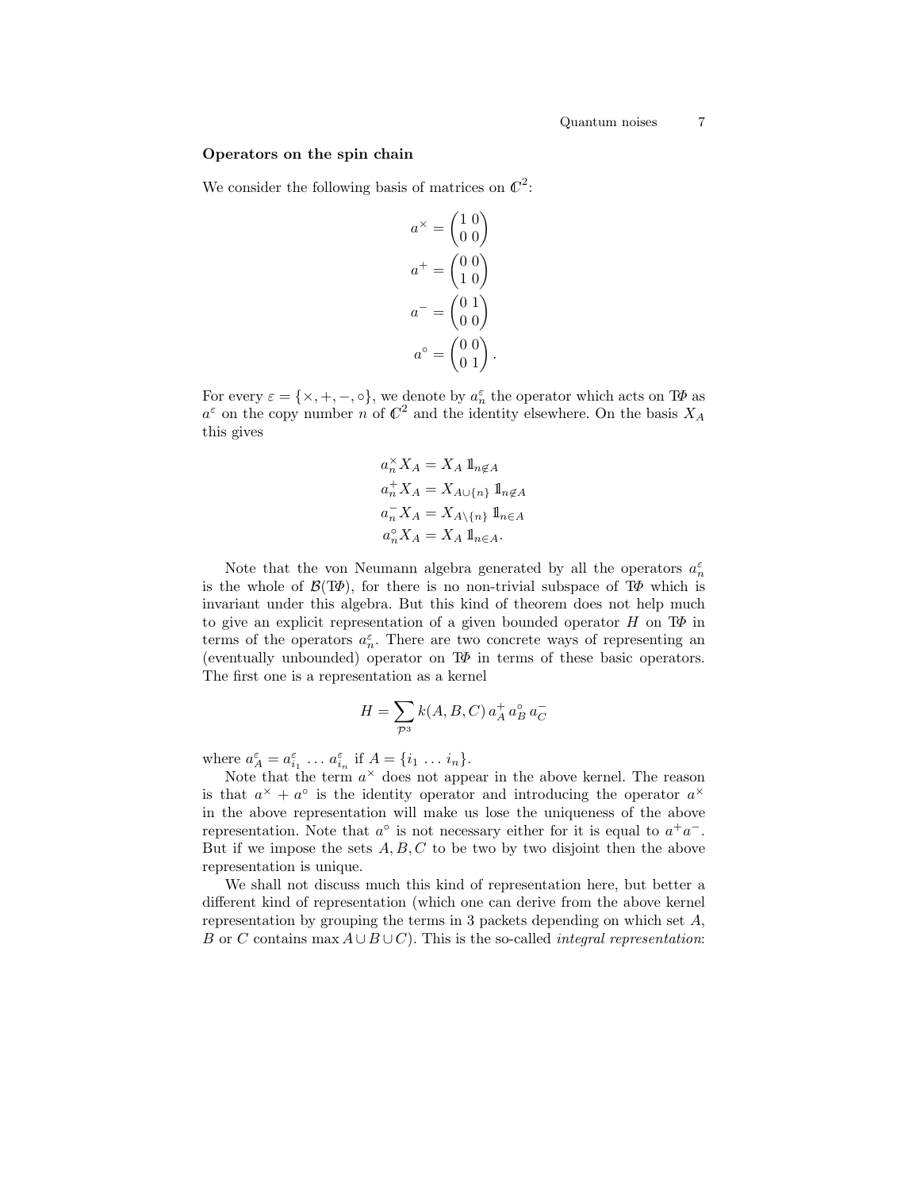**Operators on the spin chain**

We consider the following basis of matrices on $\mathbb{C}^2$:

$$a^\times = \begin{pmatrix} 1 & 0 \\ 0 & 0 \end{pmatrix}$$

$$a^+ = \begin{pmatrix} 0 & 0 \\ 1 & 0 \end{pmatrix}$$

$$a^- = \begin{pmatrix} 0 & 1 \\ 0 & 0 \end{pmatrix}$$

$$a^\circ = \begin{pmatrix} 0 & 0 \\ 0 & 1 \end{pmatrix}.$$

For every $\varepsilon = \{\times, +, -, \circ\}$, we denote by $a_n^\varepsilon$ the operator which acts on $T\Phi$ as $a^\varepsilon$ on the copy number $n$ of $\mathbb{C}^2$ and the identity elsewhere. On the basis $X_A$ this gives

$$\begin{aligned}
a_n^\times X_A &= X_A\, \mathbb{1}_{n \notin A} \\
a_n^+ X_A &= X_{A \cup \{n\}}\, \mathbb{1}_{n \notin A} \\
a_n^- X_A &= X_{A \setminus \{n\}}\, \mathbb{1}_{n \in A} \\
a_n^\circ X_A &= X_A\, \mathbb{1}_{n \in A}.
\end{aligned}$$

Note that the von Neumann algebra generated by all the operators $a_n^\varepsilon$ is the whole of $\mathcal{B}(T\Phi)$, for there is no non-trivial subspace of $T\Phi$ which is invariant under this algebra. But this kind of theorem does not help much to give an explicit representation of a given bounded operator $H$ on $T\Phi$ in terms of the operators $a_n^\varepsilon$. There are two concrete ways of representing an (eventually unbounded) operator on $T\Phi$ in terms of these basic operators. The first one is a representation as a kernel

$$H = \sum_{\mathcal{P}^3} k(A, B, C)\, a_A^+\, a_B^\circ\, a_C^-$$

where $a_A^\varepsilon = a_{i_1}^\varepsilon \ldots a_{i_n}^\varepsilon$ if $A = \{i_1 \ldots i_n\}$.

Note that the term $a^\times$ does not appear in the above kernel. The reason is that $a^\times + a^\circ$ is the identity operator and introducing the operator $a^\times$ in the above representation will make us lose the uniqueness of the above representation. Note that $a^\circ$ is not necessary either for it is equal to $a^+a^-$. But if we impose the sets $A, B, C$ to be two by two disjoint then the above representation is unique.

We shall not discuss much this kind of representation here, but better a different kind of representation (which one can derive from the above kernel representation by grouping the terms in 3 packets depending on which set $A$, $B$ or $C$ contains $\max A \cup B \cup C$). This is the so-called *integral representation*: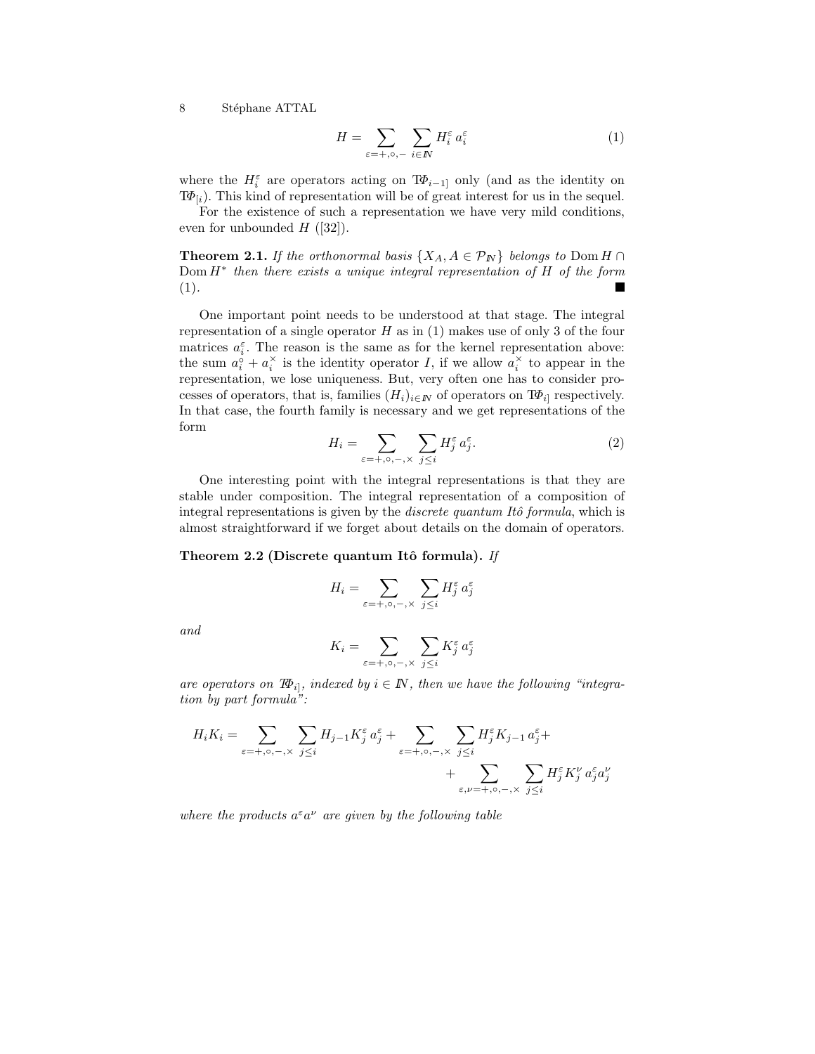$$H = \sum_{\varepsilon=+,\circ,-} \sum_{i \in \mathbb{N}} H_i^\varepsilon \, a_i^\varepsilon \tag{1}$$

where the $H_i^\varepsilon$ are operators acting on $T\Phi_{i-1]}$ only (and as the identity on $T\Phi_{[i}$). This kind of representation will be of great interest for us in the sequel.

For the existence of such a representation we have very mild conditions, even for unbounded $H$ ([32]).

**Theorem 2.1.** *If the orthonormal basis $\{X_A, A \in \mathcal{P}_{\mathbb{N}}\}$ belongs to $\operatorname{Dom} H \cap \operatorname{Dom} H^*$ then there exists a unique integral representation of $H$ of the form (1).* ■

One important point needs to be understood at that stage. The integral representation of a single operator $H$ as in (1) makes use of only 3 of the four matrices $a_i^\varepsilon$. The reason is the same as for the kernel representation above: the sum $a_i^\circ + a_i^\times$ is the identity operator $I$, if we allow $a_i^\times$ to appear in the representation, we lose uniqueness. But, very often one has to consider processes of operators, that is, families $(H_i)_{i \in \mathbb{N}}$ of operators on $T\Phi_{i]}$ respectively. In that case, the fourth family is necessary and we get representations of the form

$$H_i = \sum_{\varepsilon=+,\circ,-,\times} \sum_{j \leq i} H_j^\varepsilon \, a_j^\varepsilon. \tag{2}$$

One interesting point with the integral representations is that they are stable under composition. The integral representation of a composition of integral representations is given by the *discrete quantum Itô formula*, which is almost straightforward if we forget about details on the domain of operators.

**Theorem 2.2 (Discrete quantum Itô formula).** *If*

$$H_i = \sum_{\varepsilon=+,\circ,-,\times} \sum_{j \leq i} H_j^\varepsilon \, a_j^\varepsilon$$

*and*

$$K_i = \sum_{\varepsilon=+,\circ,-,\times} \sum_{j \leq i} K_j^\varepsilon \, a_j^\varepsilon$$

*are operators on $T\Phi_{i]}$, indexed by $i \in \mathbb{N}$, then we have the following "integration by part formula":*

$$H_i K_i = \sum_{\varepsilon=+,\circ,-,\times} \sum_{j \leq i} H_{j-1} K_j^\varepsilon \, a_j^\varepsilon + \sum_{\varepsilon=+,\circ,-,\times} \sum_{j \leq i} H_j^\varepsilon K_{j-1} \, a_j^\varepsilon + \\ + \sum_{\varepsilon,\nu=+,\circ,-,\times} \sum_{j \leq i} H_j^\varepsilon K_j^\nu \, a_j^\varepsilon a_j^\nu$$

*where the products $a^\varepsilon a^\nu$ are given by the following table*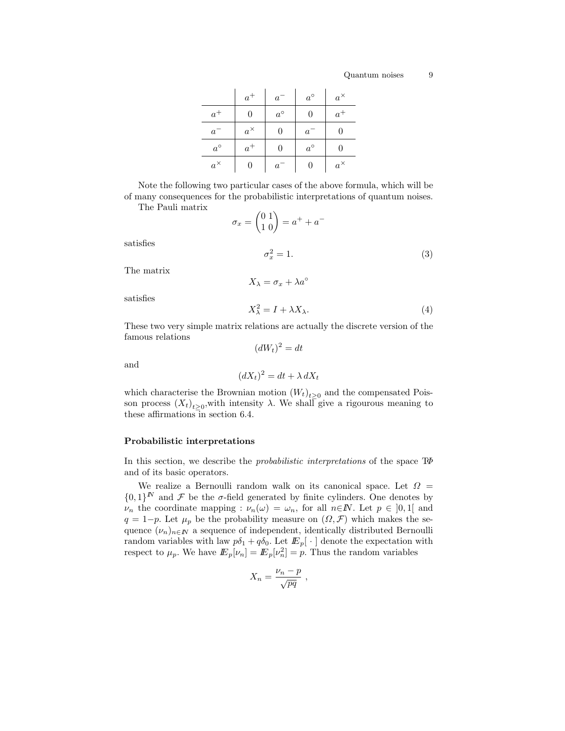| | $a^+$ | $a^-$ | $a^\circ$ | $a^\times$ |
|---|---|---|---|---|
| $a^+$ | $0$ | $a^\circ$ | $0$ | $a^+$ |
| $a^-$ | $a^\times$ | $0$ | $a^-$ | $0$ |
| $a^\circ$ | $a^+$ | $0$ | $a^\circ$ | $0$ |
| $a^\times$ | $0$ | $a^-$ | $0$ | $a^\times$ |

Note the following two particular cases of the above formula, which will be of many consequences for the probabilistic interpretations of quantum noises.

The Pauli matrix

$$\sigma_x = \begin{pmatrix} 0 & 1 \\ 1 & 0 \end{pmatrix} = a^+ + a^-$$

satisfies

$$\sigma_x^2 = 1. \tag{3}$$

The matrix

$$X_\lambda = \sigma_x + \lambda a^\circ$$

satisfies

$$X_\lambda^2 = I + \lambda X_\lambda. \tag{4}$$

These two very simple matrix relations are actually the discrete version of the famous relations

$$(dW_t)^2 = dt$$

and

$$(dX_t)^2 = dt + \lambda\, dX_t$$

which characterise the Brownian motion $(W_t)_{t\geq 0}$ and the compensated Poisson process $(X_t)_{t\geq 0}$,with intensity $\lambda$. We shall give a rigourous meaning to these affirmations in section 6.4.

### Probabilistic interpretations

In this section, we describe the *probabilistic interpretations* of the space $T\Phi$ and of its basic operators.

We realize a Bernoulli random walk on its canonical space. Let $\Omega = \{0,1\}^{\mathbb{N}}$ and $\mathcal{F}$ be the $\sigma$-field generated by finite cylinders. One denotes by $\nu_n$ the coordinate mapping : $\nu_n(\omega) = \omega_n$, for all $n \in \mathbb{N}$. Let $p \in \,]0,1[$ and $q = 1-p$. Let $\mu_p$ be the probability measure on $(\Omega, \mathcal{F})$ which makes the sequence $(\nu_n)_{n\in\mathbb{N}}$ a sequence of independent, identically distributed Bernoulli random variables with law $p\delta_1 + q\delta_0$. Let $\mathbb{E}_p[\,\cdot\,]$ denote the expectation with respect to $\mu_p$. We have $\mathbb{E}_p[\nu_n] = \mathbb{E}_p[\nu_n^2] = p$. Thus the random variables

$$X_n = \frac{\nu_n - p}{\sqrt{pq}}\ ,$$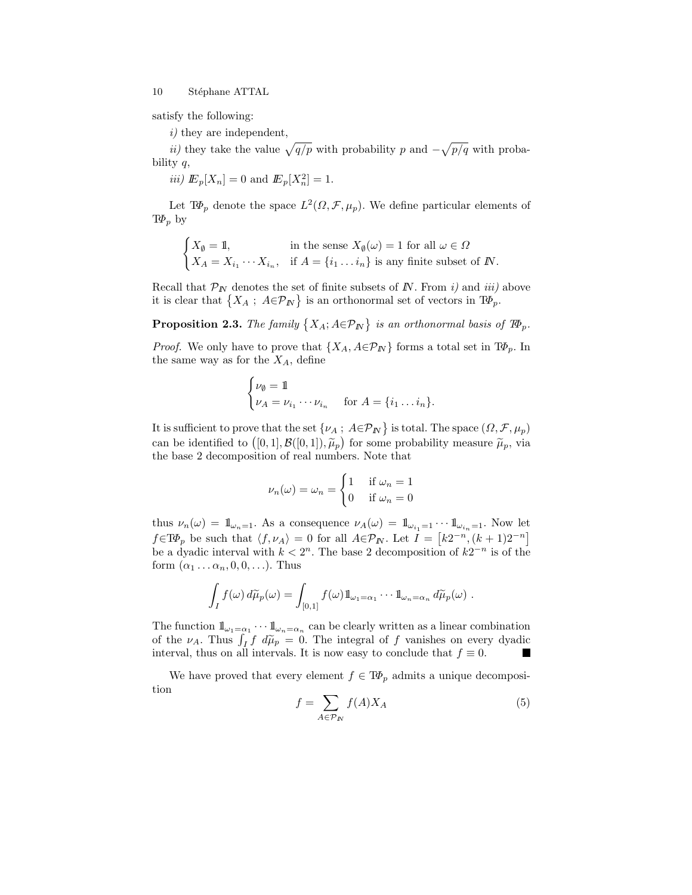satisfy the following:

*i)* they are independent,

*ii)* they take the value $\sqrt{q/p}$ with probability $p$ and $-\sqrt{p/q}$ with probability $q$,

*iii)* $\mathbb{E}_p[X_n] = 0$ and $\mathbb{E}_p[X_n^2] = 1$.

Let $T\Phi_p$ denote the space $L^2(\Omega, \mathcal{F}, \mu_p)$. We define particular elements of $T\Phi_p$ by

$$\begin{cases} X_\emptyset = 1\!\!1, & \text{in the sense } X_\emptyset(\omega) = 1 \text{ for all } \omega \in \Omega \\ X_A = X_{i_1} \cdots X_{i_n}, & \text{if } A = \{i_1 \dots i_n\} \text{ is any finite subset of } \mathbb{N}. \end{cases}$$

Recall that $\mathcal{P}_{\mathbb{N}}$ denotes the set of finite subsets of $\mathbb{N}$. From *i)* and *iii)* above it is clear that $\{X_A \; ; \; A \in \mathcal{P}_{\mathbb{N}}\}$ is an orthonormal set of vectors in $T\Phi_p$.

**Proposition 2.3.** *The family $\{X_A; A \in \mathcal{P}_{\mathbb{N}}\}$ is an orthonormal basis of $T\Phi_p$.*

*Proof.* We only have to prove that $\{X_A, A \in \mathcal{P}_{\mathbb{N}}\}$ forms a total set in $T\Phi_p$. In the same way as for the $X_A$, define

$$\begin{cases} \nu_\emptyset = 1\!\!1 \\ \nu_A = \nu_{i_1} \cdots \nu_{i_n} \quad \text{for } A = \{i_1 \dots i_n\}. \end{cases}$$

It is sufficient to prove that the set $\{\nu_A \; ; \; A \in \mathcal{P}_{\mathbb{N}}\}$ is total. The space $(\Omega, \mathcal{F}, \mu_p)$ can be identified to $\big([0,1], \mathcal{B}([0,1]), \widetilde{\mu}_p\big)$ for some probability measure $\widetilde{\mu}_p$, via the base 2 decomposition of real numbers. Note that

$$\nu_n(\omega) = \omega_n = \begin{cases} 1 & \text{if } \omega_n = 1 \\ 0 & \text{if } \omega_n = 0 \end{cases}$$

thus $\nu_n(\omega) = 1\!\!1_{\omega_n = 1}$. As a consequence $\nu_A(\omega) = 1\!\!1_{\omega_{i_1}=1} \cdots 1\!\!1_{\omega_{i_n}=1}$. Now let $f \in T\Phi_p$ be such that $\langle f, \nu_A \rangle = 0$ for all $A \in \mathcal{P}_{\mathbb{N}}$. Let $I = \big[k2^{-n}, (k+1)2^{-n}\big]$ be a dyadic interval with $k < 2^n$. The base 2 decomposition of $k2^{-n}$ is of the form $(\alpha_1 \dots \alpha_n, 0, 0, \dots)$. Thus

$$\int_I f(\omega)\, d\widetilde{\mu}_p(\omega) = \int_{[0,1]} f(\omega) 1\!\!1_{\omega_1 = \alpha_1} \cdots 1\!\!1_{\omega_n = \alpha_n}\, d\widetilde{\mu}_p(\omega) \; .$$

The function $1\!\!1_{\omega_1=\alpha_1} \cdots 1\!\!1_{\omega_n=\alpha_n}$ can be clearly written as a linear combination of the $\nu_A$. Thus $\int_I f \; d\widetilde{\mu}_p = 0$. The integral of $f$ vanishes on every dyadic interval, thus on all intervals. It is now easy to conclude that $f \equiv 0$. ∎

We have proved that every element $f \in T\Phi_p$ admits a unique decomposition

$$f = \sum_{A \in \mathcal{P}_{\mathbb{N}}} f(A) X_A \tag{5}$$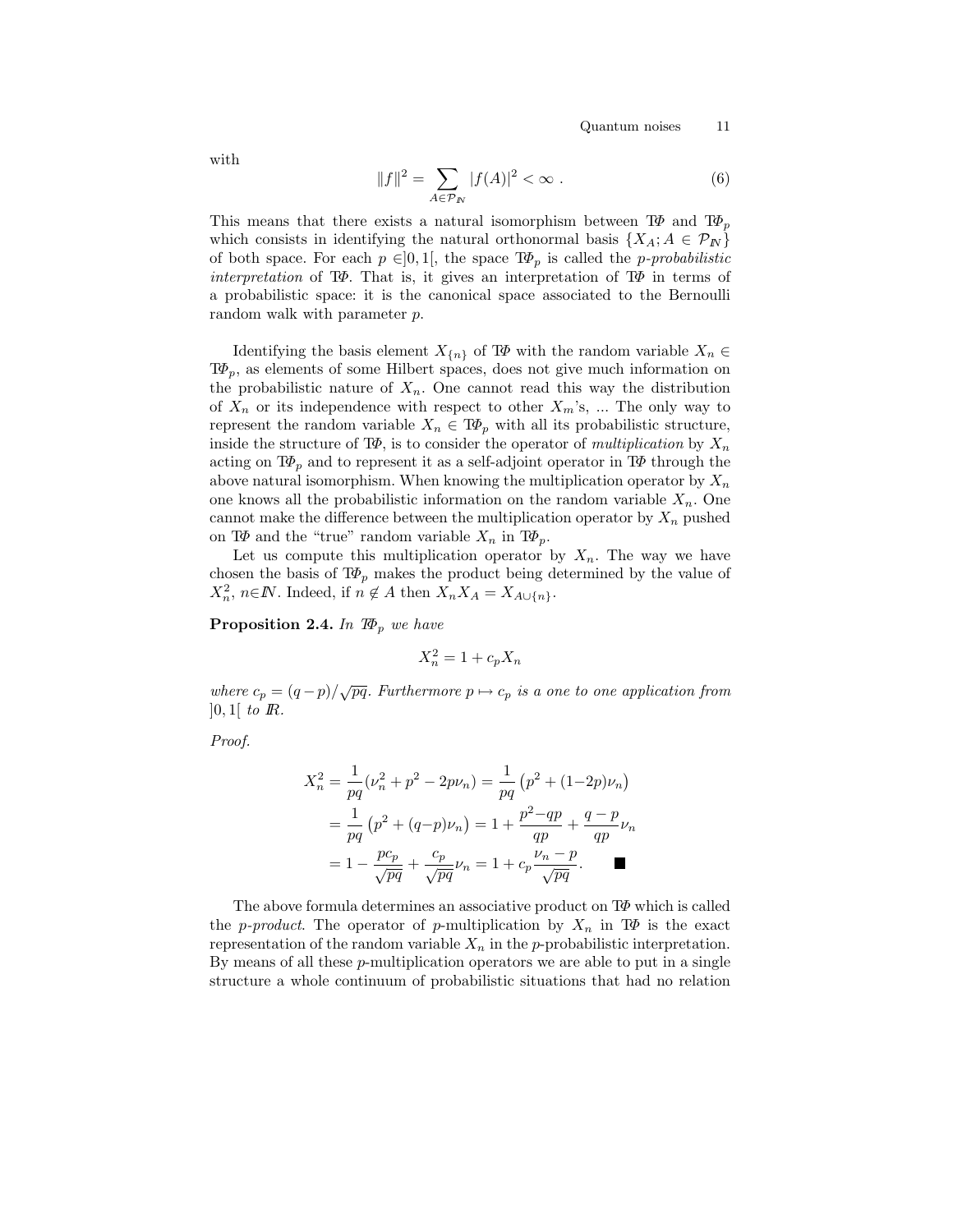with

$$\|f\|^2 = \sum_{A \in \mathcal{P}_{\mathbb{N}}} |f(A)|^2 < \infty \ . \tag{6}$$

This means that there exists a natural isomorphism between $T\Phi$ and $T\Phi_p$ which consists in identifying the natural orthonormal basis $\{X_A; A \in \mathcal{P}_{\mathbb{N}}\}$ of both space. For each $p \in ]0,1[$, the space $T\Phi_p$ is called the *p-probabilistic interpretation* of $T\Phi$. That is, it gives an interpretation of $T\Phi$ in terms of a probabilistic space: it is the canonical space associated to the Bernoulli random walk with parameter $p$.

Identifying the basis element $X_{\{n\}}$ of $T\Phi$ with the random variable $X_n \in T\Phi_p$, as elements of some Hilbert spaces, does not give much information on the probabilistic nature of $X_n$. One cannot read this way the distribution of $X_n$ or its independence with respect to other $X_m$'s, ... The only way to represent the random variable $X_n \in T\Phi_p$ with all its probabilistic structure, inside the structure of $T\Phi$, is to consider the operator of *multiplication* by $X_n$ acting on $T\Phi_p$ and to represent it as a self-adjoint operator in $T\Phi$ through the above natural isomorphism. When knowing the multiplication operator by $X_n$ one knows all the probabilistic information on the random variable $X_n$. One cannot make the difference between the multiplication operator by $X_n$ pushed on $T\Phi$ and the "true" random variable $X_n$ in $T\Phi_p$.

Let us compute this multiplication operator by $X_n$. The way we have chosen the basis of $T\Phi_p$ makes the product being determined by the value of $X_n^2$, $n \in \mathbb{N}$. Indeed, if $n \notin A$ then $X_n X_A = X_{A \cup \{n\}}$.

**Proposition 2.4.** *In $T\Phi_p$ we have*

$$X_n^2 = 1 + c_p X_n$$

*where $c_p = (q-p)/\sqrt{pq}$. Furthermore $p \mapsto c_p$ is a one to one application from $]0,1[$ to $\mathbb{R}$.*

*Proof.*

$$\begin{aligned}
X_n^2 &= \frac{1}{pq}(\nu_n^2 + p^2 - 2p\nu_n) = \frac{1}{pq}\left(p^2 + (1-2p)\nu_n\right) \\
&= \frac{1}{pq}\left(p^2 + (q-p)\nu_n\right) = 1 + \frac{p^2 - qp}{qp} + \frac{q-p}{qp}\nu_n \\
&= 1 - \frac{pc_p}{\sqrt{pq}} + \frac{c_p}{\sqrt{pq}}\nu_n = 1 + c_p \frac{\nu_n - p}{\sqrt{pq}}. \qquad \blacksquare
\end{aligned}$$

The above formula determines an associative product on $T\Phi$ which is called the *p-product*. The operator of $p$-multiplication by $X_n$ in $T\Phi$ is the exact representation of the random variable $X_n$ in the $p$-probabilistic interpretation. By means of all these $p$-multiplication operators we are able to put in a single structure a whole continuum of probabilistic situations that had no relation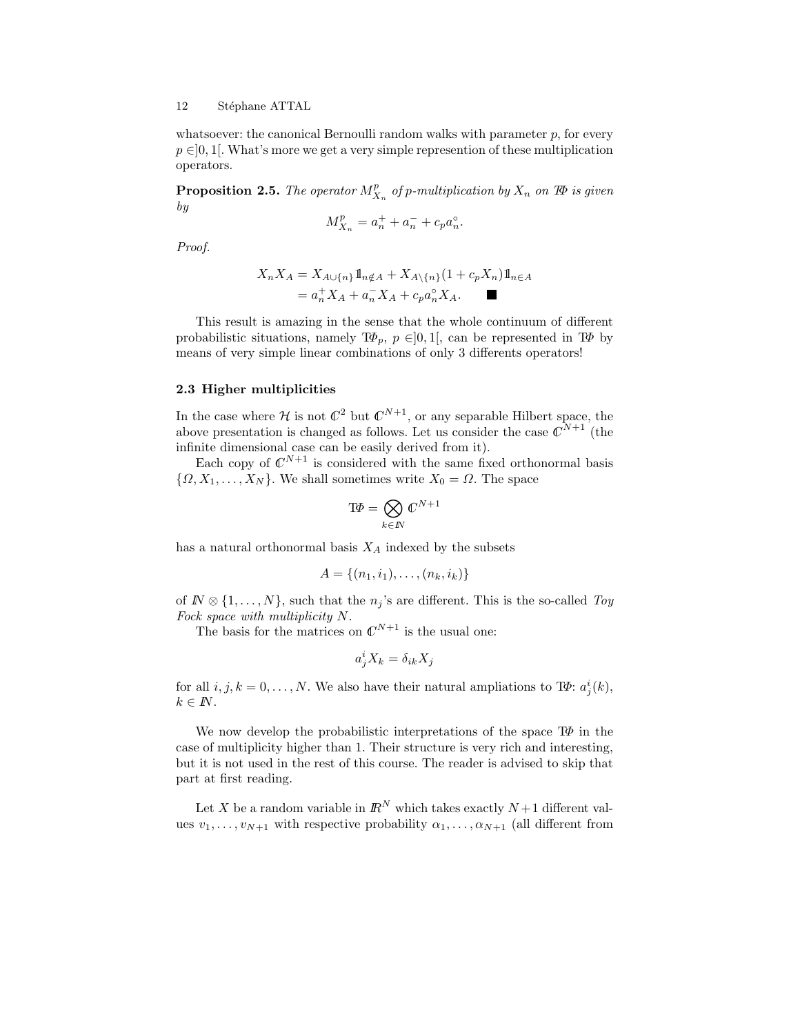whatsoever: the canonical Bernoulli random walks with parameter $p$, for every $p \in ]0,1[$. What's more we get a very simple represention of these multiplication operators.

**Proposition 2.5.** *The operator $M^p_{X_n}$ of $p$-multiplication by $X_n$ on $T\Phi$ is given by*

$$M^p_{X_n} = a^+_n + a^-_n + c_p a^\circ_n.$$

*Proof.*

$$\begin{aligned} X_n X_A &= X_{A\cup\{n\}} \mathbb{1}_{n \notin A} + X_{A\setminus\{n\}}(1 + c_p X_n)\mathbb{1}_{n\in A} \\ &= a^+_n X_A + a^-_n X_A + c_p a^\circ_n X_A. \qquad \blacksquare \end{aligned}$$

This result is amazing in the sense that the whole continuum of different probabilistic situations, namely $T\Phi_p$, $p \in ]0,1[$, can be represented in $T\Phi$ by means of very simple linear combinations of only 3 differents operators!

### 2.3 Higher multiplicities

In the case where $\mathcal{H}$ is not $\mathbb{C}^2$ but $\mathbb{C}^{N+1}$, or any separable Hilbert space, the above presentation is changed as follows. Let us consider the case $\mathbb{C}^{N+1}$ (the infinite dimensional case can be easily derived from it).

Each copy of $\mathbb{C}^{N+1}$ is considered with the same fixed orthonormal basis $\{\Omega, X_1, \ldots, X_N\}$. We shall sometimes write $X_0 = \Omega$. The space

$$T\Phi = \bigotimes_{k \in \mathbb{N}} \mathbb{C}^{N+1}$$

has a natural orthonormal basis $X_A$ indexed by the subsets

$$A = \{(n_1, i_1), \ldots, (n_k, i_k)\}$$

of $\mathbb{N} \otimes \{1, \ldots, N\}$, such that the $n_j$'s are different. This is the so-called *Toy Fock space with multiplicity N*.

The basis for the matrices on $\mathbb{C}^{N+1}$ is the usual one:

$$a^i_j X_k = \delta_{ik} X_j$$

for all $i, j, k = 0, \ldots, N$. We also have their natural ampliations to $T\Phi$: $a^i_j(k)$, $k \in \mathbb{N}$.

We now develop the probabilistic interpretations of the space $T\Phi$ in the case of multiplicity higher than 1. Their structure is very rich and interesting, but it is not used in the rest of this course. The reader is advised to skip that part at first reading.

Let $X$ be a random variable in $\mathbb{R}^N$ which takes exactly $N+1$ different values $v_1, \ldots, v_{N+1}$ with respective probability $\alpha_1, \ldots, \alpha_{N+1}$ (all different from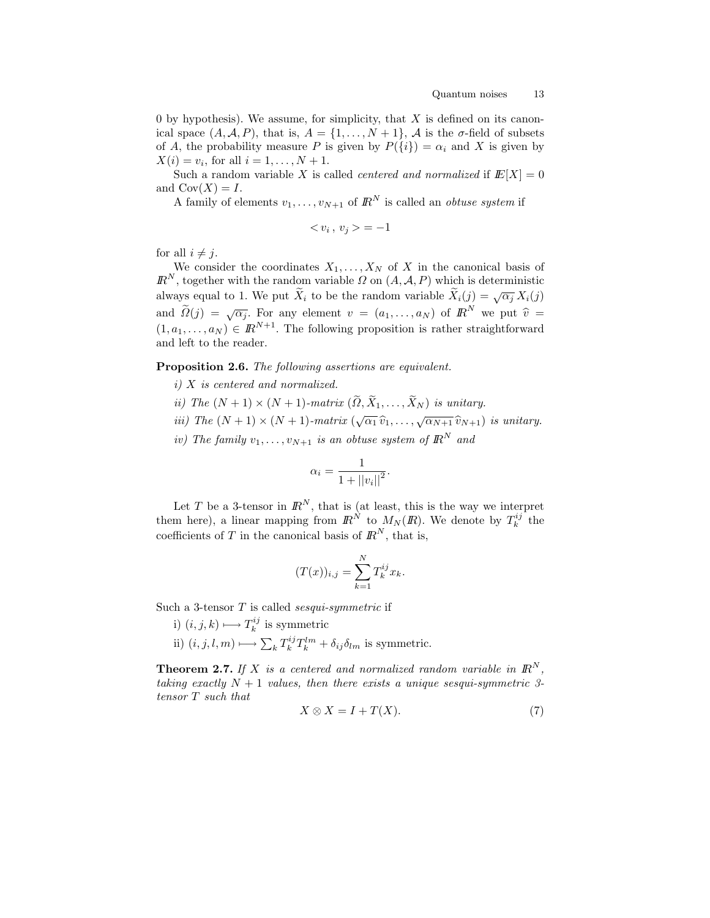0 by hypothesis). We assume, for simplicity, that $X$ is defined on its canonical space $(A, \mathcal{A}, P)$, that is, $A = \{1, \ldots, N+1\}$, $\mathcal{A}$ is the $\sigma$-field of subsets of $A$, the probability measure $P$ is given by $P(\{i\}) = \alpha_i$ and $X$ is given by $X(i) = v_i$, for all $i = 1, \ldots, N+1$.

Such a random variable $X$ is called *centered and normalized* if $\mathbb{E}[X] = 0$ and $\mathrm{Cov}(X) = I$.

A family of elements $v_1, \ldots, v_{N+1}$ of $\mathbb{R}^N$ is called an *obtuse system* if

$$< v_i \, , \, v_j > = -1$$

for all $i \neq j$.

We consider the coordinates $X_1, \ldots, X_N$ of $X$ in the canonical basis of $\mathbb{R}^N$, together with the random variable $\Omega$ on $(A, \mathcal{A}, P)$ which is deterministic always equal to 1. We put $\widetilde{X}_i$ to be the random variable $\widetilde{X}_i(j) = \sqrt{\alpha_j}\, X_i(j)$ and $\widetilde{\Omega}(j) = \sqrt{\alpha_j}$. For any element $v = (a_1, \ldots, a_N)$ of $\mathbb{R}^N$ we put $\widehat{v} = (1, a_1, \ldots, a_N) \in \mathbb{R}^{N+1}$. The following proposition is rather straightforward and left to the reader.

**Proposition 2.6.** *The following assertions are equivalent.*

*i) $X$ is centered and normalized.*

*ii) The $(N+1) \times (N+1)$-matrix $(\widetilde{\Omega}, \widetilde{X}_1, \ldots, \widetilde{X}_N)$ is unitary.*

*iii) The $(N+1) \times (N+1)$-matrix $(\sqrt{\alpha_1}\, \widehat{v}_1, \ldots, \sqrt{\alpha_{N+1}}\, \widehat{v}_{N+1})$ is unitary.*

*iv) The family $v_1, \ldots, v_{N+1}$ is an obtuse system of $\mathbb{R}^N$ and*

$$\alpha_i = \frac{1}{1 + \|v_i\|^2}.$$

Let $T$ be a 3-tensor in $\mathbb{R}^N$, that is (at least, this is the way we interpret them here), a linear mapping from $\mathbb{R}^N$ to $M_N(\mathbb{R})$. We denote by $T_k^{ij}$ the coefficients of $T$ in the canonical basis of $\mathbb{R}^N$, that is,

$$(T(x))_{i,j} = \sum_{k=1}^{N} T_k^{ij} x_k.$$

Such a 3-tensor $T$ is called *sesqui-symmetric* if

i) $(i, j, k) \longmapsto T_k^{ij}$ is symmetric

ii) $(i, j, l, m) \longmapsto \sum_k T_k^{ij} T_k^{lm} + \delta_{ij}\delta_{lm}$ is symmetric.

**Theorem 2.7.** *If $X$ is a centered and normalized random variable in $\mathbb{R}^N$, taking exactly $N+1$ values, then there exists a unique sesqui-symmetric 3-tensor $T$ such that*

$$X \otimes X = I + T(X). \tag{7}$$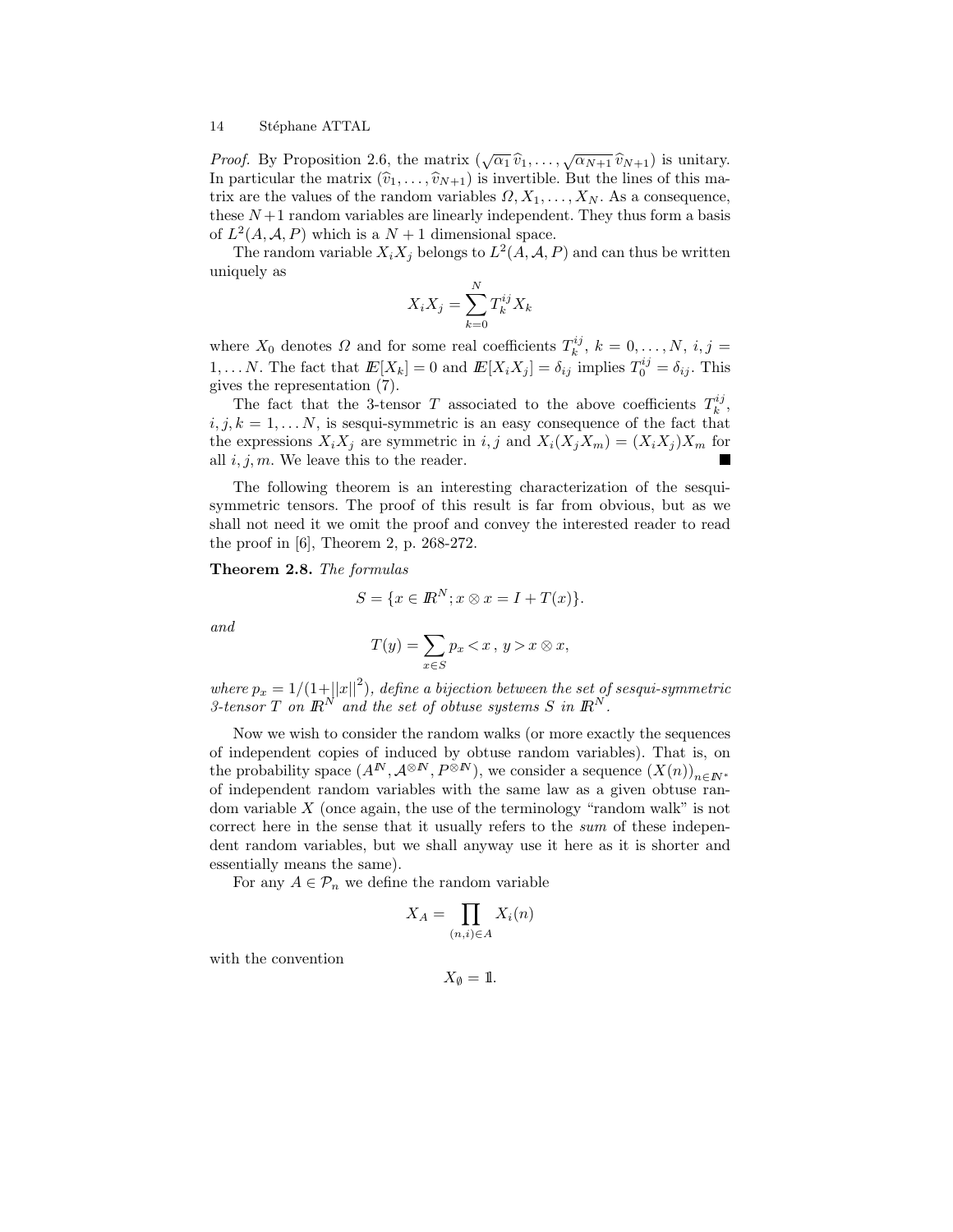*Proof.* By Proposition 2.6, the matrix $(\sqrt{\alpha_1}\,\widehat{v}_1, \ldots, \sqrt{\alpha_{N+1}}\,\widehat{v}_{N+1})$ is unitary. In particular the matrix $(\widehat{v}_1, \ldots, \widehat{v}_{N+1})$ is invertible. But the lines of this matrix are the values of the random variables $\Omega, X_1, \ldots, X_N$. As a consequence, these $N+1$ random variables are linearly independent. They thus form a basis of $L^2(A, \mathcal{A}, P)$ which is a $N+1$ dimensional space.

The random variable $X_i X_j$ belongs to $L^2(A, \mathcal{A}, P)$ and can thus be written uniquely as

$$X_i X_j = \sum_{k=0}^{N} T_k^{ij} X_k$$

where $X_0$ denotes $\Omega$ and for some real coefficients $T_k^{ij}$, $k = 0, \ldots, N$, $i, j = 1, \ldots N$. The fact that $\mathbb{E}[X_k] = 0$ and $\mathbb{E}[X_i X_j] = \delta_{ij}$ implies $T_0^{ij} = \delta_{ij}$. This gives the representation (7).

The fact that the 3-tensor $T$ associated to the above coefficients $T_k^{ij}$, $i, j, k = 1, \ldots N$, is sesqui-symmetric is an easy consequence of the fact that the expressions $X_i X_j$ are symmetric in $i, j$ and $X_i(X_j X_m) = (X_i X_j) X_m$ for all $i, j, m$. We leave this to the reader. ∎

The following theorem is an interesting characterization of the sesqui-symmetric tensors. The proof of this result is far from obvious, but as we shall not need it we omit the proof and convey the interested reader to read the proof in [6], Theorem 2, p. 268-272.

**Theorem 2.8.** *The formulas*

$$S = \{x \in \mathbb{R}^N ; x \otimes x = I + T(x)\}.$$

*and*

$$T(y) = \sum_{x \in S} p_x < x \,,\, y > x \otimes x,$$

*where $p_x = 1/(1 + ||x||^2)$, define a bijection between the set of sesqui-symmetric 3-tensor $T$ on $\mathbb{R}^N$ and the set of obtuse systems $S$ in $\mathbb{R}^N$.*

Now we wish to consider the random walks (or more exactly the sequences of independent copies of induced by obtuse random variables). That is, on the probability space $(A^{\mathbb{N}}, \mathcal{A}^{\otimes \mathbb{N}}, P^{\otimes \mathbb{N}})$, we consider a sequence $(X(n))_{n \in \mathbb{N}^*}$ of independent random variables with the same law as a given obtuse random variable $X$ (once again, the use of the terminology "random walk" is not correct here in the sense that it usually refers to the *sum* of these independent random variables, but we shall anyway use it here as it is shorter and essentially means the same).

For any $A \in \mathcal{P}_n$ we define the random variable

$$X_A = \prod_{(n,i) \in A} X_i(n)$$

with the convention

$$X_\emptyset = \mathbb{1}.$$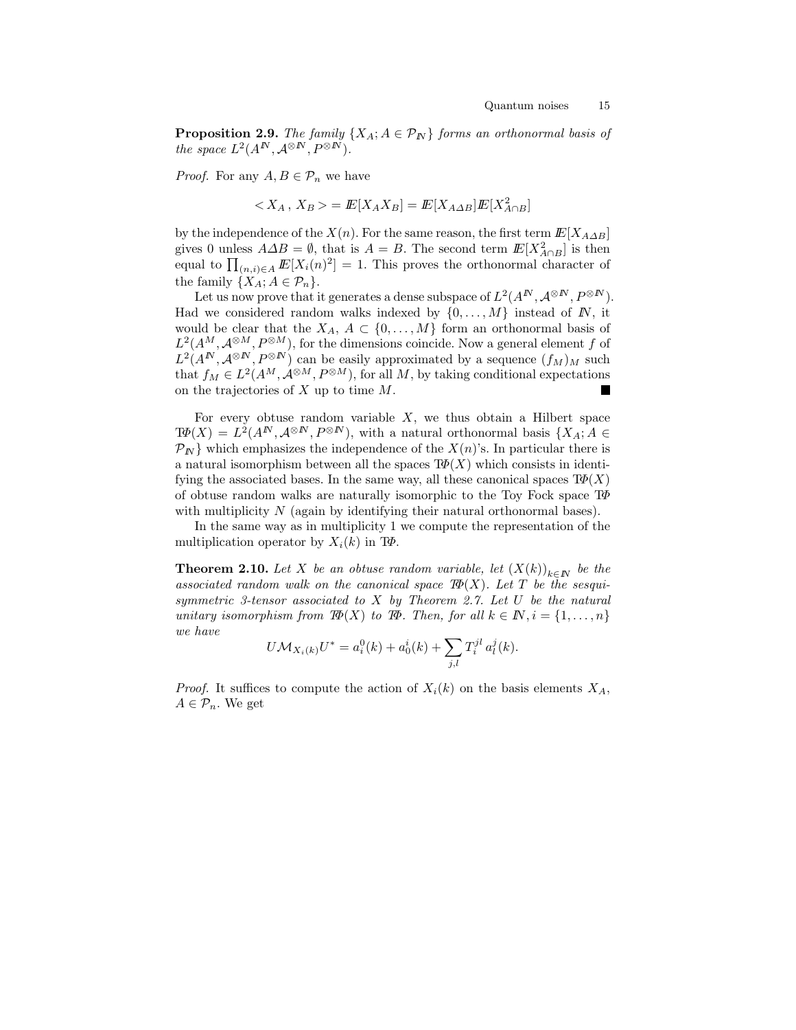**Proposition 2.9.** *The family* $\{X_A; A \in \mathcal{P}_{\mathbb{N}}\}$ *forms an orthonormal basis of the space* $L^2(A^{\mathbb{N}}, \mathcal{A}^{\otimes \mathbb{N}}, P^{\otimes \mathbb{N}})$.

*Proof.* For any $A, B \in \mathcal{P}_n$ we have

$$< X_A \,,\, X_B > = \mathbb{E}[X_A X_B] = \mathbb{E}[X_{A\Delta B}]\mathbb{E}[X^2_{A\cap B}]$$

by the independence of the $X(n)$. For the same reason, the first term $\mathbb{E}[X_{A\Delta B}]$ gives 0 unless $A\Delta B = \emptyset$, that is $A = B$. The second term $\mathbb{E}[X^2_{A\cap B}]$ is then equal to $\prod_{(n,i)\in A} \mathbb{E}[X_i(n)^2] = 1$. This proves the orthonormal character of the family $\{X_A; A \in \mathcal{P}_n\}$.

Let us now prove that it generates a dense subspace of $L^2(A^{\mathbb{N}}, \mathcal{A}^{\otimes \mathbb{N}}, P^{\otimes \mathbb{N}})$. Had we considered random walks indexed by $\{0, \ldots, M\}$ instead of $\mathbb{N}$, it would be clear that the $X_A$, $A \subset \{0, \ldots, M\}$ form an orthonormal basis of $L^2(A^M, \mathcal{A}^{\otimes M}, P^{\otimes M})$, for the dimensions coincide. Now a general element $f$ of $L^2(A^{\mathbb{N}}, \mathcal{A}^{\otimes \mathbb{N}}, P^{\otimes \mathbb{N}})$ can be easily approximated by a sequence $(f_M)_M$ such that $f_M \in L^2(A^M, \mathcal{A}^{\otimes M}, P^{\otimes M})$, for all $M$, by taking conditional expectations on the trajectories of $X$ up to time $M$. ∎

For every obtuse random variable $X$, we thus obtain a Hilbert space $T\Phi(X) = L^2(A^{\mathbb{N}}, \mathcal{A}^{\otimes \mathbb{N}}, P^{\otimes \mathbb{N}})$, with a natural orthonormal basis $\{X_A; A \in \mathcal{P}_{\mathbb{N}}\}$ which emphasizes the independence of the $X(n)$'s. In particular there is a natural isomorphism between all the spaces $T\Phi(X)$ which consists in identifying the associated bases. In the same way, all these canonical spaces $T\Phi(X)$ of obtuse random walks are naturally isomorphic to the Toy Fock space $T\Phi$ with multiplicity $N$ (again by identifying their natural orthonormal bases).

In the same way as in multiplicity 1 we compute the representation of the multiplication operator by $X_i(k)$ in $T\Phi$.

**Theorem 2.10.** *Let* $X$ *be an obtuse random variable, let* $(X(k))_{k\in\mathbb{N}}$ *be the associated random walk on the canonical space* $T\Phi(X)$. *Let* $T$ *be the sesqui-symmetric 3-tensor associated to* $X$ *by Theorem 2.7. Let* $U$ *be the natural unitary isomorphism from* $T\Phi(X)$ *to* $T\Phi$. *Then, for all* $k \in \mathbb{N}, i = \{1, \ldots, n\}$ *we have*

$$U\mathcal{M}_{X_i(k)}U^* = a^0_i(k) + a^i_0(k) + \sum_{j,l} T^{jl}_i \, a^j_l(k).$$

*Proof.* It suffices to compute the action of $X_i(k)$ on the basis elements $X_A$, $A \in \mathcal{P}_n$. We get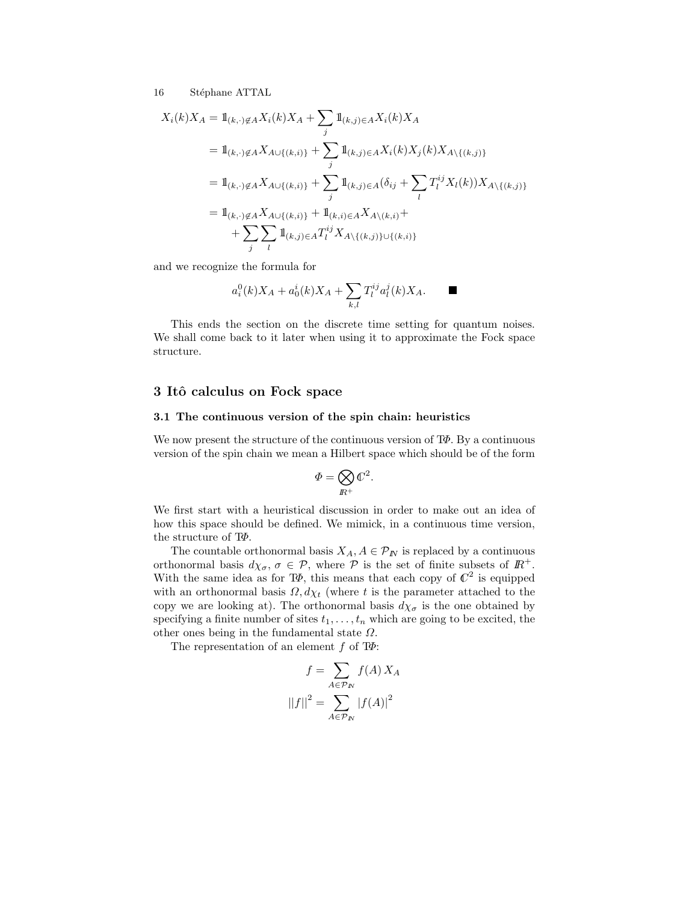$$
\begin{aligned}
X_i(k)X_A &= \mathbb{1}_{(k,\cdot)\notin A} X_i(k)X_A + \sum_j \mathbb{1}_{(k,j)\in A} X_i(k)X_A \\
&= \mathbb{1}_{(k,\cdot)\notin A} X_{A\cup\{(k,i)\}} + \sum_j \mathbb{1}_{(k,j)\in A} X_i(k)X_j(k)X_{A\setminus\{(k,j)\}} \\
&= \mathbb{1}_{(k,\cdot)\notin A} X_{A\cup\{(k,i)\}} + \sum_j \mathbb{1}_{(k,j)\in A} (\delta_{ij} + \sum_l T_l^{ij} X_l(k)) X_{A\setminus\{(k,j)\}} \\
&= \mathbb{1}_{(k,\cdot)\notin A} X_{A\cup\{(k,i)\}} + \mathbb{1}_{(k,i)\in A} X_{A\setminus(k,i)} + \\
&\quad + \sum_j \sum_l \mathbb{1}_{(k,j)\in A} T_l^{ij} X_{A\setminus\{(k,j)\}\cup\{(k,i)\}}
\end{aligned}
$$

and we recognize the formula for

$$
a_i^0(k)X_A + a_0^i(k)X_A + \sum_{k,l} T_l^{ij} a_l^j(k)X_A. \qquad \blacksquare
$$

This ends the section on the discrete time setting for quantum noises. We shall come back to it later when using it to approximate the Fock space structure.

## 3 Itô calculus on Fock space

### 3.1 The continuous version of the spin chain: heuristics

We now present the structure of the continuous version of $T\Phi$. By a continuous version of the spin chain we mean a Hilbert space which should be of the form

$$
\Phi = \bigotimes_{\mathbb{R}^+} \mathbb{C}^2.
$$

We first start with a heuristical discussion in order to make out an idea of how this space should be defined. We mimick, in a continuous time version, the structure of $T\Phi$.

The countable orthonormal basis $X_A, A \in \mathcal{P}_{\mathbb{N}}$ is replaced by a continuous orthonormal basis $d\chi_\sigma$, $\sigma \in \mathcal{P}$, where $\mathcal{P}$ is the set of finite subsets of $\mathbb{R}^+$. With the same idea as for $T\Phi$, this means that each copy of $\mathbb{C}^2$ is equipped with an orthonormal basis $\Omega, d\chi_t$ (where $t$ is the parameter attached to the copy we are looking at). The orthonormal basis $d\chi_\sigma$ is the one obtained by specifying a finite number of sites $t_1, \ldots, t_n$ which are going to be excited, the other ones being in the fundamental state $\Omega$.

The representation of an element $f$ of $T\Phi$:

$$
\begin{aligned}
f &= \sum_{A\in\mathcal{P}_{\mathbb{N}}} f(A)\, X_A \\
\|f\|^2 &= \sum_{A\in\mathcal{P}_{\mathbb{N}}} |f(A)|^2
\end{aligned}
$$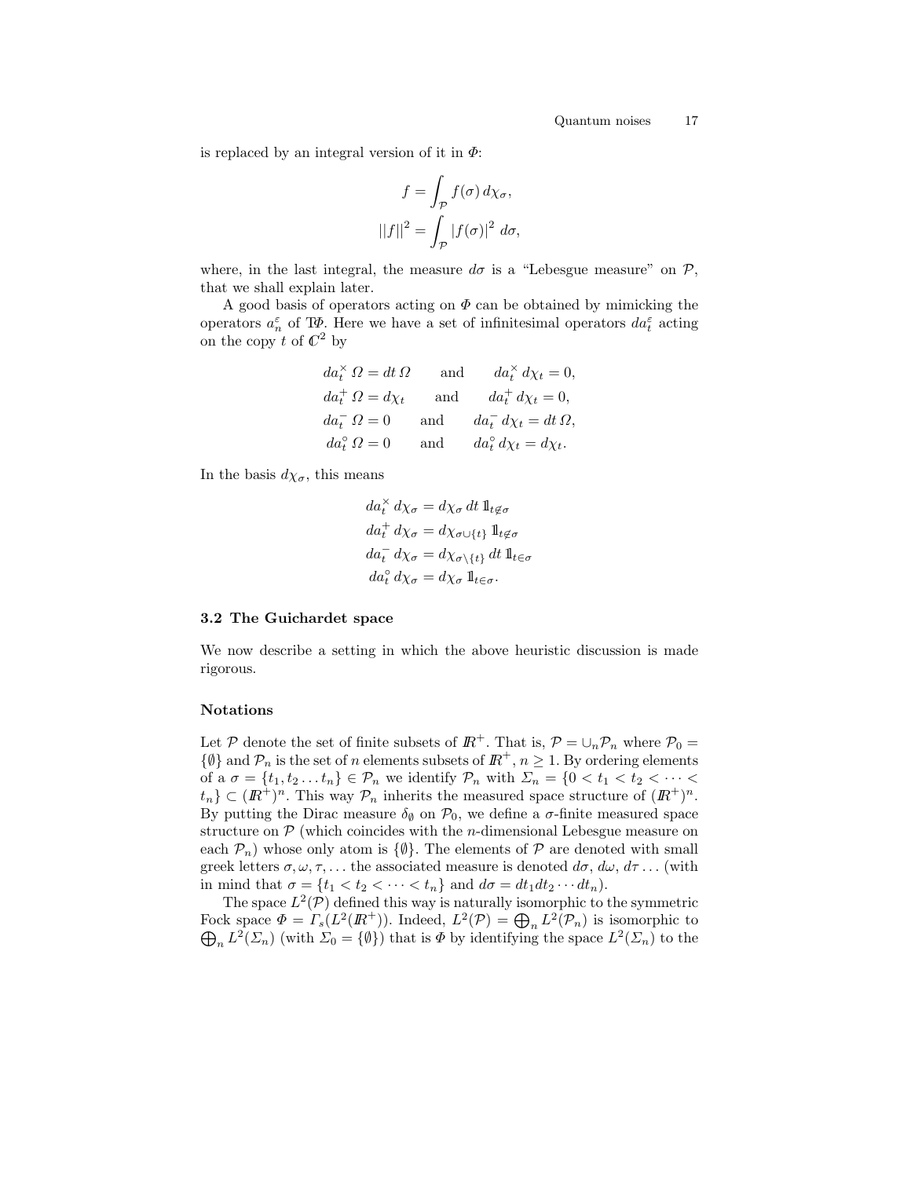is replaced by an integral version of it in $\Phi$:

$$f = \int_{\mathcal{P}} f(\sigma)\, d\chi_\sigma,$$

$$||f||^2 = \int_{\mathcal{P}} |f(\sigma)|^2 \, d\sigma,$$

where, in the last integral, the measure $d\sigma$ is a "Lebesgue measure" on $\mathcal{P}$, that we shall explain later.

A good basis of operators acting on $\Phi$ can be obtained by mimicking the operators $a_n^\varepsilon$ of $\mathrm{T}\Phi$. Here we have a set of infinitesimal operators $da_t^\varepsilon$ acting on the copy $t$ of $\mathbb{C}^2$ by

$$\begin{aligned}
da_t^\times \, \Omega &= dt\, \Omega \qquad \text{and} \qquad da_t^\times \, d\chi_t = 0, \\
da_t^+ \, \Omega &= d\chi_t \qquad \text{and} \qquad da_t^+ \, d\chi_t = 0, \\
da_t^- \, \Omega &= 0 \qquad \text{and} \qquad da_t^- \, d\chi_t = dt\, \Omega, \\
da_t^\circ \, \Omega &= 0 \qquad \text{and} \qquad da_t^\circ \, d\chi_t = d\chi_t.
\end{aligned}$$

In the basis $d\chi_\sigma$, this means

$$\begin{aligned}
da_t^\times \, d\chi_\sigma &= d\chi_\sigma \, dt\, \mathbb{1}_{t \notin \sigma} \\
da_t^+ \, d\chi_\sigma &= d\chi_{\sigma \cup \{t\}} \, \mathbb{1}_{t \notin \sigma} \\
da_t^- \, d\chi_\sigma &= d\chi_{\sigma \setminus \{t\}} \, dt\, \mathbb{1}_{t \in \sigma} \\
da_t^\circ \, d\chi_\sigma &= d\chi_\sigma \, \mathbb{1}_{t \in \sigma}.
\end{aligned}$$

### 3.2 The Guichardet space

We now describe a setting in which the above heuristic discussion is made rigorous.

#### Notations

Let $\mathcal{P}$ denote the set of finite subsets of $\mathbb{R}^+$. That is, $\mathcal{P} = \cup_n \mathcal{P}_n$ where $\mathcal{P}_0 = \{\emptyset\}$ and $\mathcal{P}_n$ is the set of $n$ elements subsets of $\mathbb{R}^+$, $n \geq 1$. By ordering elements of a $\sigma = \{t_1, t_2 \dots t_n\} \in \mathcal{P}_n$ we identify $\mathcal{P}_n$ with $\Sigma_n = \{0 < t_1 < t_2 < \cdots < t_n\} \subset (\mathbb{R}^+)^n$. This way $\mathcal{P}_n$ inherits the measured space structure of $(\mathbb{R}^+)^n$. By putting the Dirac measure $\delta_\emptyset$ on $\mathcal{P}_0$, we define a $\sigma$-finite measured space structure on $\mathcal{P}$ (which coincides with the $n$-dimensional Lebesgue measure on each $\mathcal{P}_n$) whose only atom is $\{\emptyset\}$. The elements of $\mathcal{P}$ are denoted with small greek letters $\sigma, \omega, \tau, \dots$ the associated measure is denoted $d\sigma$, $d\omega$, $d\tau \dots$ (with in mind that $\sigma = \{t_1 < t_2 < \cdots < t_n\}$ and $d\sigma = dt_1 dt_2 \cdots dt_n$).

The space $L^2(\mathcal{P})$ defined this way is naturally isomorphic to the symmetric Fock space $\Phi = \Gamma_s(L^2(\mathbb{R}^+))$. Indeed, $L^2(\mathcal{P}) = \bigoplus_n L^2(\mathcal{P}_n)$ is isomorphic to $\bigoplus_n L^2(\Sigma_n)$ (with $\Sigma_0 = \{\emptyset\}$) that is $\Phi$ by identifying the space $L^2(\Sigma_n)$ to the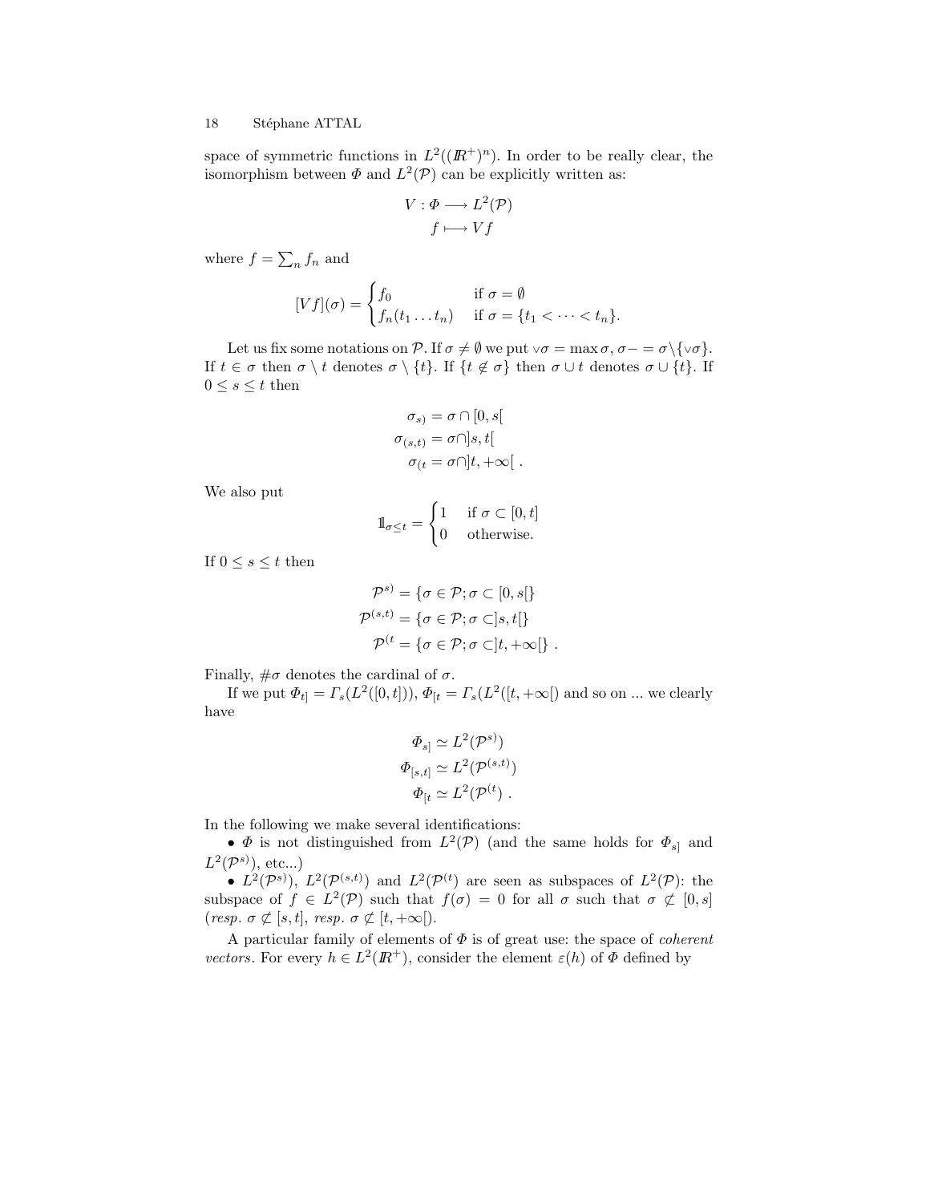space of symmetric functions in $L^2((\mathbb{R}^+)^n)$. In order to be really clear, the isomorphism between $\Phi$ and $L^2(\mathcal{P})$ can be explicitly written as:

$$
\begin{aligned}
V : \Phi &\longrightarrow L^2(\mathcal{P}) \\
f &\longmapsto Vf
\end{aligned}
$$

where $f = \sum_n f_n$ and

$$
[Vf](\sigma) = \begin{cases} f_0 & \text{if } \sigma = \emptyset \\ f_n(t_1 \dots t_n) & \text{if } \sigma = \{t_1 < \dots < t_n\}. \end{cases}
$$

Let us fix some notations on $\mathcal{P}$. If $\sigma \neq \emptyset$ we put $\vee\sigma = \max \sigma$, $\sigma- = \sigma \setminus \{\vee\sigma\}$. If $t \in \sigma$ then $\sigma \setminus t$ denotes $\sigma \setminus \{t\}$. If $\{t \notin \sigma\}$ then $\sigma \cup t$ denotes $\sigma \cup \{t\}$. If $0 \leq s \leq t$ then

$$
\begin{aligned}
\sigma_{s)} &= \sigma \cap [0, s[ \\
\sigma_{(s,t)} &= \sigma \cap ]s, t[ \\
\sigma_{(t} &= \sigma \cap ]t, +\infty[ \ .
\end{aligned}
$$

We also put

$$
\mathbb{1}_{\sigma \leq t} = \begin{cases} 1 & \text{if } \sigma \subset [0, t] \\ 0 & \text{otherwise.} \end{cases}
$$

If $0 \leq s \leq t$ then

$$
\begin{aligned}
\mathcal{P}^{s)} &= \{\sigma \in \mathcal{P}; \sigma \subset [0, s[\} \\
\mathcal{P}^{(s,t)} &= \{\sigma \in \mathcal{P}; \sigma \subset ]s, t[\} \\
\mathcal{P}^{(t} &= \{\sigma \in \mathcal{P}; \sigma \subset ]t, +\infty[\} \ .
\end{aligned}
$$

Finally, $\#\sigma$ denotes the cardinal of $\sigma$.

If we put $\Phi_{t]} = \Gamma_s(L^2([0, t]))$, $\Phi_{[t} = \Gamma_s(L^2([t, +\infty[)$ and so on ... we clearly have

$$
\begin{aligned}
\Phi_{s]} &\simeq L^2(\mathcal{P}^{s)}) \\
\Phi_{[s,t]} &\simeq L^2(\mathcal{P}^{(s,t)}) \\
\Phi_{[t} &\simeq L^2(\mathcal{P}^{(t}) \ .
\end{aligned}
$$

In the following we make several identifications:

- $\Phi$ is not distinguished from $L^2(\mathcal{P})$ (and the same holds for $\Phi_{s]}$ and $L^2(\mathcal{P}^{s)})$, etc...)
- $L^2(\mathcal{P}^{s)})$, $L^2(\mathcal{P}^{(s,t)})$ and $L^2(\mathcal{P}^{(t})$ are seen as subspaces of $L^2(\mathcal{P})$: the subspace of $f \in L^2(\mathcal{P})$ such that $f(\sigma) = 0$ for all $\sigma$ such that $\sigma \not\subset [0, s]$ (*resp.* $\sigma \not\subset [s, t]$, *resp.* $\sigma \not\subset [t, +\infty[$).

A particular family of elements of $\Phi$ is of great use: the space of *coherent vectors*. For every $h \in L^2(\mathbb{R}^+)$, consider the element $\varepsilon(h)$ of $\Phi$ defined by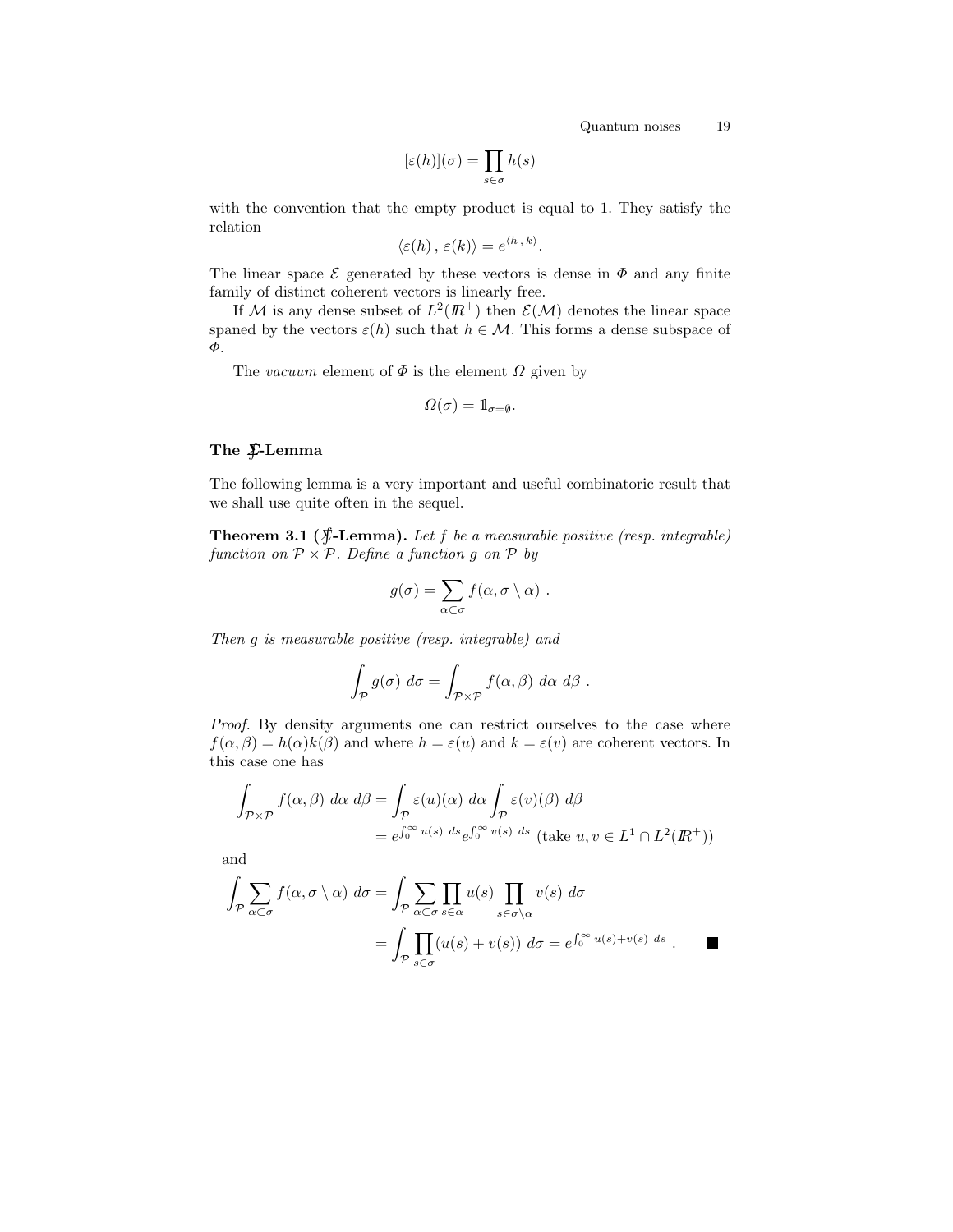$$[\varepsilon(h)](\sigma) = \prod_{s \in \sigma} h(s)$$

with the convention that the empty product is equal to 1. They satisfy the relation

$$\langle \varepsilon(h) \, , \, \varepsilon(k) \rangle = e^{\langle h \, , \, k \rangle}.$$

The linear space $\mathcal{E}$ generated by these vectors is dense in $\Phi$ and any finite family of distinct coherent vectors is linearly free.

If $\mathcal{M}$ is any dense subset of $L^2(\mathbb{R}^+)$ then $\mathcal{E}(\mathcal{M})$ denotes the linear space spaned by the vectors $\varepsilon(h)$ such that $h \in \mathcal{M}$. This forms a dense subspace of $\Phi$.

The *vacuum* element of $\Phi$ is the element $\Omega$ given by

$$\Omega(\sigma) = 1\!\!1_{\sigma = \emptyset}.$$

### The $\sum\!\!\!\!\!\!\int$-Lemma

The following lemma is a very important and useful combinatoric result that we shall use quite often in the sequel.

**Theorem 3.1 ($\sum\!\!\!\!\!\!\int$-Lemma).** *Let $f$ be a measurable positive (resp. integrable) function on $\mathcal{P} \times \mathcal{P}$. Define a function $g$ on $\mathcal{P}$ by*

$$g(\sigma) = \sum_{\alpha \subset \sigma} f(\alpha, \sigma \setminus \alpha) \; .$$

*Then $g$ is measurable positive (resp. integrable) and*

$$\int_{\mathcal{P}} g(\sigma) \; d\sigma = \int_{\mathcal{P} \times \mathcal{P}} f(\alpha, \beta) \; d\alpha \; d\beta \; .$$

*Proof.* By density arguments one can restrict ourselves to the case where $f(\alpha, \beta) = h(\alpha) k(\beta)$ and where $h = \varepsilon(u)$ and $k = \varepsilon(v)$ are coherent vectors. In this case one has

$$\begin{aligned}
\int_{\mathcal{P} \times \mathcal{P}} f(\alpha, \beta) \; d\alpha \; d\beta &= \int_{\mathcal{P}} \varepsilon(u)(\alpha) \; d\alpha \int_{\mathcal{P}} \varepsilon(v)(\beta) \; d\beta \\
&= e^{\int_0^\infty u(s) \; ds} e^{\int_0^\infty v(s) \; ds} \text{ (take } u, v \in L^1 \cap L^2(\mathbb{R}^+))
\end{aligned}$$

and

$$\begin{aligned}
\int_{\mathcal{P}} \sum_{\alpha \subset \sigma} f(\alpha, \sigma \setminus \alpha) \; d\sigma &= \int_{\mathcal{P}} \sum_{\alpha \subset \sigma} \prod_{s \in \alpha} u(s) \prod_{s \in \sigma \setminus \alpha} v(s) \; d\sigma \\
&= \int_{\mathcal{P}} \prod_{s \in \sigma} (u(s) + v(s)) \; d\sigma = e^{\int_0^\infty u(s) + v(s) \; ds} \; .
\end{aligned}$$

■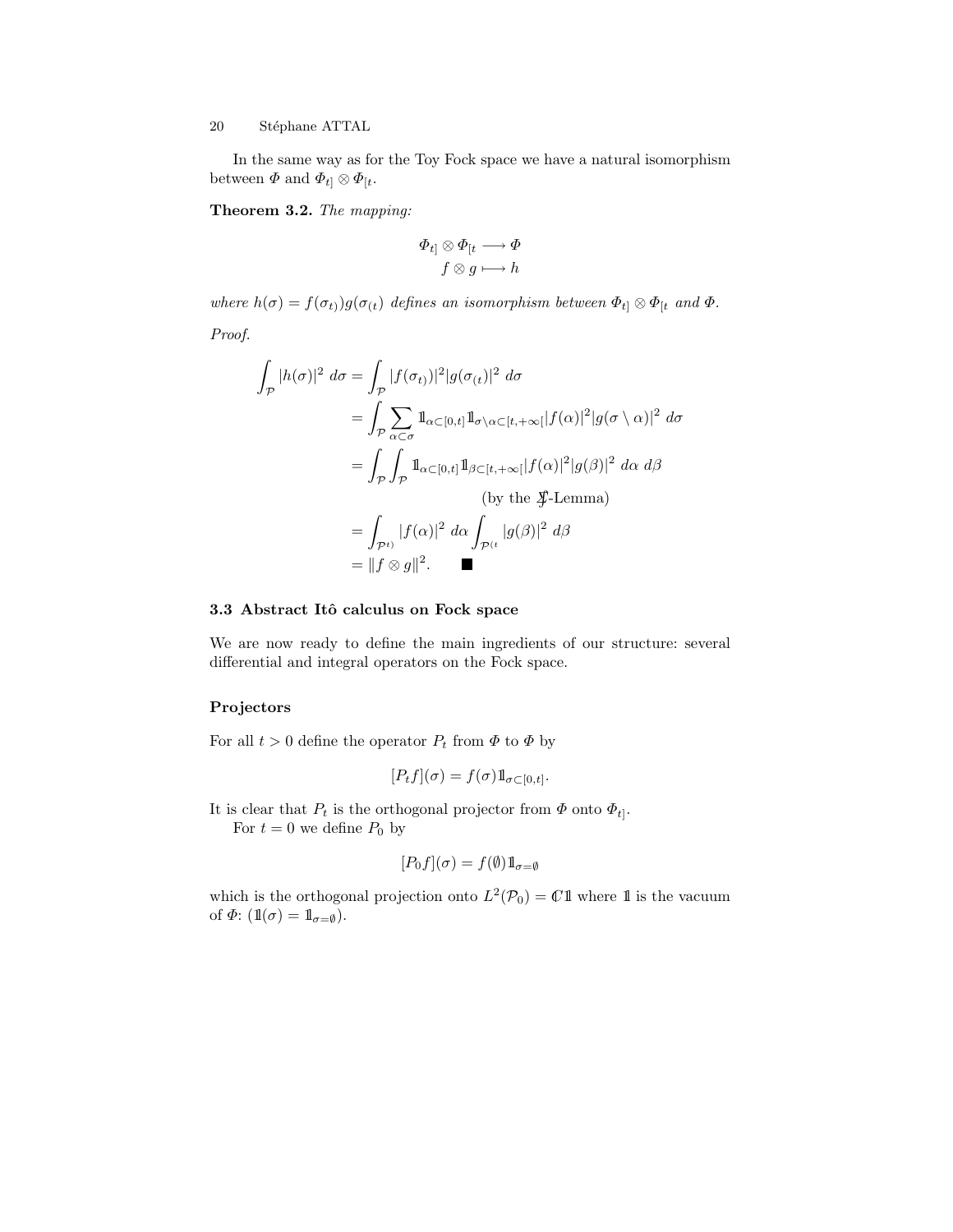In the same way as for the Toy Fock space we have a natural isomorphism between $\Phi$ and $\Phi_{t]} \otimes \Phi_{[t}$.

**Theorem 3.2.** *The mapping:*

$$
\begin{aligned}
\Phi_{t]} \otimes \Phi_{[t} &\longrightarrow \Phi \\
f \otimes g &\longmapsto h
\end{aligned}
$$

*where $h(\sigma) = f(\sigma_{t)})g(\sigma_{(t})$ defines an isomorphism between $\Phi_{t]} \otimes \Phi_{[t}$ and $\Phi$.*

*Proof.*

$$
\begin{aligned}
\int_{\mathcal{P}} |h(\sigma)|^2 \, d\sigma &= \int_{\mathcal{P}} |f(\sigma_{t)})|^2 |g(\sigma_{(t})|^2 \, d\sigma \\
&= \int_{\mathcal{P}} \sum_{\alpha \subset \sigma} \mathbb{1}_{\alpha \subset [0,t]} \mathbb{1}_{\sigma \setminus \alpha \subset [t,+\infty[} |f(\alpha)|^2 |g(\sigma \setminus \alpha)|^2 \, d\sigma \\
&= \int_{\mathcal{P}} \int_{\mathcal{P}} \mathbb{1}_{\alpha \subset [0,t]} \mathbb{1}_{\beta \subset [t,+\infty[} |f(\alpha)|^2 |g(\beta)|^2 \, d\alpha \, d\beta \\
&\qquad\qquad\qquad \text{(by the } \textstyle\sum\!\!\!\!\int\text{-Lemma)} \\
&= \int_{\mathcal{P}^{t)}} |f(\alpha)|^2 \, d\alpha \int_{\mathcal{P}^{(t}} |g(\beta)|^2 \, d\beta \\
&= \|f \otimes g\|^2. \qquad \blacksquare
\end{aligned}
$$

### 3.3 Abstract Itô calculus on Fock space

We are now ready to define the main ingredients of our structure: several differential and integral operators on the Fock space.

#### Projectors

For all $t > 0$ define the operator $P_t$ from $\Phi$ to $\Phi$ by

$$
[P_t f](\sigma) = f(\sigma) \mathbb{1}_{\sigma \subset [0,t]}.
$$

It is clear that $P_t$ is the orthogonal projector from $\Phi$ onto $\Phi_{t]}$.

For $t = 0$ we define $P_0$ by

$$
[P_0 f](\sigma) = f(\emptyset) \mathbb{1}_{\sigma = \emptyset}
$$

which is the orthogonal projection onto $L^2(\mathcal{P}_0) = \mathbb{C}\mathbb{1}$ where $\mathbb{1}$ is the vacuum of $\Phi$: ($\mathbb{1}(\sigma) = \mathbb{1}_{\sigma = \emptyset}$).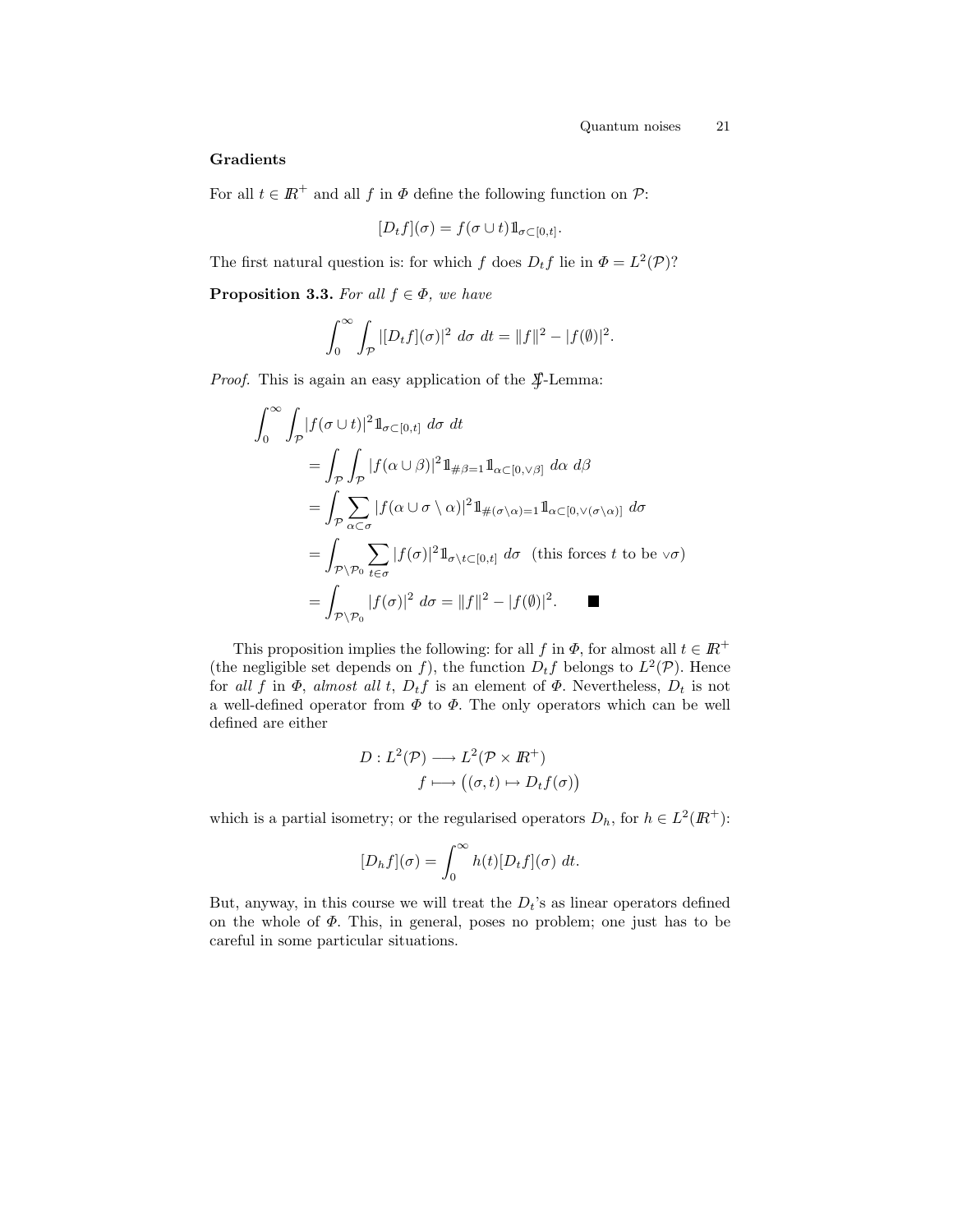**Gradients**

For all $t \in \mathbb{R}^+$ and all $f$ in $\Phi$ define the following function on $\mathcal{P}$:

$$[D_t f](\sigma) = f(\sigma \cup t) 1\!\!1_{\sigma \subset [0,t]}.$$

The first natural question is: for which $f$ does $D_t f$ lie in $\Phi = L^2(\mathcal{P})$?

**Proposition 3.3.** *For all $f \in \Phi$, we have*

$$\int_0^\infty \int_{\mathcal{P}} |[D_t f](\sigma)|^2 \, d\sigma \, dt = \|f\|^2 - |f(\emptyset)|^2.$$

*Proof.* This is again an easy application of the $\not\int$-Lemma:

$$\begin{aligned}
\int_0^\infty \int_{\mathcal{P}} &|f(\sigma \cup t)|^2 1\!\!1_{\sigma \subset [0,t]} \, d\sigma \, dt \\
&= \int_{\mathcal{P}} \int_{\mathcal{P}} |f(\alpha \cup \beta)|^2 1\!\!1_{\#\beta = 1} 1\!\!1_{\alpha \subset [0, \vee\beta]} \, d\alpha \, d\beta \\
&= \int_{\mathcal{P}} \sum_{\alpha \subset \sigma} |f(\alpha \cup \sigma \setminus \alpha)|^2 1\!\!1_{\#(\sigma \setminus \alpha) = 1} 1\!\!1_{\alpha \subset [0, \vee(\sigma \setminus \alpha)]} \, d\sigma \\
&= \int_{\mathcal{P} \setminus \mathcal{P}_0} \sum_{t \in \sigma} |f(\sigma)|^2 1\!\!1_{\sigma \setminus t \subset [0,t]} \, d\sigma \quad \text{(this forces } t \text{ to be } \vee\sigma) \\
&= \int_{\mathcal{P} \setminus \mathcal{P}_0} |f(\sigma)|^2 \, d\sigma = \|f\|^2 - |f(\emptyset)|^2. \qquad \blacksquare
\end{aligned}$$

This proposition implies the following: for all $f$ in $\Phi$, for almost all $t \in \mathbb{R}^+$ (the negligible set depends on $f$), the function $D_t f$ belongs to $L^2(\mathcal{P})$. Hence for *all* $f$ in $\Phi$, *almost all* $t$, $D_t f$ is an element of $\Phi$. Nevertheless, $D_t$ is not a well-defined operator from $\Phi$ to $\Phi$. The only operators which can be well defined are either

$$\begin{aligned}
D : L^2(\mathcal{P}) &\longrightarrow L^2(\mathcal{P} \times \mathbb{R}^+) \\
f &\longmapsto \big((\sigma, t) \mapsto D_t f(\sigma)\big)
\end{aligned}$$

which is a partial isometry; or the regularised operators $D_h$, for $h \in L^2(\mathbb{R}^+)$:

$$[D_h f](\sigma) = \int_0^\infty h(t) [D_t f](\sigma) \, dt.$$

But, anyway, in this course we will treat the $D_t$'s as linear operators defined on the whole of $\Phi$. This, in general, poses no problem; one just has to be careful in some particular situations.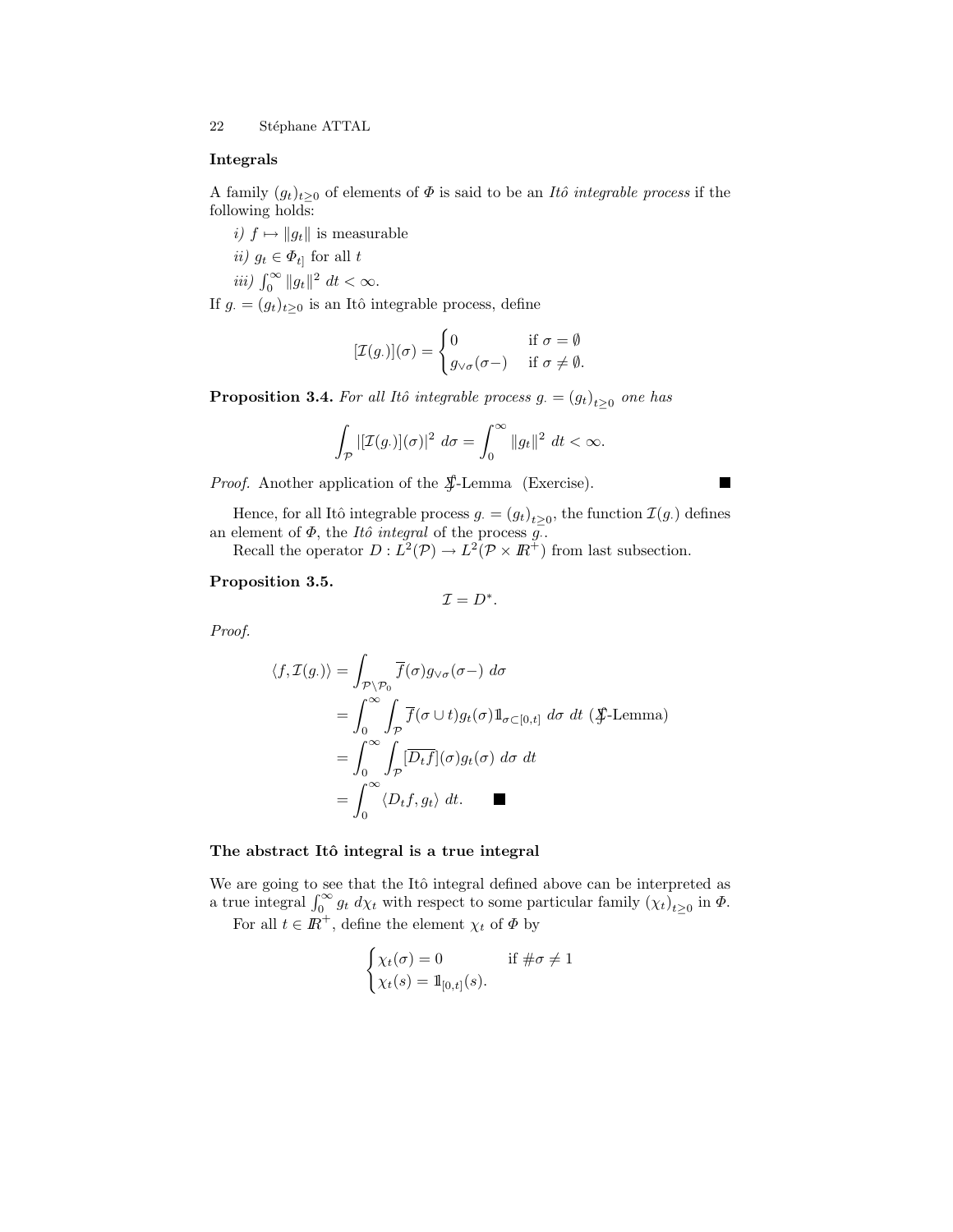### Integrals

A family $(g_t)_{t\geq 0}$ of elements of $\Phi$ is said to be an *Itô integrable process* if the following holds:

*i)* $f \mapsto \|g_t\|$ is measurable

*ii)* $g_t \in \Phi_{t]}$ for all $t$

*iii)* $\int_0^\infty \|g_t\|^2 \, dt < \infty$.

If $g_\cdot = (g_t)_{t\geq 0}$ is an Itô integrable process, define

$$[\mathcal{I}(g_\cdot)](\sigma) = \begin{cases} 0 & \text{if } \sigma = \emptyset \\ g_{\vee\sigma}(\sigma-) & \text{if } \sigma \neq \emptyset. \end{cases}$$

**Proposition 3.4.** *For all Itô integrable process* $g_\cdot = (g_t)_{t\geq 0}$ *one has*

$$\int_{\mathcal{P}} |[\mathcal{I}(g_\cdot)](\sigma)|^2 \, d\sigma = \int_0^\infty \|g_t\|^2 \, dt < \infty.$$

*Proof.* Another application of the $\int\!\!\!\!\!\sum$-Lemma (Exercise). ∎

Hence, for all Itô integrable process $g_\cdot = (g_t)_{t\geq 0}$, the function $\mathcal{I}(g_\cdot)$ defines an element of $\Phi$, the *Itô integral* of the process $g_\cdot$.

Recall the operator $D : L^2(\mathcal{P}) \to L^2(\mathcal{P} \times \mathbb{R}^+)$ from last subsection.

**Proposition 3.5.**

$$\mathcal{I} = D^*.$$

*Proof.*

$$\begin{aligned}
\langle f, \mathcal{I}(g_\cdot)\rangle &= \int_{\mathcal{P}\setminus\mathcal{P}_0} \overline{f}(\sigma) g_{\vee\sigma}(\sigma-) \, d\sigma \\
&= \int_0^\infty \int_{\mathcal{P}} \overline{f}(\sigma \cup t) g_t(\sigma) \mathbb{1}_{\sigma\subset[0,t]} \, d\sigma \, dt \ (\textstyle\int\!\!\!\!\sum\text{-Lemma}) \\
&= \int_0^\infty \int_{\mathcal{P}} [\overline{D_t f}](\sigma) g_t(\sigma) \, d\sigma \, dt \\
&= \int_0^\infty \langle D_t f, g_t\rangle \, dt. \qquad ∎
\end{aligned}$$

### The abstract Itô integral is a true integral

We are going to see that the Itô integral defined above can be interpreted as a true integral $\int_0^\infty g_t \, d\chi_t$ with respect to some particular family $(\chi_t)_{t\geq 0}$ in $\Phi$.

For all $t \in \mathbb{R}^+$, define the element $\chi_t$ of $\Phi$ by

$$\begin{cases} \chi_t(\sigma) = 0 & \text{if } \#\sigma \neq 1 \\ \chi_t(s) = \mathbb{1}_{[0,t]}(s). \end{cases}$$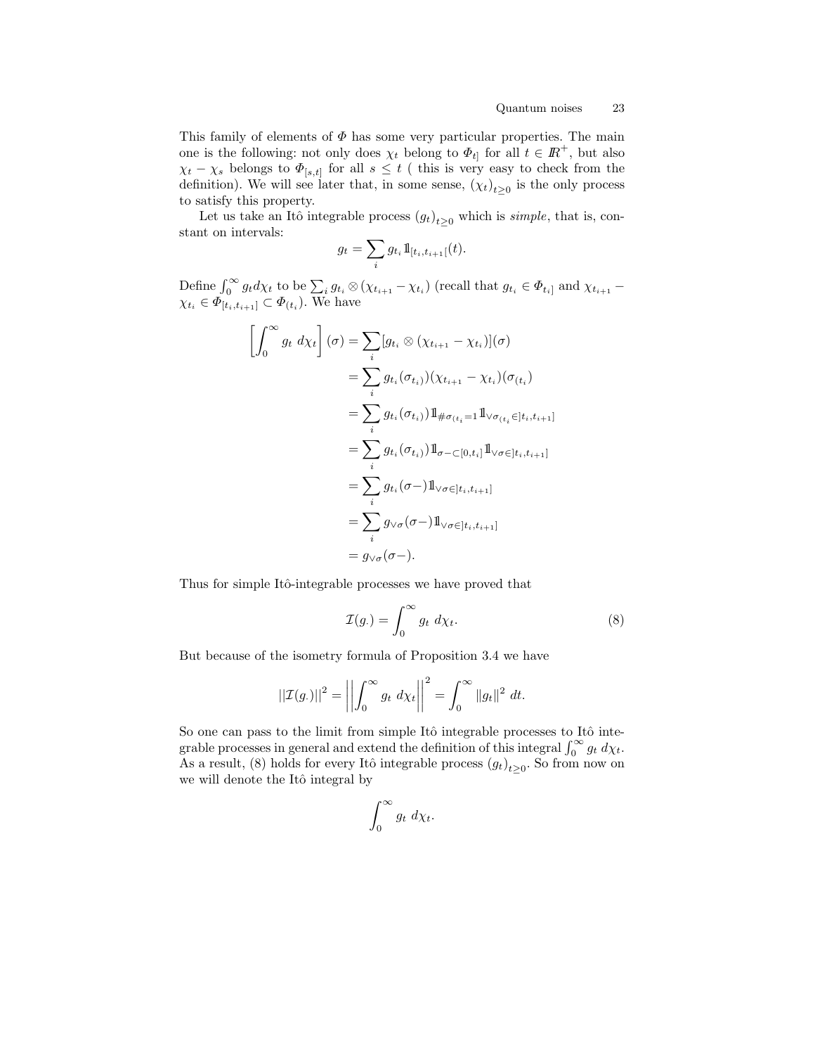This family of elements of $\Phi$ has some very particular properties. The main one is the following: not only does $\chi_t$ belong to $\Phi_{t]}$ for all $t \in \mathbb{R}^+$, but also $\chi_t - \chi_s$ belongs to $\Phi_{[s,t]}$ for all $s \leq t$ ( this is very easy to check from the definition). We will see later that, in some sense, $(\chi_t)_{t\geq 0}$ is the only process to satisfy this property.

Let us take an Itô integrable process $(g_t)_{t\geq 0}$ which is *simple*, that is, constant on intervals:

$$g_t = \sum_i g_{t_i} \mathbb{1}_{[t_i, t_{i+1}[}(t).$$

Define $\int_0^\infty g_t d\chi_t$ to be $\sum_i g_{t_i} \otimes (\chi_{t_{i+1}} - \chi_{t_i})$ (recall that $g_{t_i} \in \Phi_{t_i]}$ and $\chi_{t_{i+1}} - \chi_{t_i} \in \Phi_{[t_i, t_{i+1}]} \subset \Phi_{(t_i)}$. We have

$$\begin{aligned}
\left[\int_0^\infty g_t \ d\chi_t\right](\sigma) &= \sum_i [g_{t_i} \otimes (\chi_{t_{i+1}} - \chi_{t_i})](\sigma) \\
&= \sum_i g_{t_i}(\sigma_{t_i)})(\chi_{t_{i+1}} - \chi_{t_i})(\sigma_{(t_i}) \\
&= \sum_i g_{t_i}(\sigma_{t_i)}) \mathbb{1}_{\#\sigma_{(t_i}=1} \mathbb{1}_{\vee \sigma_{(t_i} \in ]t_i, t_{i+1}]} \\
&= \sum_i g_{t_i}(\sigma_{t_i)}) \mathbb{1}_{\sigma - \subset [0, t_i]} \mathbb{1}_{\vee \sigma \in ]t_i, t_{i+1}]} \\
&= \sum_i g_{t_i}(\sigma -) \mathbb{1}_{\vee \sigma \in ]t_i, t_{i+1}]} \\
&= \sum_i g_{\vee \sigma}(\sigma -) \mathbb{1}_{\vee \sigma \in ]t_i, t_{i+1}]} \\
&= g_{\vee \sigma}(\sigma -).
\end{aligned}$$

Thus for simple Itô-integrable processes we have proved that

$$\mathcal{I}(g_{\cdot}) = \int_0^\infty g_t \ d\chi_t. \tag{8}$$

But because of the isometry formula of Proposition 3.4 we have

$$||\mathcal{I}(g_{\cdot})||^2 = \left|\left|\int_0^\infty g_t \ d\chi_t\right|\right|^2 = \int_0^\infty \|g_t\|^2 \ dt.$$

So one can pass to the limit from simple Itô integrable processes to Itô integrable processes in general and extend the definition of this integral $\int_0^\infty g_t \ d\chi_t$. As a result, (8) holds for every Itô integrable process $(g_t)_{t\geq 0}$. So from now on we will denote the Itô integral by

$$\int_0^\infty g_t \ d\chi_t.$$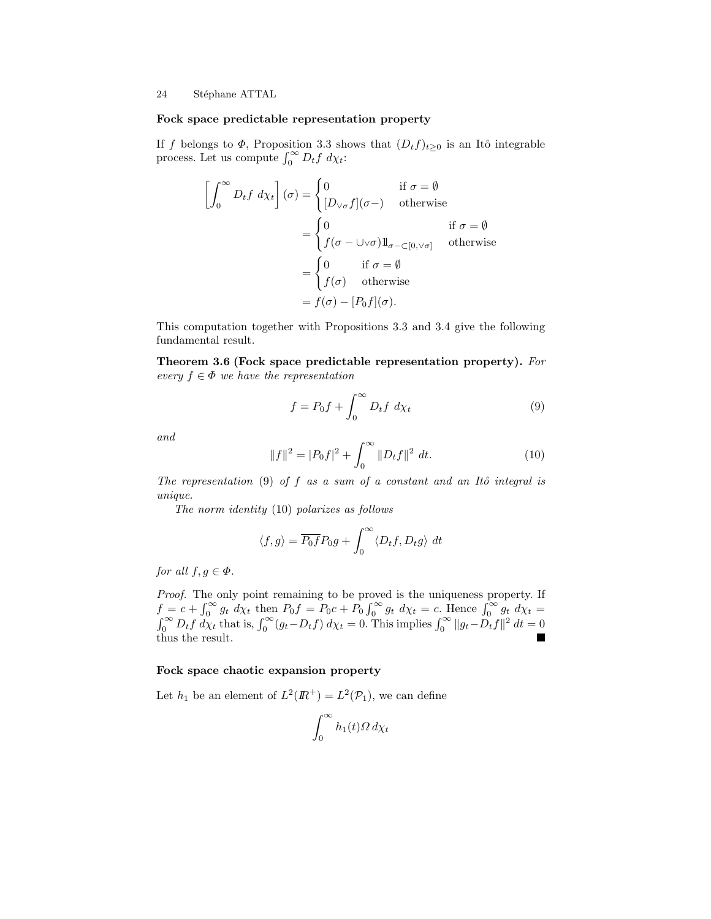### Fock space predictable representation property

If $f$ belongs to $\Phi$, Proposition 3.3 shows that $(D_t f)_{t\geq 0}$ is an Itô integrable process. Let us compute $\int_0^\infty D_t f \, d\chi_t$:

$$
\begin{aligned}
\left[\int_0^\infty D_t f \; d\chi_t\right](\sigma) &= \begin{cases} 0 & \text{if } \sigma = \emptyset \\ [D_{\vee\sigma} f](\sigma-) & \text{otherwise} \end{cases} \\
&= \begin{cases} 0 & \text{if } \sigma = \emptyset \\ f(\sigma - \cup\vee\sigma)\mathbb{1}_{\sigma-\subset[0,\vee\sigma]} & \text{otherwise} \end{cases} \\
&= \begin{cases} 0 & \text{if } \sigma = \emptyset \\ f(\sigma) & \text{otherwise} \end{cases} \\
&= f(\sigma) - [P_0 f](\sigma).
\end{aligned}
$$

This computation together with Propositions 3.3 and 3.4 give the following fundamental result.

**Theorem 3.6 (Fock space predictable representation property).** *For every $f \in \Phi$ we have the representation*

$$
f = P_0 f + \int_0^\infty D_t f \; d\chi_t \tag{9}
$$

*and*

$$
\|f\|^2 = |P_0 f|^2 + \int_0^\infty \|D_t f\|^2 \; dt. \tag{10}
$$

*The representation (9) of $f$ as a sum of a constant and an Itô integral is unique.*

*The norm identity (10) polarizes as follows*

$$
\langle f, g\rangle = \overline{P_0 f} P_0 g + \int_0^\infty \langle D_t f, D_t g\rangle \; dt
$$

*for all $f, g \in \Phi$.*

*Proof.* The only point remaining to be proved is the uniqueness property. If $f = c + \int_0^\infty g_t \; d\chi_t$ then $P_0 f = P_0 c + P_0 \int_0^\infty g_t \; d\chi_t = c$. Hence $\int_0^\infty g_t \; d\chi_t = \int_0^\infty D_t f \; d\chi_t$ that is, $\int_0^\infty (g_t - D_t f) \; d\chi_t = 0$. This implies $\int_0^\infty \|g_t - D_t f\|^2 \; dt = 0$ thus the result. ∎

### Fock space chaotic expansion property

Let $h_1$ be an element of $L^2(\mathbb{R}^+) = L^2(\mathcal{P}_1)$, we can define

$$
\int_0^\infty h_1(t)\Omega \, d\chi_t
$$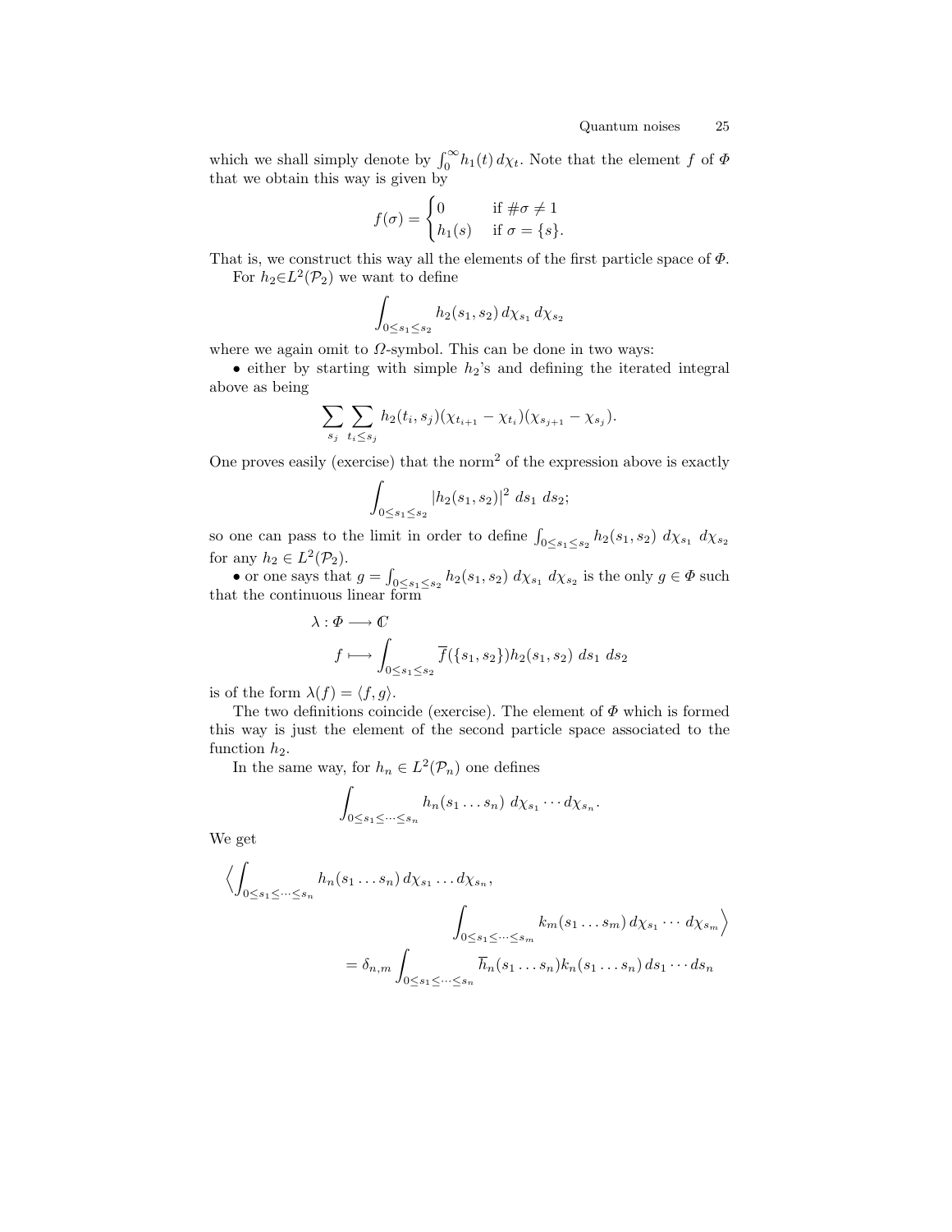which we shall simply denote by $\int_0^\infty h_1(t)\, d\chi_t$. Note that the element $f$ of $\Phi$ that we obtain this way is given by

$$f(\sigma) = \begin{cases} 0 & \text{if } \#\sigma \neq 1 \\ h_1(s) & \text{if } \sigma = \{s\}. \end{cases}$$

That is, we construct this way all the elements of the first particle space of $\Phi$.

For $h_2 \in L^2(\mathcal{P}_2)$ we want to define

$$\int_{0 \leq s_1 \leq s_2} h_2(s_1, s_2)\, d\chi_{s_1}\, d\chi_{s_2}$$

where we again omit to $\Omega$-symbol. This can be done in two ways:

• either by starting with simple $h_2$'s and defining the iterated integral above as being

$$\sum_{s_j} \sum_{t_i \leq s_j} h_2(t_i, s_j)(\chi_{t_{i+1}} - \chi_{t_i})(\chi_{s_{j+1}} - \chi_{s_j}).$$

One proves easily (exercise) that the norm$^2$ of the expression above is exactly

$$\int_{0 \leq s_1 \leq s_2} |h_2(s_1, s_2)|^2 \; ds_1 \; ds_2;$$

so one can pass to the limit in order to define $\int_{0 \leq s_1 \leq s_2} h_2(s_1, s_2)\; d\chi_{s_1}\; d\chi_{s_2}$ for any $h_2 \in L^2(\mathcal{P}_2)$.

• or one says that $g = \int_{0 \leq s_1 \leq s_2} h_2(s_1, s_2)\; d\chi_{s_1}\; d\chi_{s_2}$ is the only $g \in \Phi$ such that the continuous linear form

$$\begin{aligned} \lambda : \Phi &\longrightarrow \mathbb{C} \\ f &\longmapsto \int_{0 \leq s_1 \leq s_2} \overline{f}(\{s_1, s_2\}) h_2(s_1, s_2)\; ds_1\; ds_2 \end{aligned}$$

is of the form $\lambda(f) = \langle f, g \rangle$.

The two definitions coincide (exercise). The element of $\Phi$ which is formed this way is just the element of the second particle space associated to the function $h_2$.

In the same way, for $h_n \in L^2(\mathcal{P}_n)$ one defines

$$\int_{0 \leq s_1 \leq \cdots \leq s_n} h_n(s_1 \ldots s_n)\; d\chi_{s_1} \cdots d\chi_{s_n}.$$

We get

$$\begin{aligned} \Big\langle \int_{0 \leq s_1 \leq \cdots \leq s_n} & h_n(s_1 \ldots s_n)\, d\chi_{s_1} \ldots d\chi_{s_n}, \\ & \int_{0 \leq s_1 \leq \cdots \leq s_m} k_m(s_1 \ldots s_m)\, d\chi_{s_1} \cdots\; d\chi_{s_m} \Big\rangle \\ &= \delta_{n,m} \int_{0 \leq s_1 \leq \cdots \leq s_n} \overline{h}_n(s_1 \ldots s_n) k_n(s_1 \ldots s_n)\, ds_1 \cdots ds_n \end{aligned}$$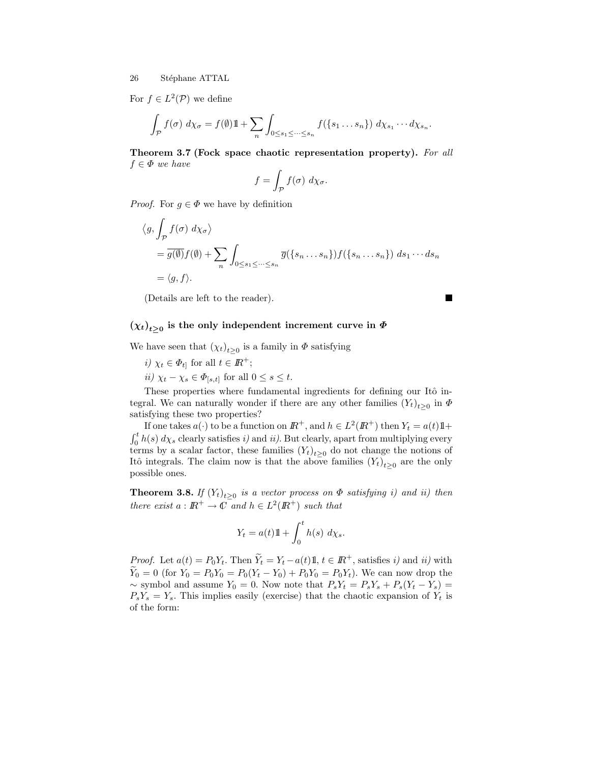For $f \in L^2(\mathcal{P})$ we define

$$\int_{\mathcal{P}} f(\sigma)\ d\chi_\sigma = f(\emptyset)\mathbb{1} + \sum_n \int_{0 \le s_1 \le \cdots \le s_n} f(\{s_1 \dots s_n\})\ d\chi_{s_1} \cdots d\chi_{s_n}.$$

**Theorem 3.7 (Fock space chaotic representation property).** *For all $f \in \Phi$ we have*

$$f = \int_{\mathcal{P}} f(\sigma)\ d\chi_\sigma.$$

*Proof.* For $g \in \Phi$ we have by definition

$$\begin{aligned}
&\left\langle g, \int_{\mathcal{P}} f(\sigma)\ d\chi_\sigma \right\rangle \\
&\quad = \overline{g(\emptyset)} f(\emptyset) + \sum_n \int_{0 \le s_1 \le \cdots \le s_n} \overline{g}(\{s_n \dots s_n\}) f(\{s_n \dots s_n\})\ ds_1 \cdots ds_n \\
&\quad = \langle g, f \rangle.
\end{aligned}$$

(Details are left to the reader). ∎

### $(\chi_t)_{t \ge 0}$ is the only independent increment curve in $\Phi$

We have seen that $(\chi_t)_{t\geq 0}$ is a family in $\Phi$ satisfying

*i)* $\chi_t \in \Phi_{t]}$ for all $t \in \mathbb{R}^+$;

*ii)* $\chi_t - \chi_s \in \Phi_{[s,t]}$ for all $0 \le s \le t$.

These properties where fundamental ingredients for defining our Itô integral. We can naturally wonder if there are any other families $(Y_t)_{t\geq 0}$ in $\Phi$ satisfying these two properties?

If one takes $a(\cdot)$ to be a function on $\mathbb{R}^+$, and $h \in L^2(\mathbb{R}^+)$ then $Y_t = a(t)\mathbb{1} + \int_0^t h(s)\ d\chi_s$ clearly satisfies *i)* and *ii)*. But clearly, apart from multiplying every terms by a scalar factor, these families $(Y_t)_{t\geq 0}$ do not change the notions of Itô integrals. The claim now is that the above families $(Y_t)_{t\geq 0}$ are the only possible ones.

**Theorem 3.8.** *If $(Y_t)_{t\geq 0}$ is a vector process on $\Phi$ satisfying i) and ii) then there exist $a : \mathbb{R}^+ \to \mathbb{C}$ and $h \in L^2(\mathbb{R}^+)$ such that*

$$Y_t = a(t)\mathbb{1} + \int_0^t h(s)\ d\chi_s.$$

*Proof.* Let $a(t) = P_0 Y_t$. Then $\widetilde{Y}_t = Y_t - a(t)\mathbb{1}$, $t \in \mathbb{R}^+$, satisfies *i)* and *ii)* with $\widetilde{Y}_0 = 0$ (for $Y_0 = P_0 Y_0 = P_0(Y_t - Y_0) + P_0 Y_0 = P_0 Y_t$). We can now drop the $\sim$ symbol and assume $Y_0 = 0$. Now note that $P_s Y_t = P_s Y_s + P_s(Y_t - Y_s) = P_s Y_s = Y_s$. This implies easily (exercise) that the chaotic expansion of $Y_t$ is of the form: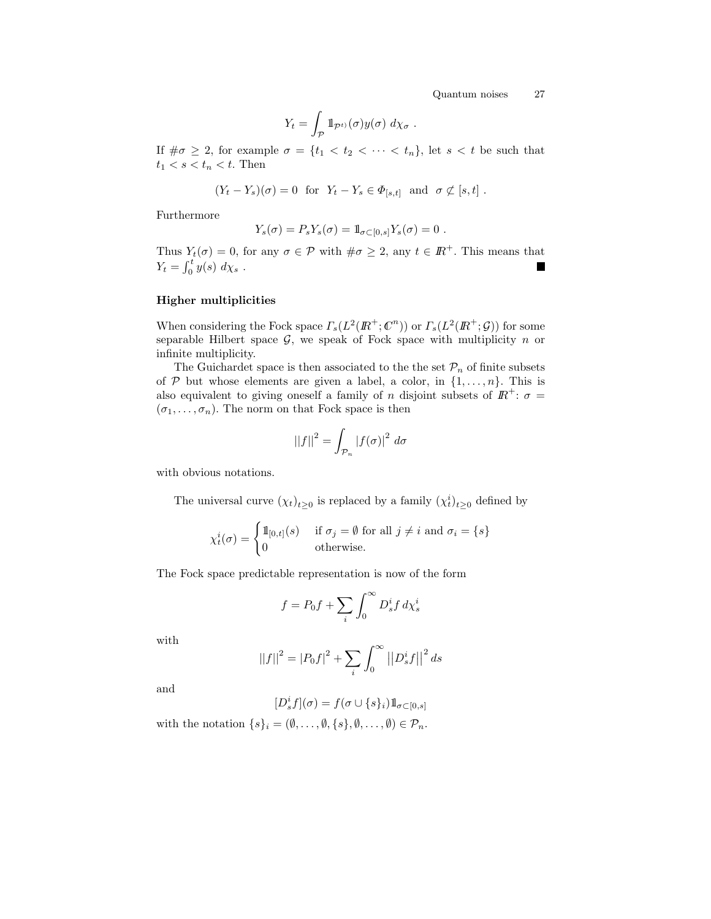$$Y_t = \int_{\mathcal{P}} \mathbb{1}_{\mathcal{P}^{t)}}(\sigma) y(\sigma)\, d\chi_\sigma \ .$$

If $\#\sigma \geq 2$, for example $\sigma = \{t_1 < t_2 < \cdots < t_n\}$, let $s < t$ be such that $t_1 < s < t_n < t$. Then

$$(Y_t - Y_s)(\sigma) = 0 \ \text{ for } \ Y_t - Y_s \in \Phi_{[s,t]} \ \text{ and } \ \sigma \not\subset [s,t] \ .$$

Furthermore

$$Y_s(\sigma) = P_s Y_s(\sigma) = \mathbb{1}_{\sigma \subset [0,s]} Y_s(\sigma) = 0 \ .$$

Thus $Y_t(\sigma) = 0$, for any $\sigma \in \mathcal{P}$ with $\#\sigma \geq 2$, any $t \in \mathbb{R}^+$. This means that $Y_t = \int_0^t y(s)\, d\chi_s$ . ■

### Higher multiplicities

When considering the Fock space $\Gamma_s(L^2(\mathbb{R}^+; \mathbb{C}^n))$ or $\Gamma_s(L^2(\mathbb{R}^+; \mathcal{G}))$ for some separable Hilbert space $\mathcal{G}$, we speak of Fock space with multiplicity $n$ or infinite multiplicity.

The Guichardet space is then associated to the the set $\mathcal{P}_n$ of finite subsets of $\mathcal{P}$ but whose elements are given a label, a color, in $\{1, \ldots, n\}$. This is also equivalent to giving oneself a family of $n$ disjoint subsets of $\mathbb{R}^+$: $\sigma = (\sigma_1, \ldots, \sigma_n)$. The norm on that Fock space is then

$$||f||^2 = \int_{\mathcal{P}_n} |f(\sigma)|^2 \, d\sigma$$

with obvious notations.

The universal curve $(\chi_t)_{t\geq 0}$ is replaced by a family $(\chi^i_t)_{t\geq 0}$ defined by

$$\chi^i_t(\sigma) = \begin{cases} \mathbb{1}_{[0,t]}(s) & \text{if } \sigma_j = \emptyset \text{ for all } j \neq i \text{ and } \sigma_i = \{s\} \\ 0 & \text{otherwise.} \end{cases}$$

The Fock space predictable representation is now of the form

$$f = P_0 f + \sum_i \int_0^\infty D^i_s f \, d\chi^i_s$$

with

$$||f||^2 = |P_0 f|^2 + \sum_i \int_0^\infty \left|\left|D^i_s f\right|\right|^2 ds$$

and

$$[D^i_s f](\sigma) = f(\sigma \cup \{s\}_i) \mathbb{1}_{\sigma \subset [0,s]}$$

with the notation $\{s\}_i = (\emptyset, \ldots, \emptyset, \{s\}, \emptyset, \ldots, \emptyset) \in \mathcal{P}_n$.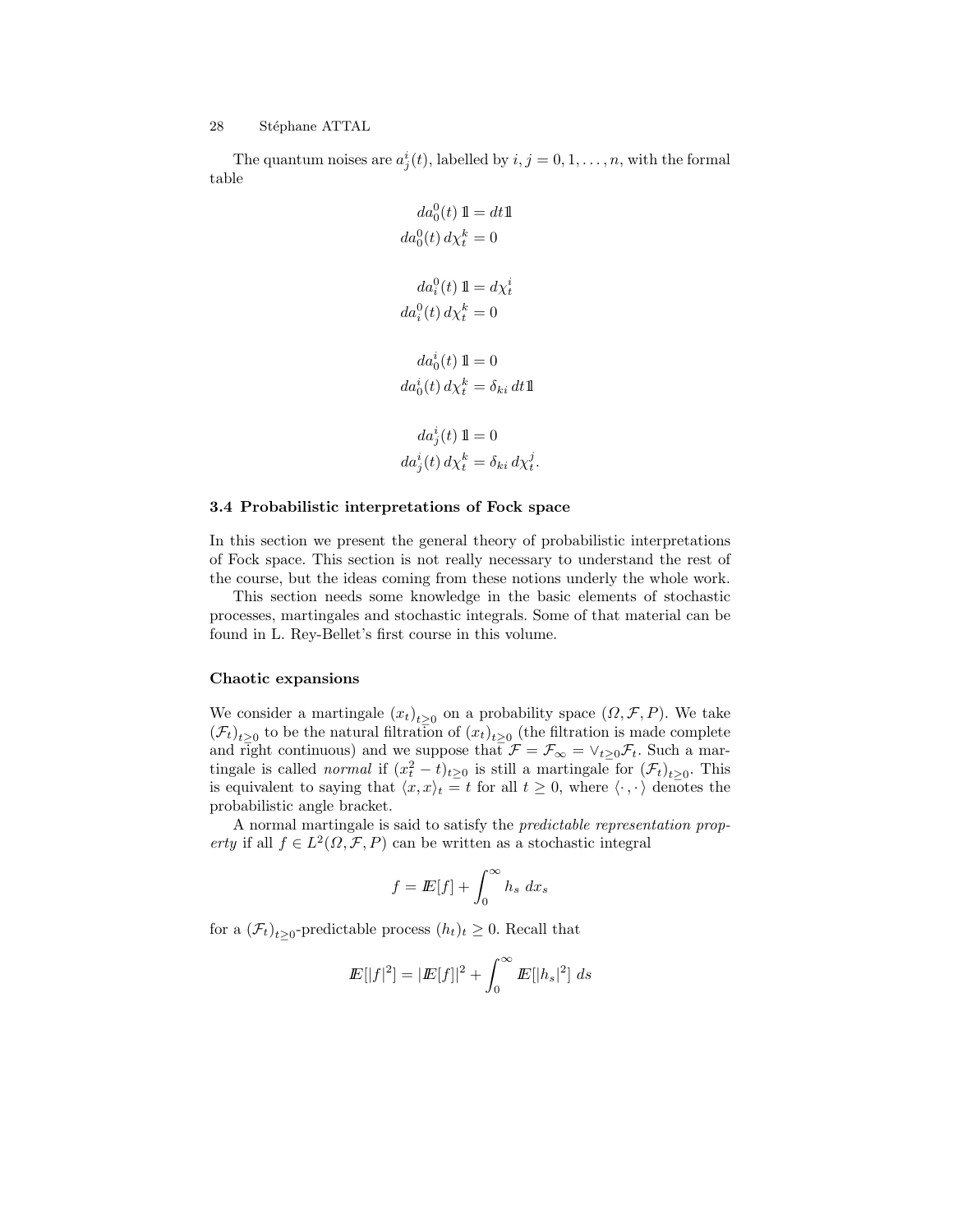The quantum noises are $a^i_j(t)$, labelled by $i, j = 0, 1, \ldots, n$, with the formal table

$$
\begin{aligned}
da^0_0(t)\, \mathbb{1} &= dt\mathbb{1} \\
da^0_0(t)\, d\chi^k_t &= 0 \\[1em]
da^0_i(t)\, \mathbb{1} &= d\chi^i_t \\
da^0_i(t)\, d\chi^k_t &= 0 \\[1em]
da^i_0(t)\, \mathbb{1} &= 0 \\
da^i_0(t)\, d\chi^k_t &= \delta_{ki}\, dt\mathbb{1} \\[1em]
da^i_j(t)\, \mathbb{1} &= 0 \\
da^i_j(t)\, d\chi^k_t &= \delta_{ki}\, d\chi^j_t .
\end{aligned}
$$

### 3.4 Probabilistic interpretations of Fock space

In this section we present the general theory of probabilistic interpretations of Fock space. This section is not really necessary to understand the rest of the course, but the ideas coming from these notions underly the whole work.

This section needs some knowledge in the basic elements of stochastic processes, martingales and stochastic integrals. Some of that material can be found in L. Rey-Bellet's first course in this volume.

#### Chaotic expansions

We consider a martingale $(x_t)_{t\geq 0}$ on a probability space $(\Omega, \mathcal{F}, P)$. We take $(\mathcal{F}_t)_{t\geq 0}$ to be the natural filtration of $(x_t)_{t\geq 0}$ (the filtration is made complete and right continuous) and we suppose that $\mathcal{F} = \mathcal{F}_\infty = \vee_{t\geq 0}\mathcal{F}_t$. Such a martingale is called *normal* if $(x_t^2 - t)_{t\geq 0}$ is still a martingale for $(\mathcal{F}_t)_{t\geq 0}$. This is equivalent to saying that $\langle x, x\rangle_t = t$ for all $t \geq 0$, where $\langle \cdot\,, \cdot \rangle$ denotes the probabilistic angle bracket.

A normal martingale is said to satisfy the *predictable representation property* if all $f \in L^2(\Omega, \mathcal{F}, P)$ can be written as a stochastic integral

$$
f = \mathbb{E}[f] + \int_0^\infty h_s \; dx_s
$$

for a $(\mathcal{F}_t)_{t\geq 0}$-predictable process $(h_t)_t \geq 0$. Recall that

$$
\mathbb{E}[|f|^2] = |\mathbb{E}[f]|^2 + \int_0^\infty \mathbb{E}[|h_s|^2] \; ds
$$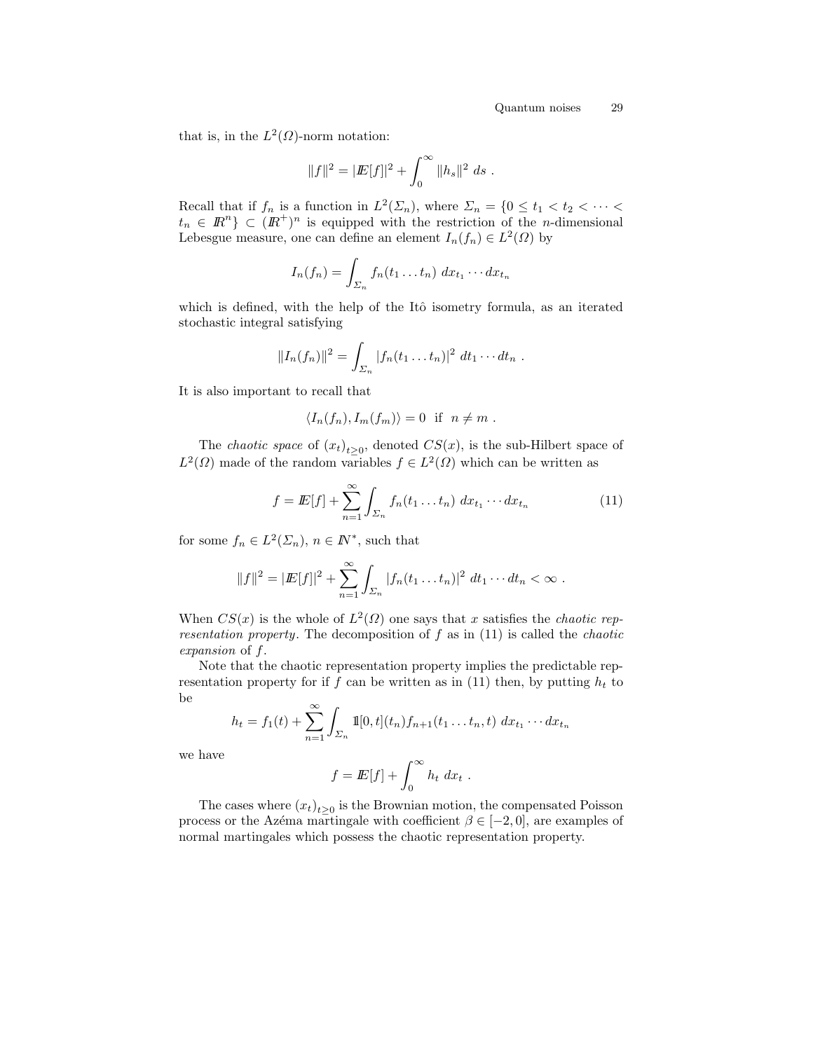that is, in the $L^2(\Omega)$-norm notation:

$$\|f\|^2 = |\mathbb{E}[f]|^2 + \int_0^\infty \|h_s\|^2 \, ds \; .$$

Recall that if $f_n$ is a function in $L^2(\Sigma_n)$, where $\Sigma_n = \{0 \leq t_1 < t_2 < \cdots < t_n \in \mathbb{R}^n\} \subset (\mathbb{R}^+)^n$ is equipped with the restriction of the $n$-dimensional Lebesgue measure, one can define an element $I_n(f_n) \in L^2(\Omega)$ by

$$I_n(f_n) = \int_{\Sigma_n} f_n(t_1 \ldots t_n) \; dx_{t_1} \cdots dx_{t_n}$$

which is defined, with the help of the Itô isometry formula, as an iterated stochastic integral satisfying

$$\|I_n(f_n)\|^2 = \int_{\Sigma_n} |f_n(t_1 \ldots t_n)|^2 \; dt_1 \cdots dt_n \; .$$

It is also important to recall that

$$\langle I_n(f_n), I_m(f_m) \rangle = 0 \;\text{ if }\; n \neq m \; .$$

The *chaotic space* of $(x_t)_{t \geq 0}$, denoted $CS(x)$, is the sub-Hilbert space of $L^2(\Omega)$ made of the random variables $f \in L^2(\Omega)$ which can be written as

$$f = \mathbb{E}[f] + \sum_{n=1}^\infty \int_{\Sigma_n} f_n(t_1 \ldots t_n) \; dx_{t_1} \cdots dx_{t_n} \tag{11}$$

for some $f_n \in L^2(\Sigma_n)$, $n \in \mathbb{N}^*$, such that

$$\|f\|^2 = |\mathbb{E}[f]|^2 + \sum_{n=1}^\infty \int_{\Sigma_n} |f_n(t_1 \ldots t_n)|^2 \; dt_1 \cdots dt_n < \infty \; .$$

When $CS(x)$ is the whole of $L^2(\Omega)$ one says that $x$ satisfies the *chaotic representation property*. The decomposition of $f$ as in (11) is called the *chaotic expansion* of $f$.

Note that the chaotic representation property implies the predictable representation property for if $f$ can be written as in (11) then, by putting $h_t$ to be

$$h_t = f_1(t) + \sum_{n=1}^\infty \int_{\Sigma_n} \mathbb{1}[0,t](t_n) f_{n+1}(t_1 \ldots t_n, t) \; dx_{t_1} \cdots dx_{t_n}$$

we have

$$f = \mathbb{E}[f] + \int_0^\infty h_t \; dx_t \; .$$

The cases where $(x_t)_{t \geq 0}$ is the Brownian motion, the compensated Poisson process or the Azéma martingale with coefficient $\beta \in [-2, 0]$, are examples of normal martingales which possess the chaotic representation property.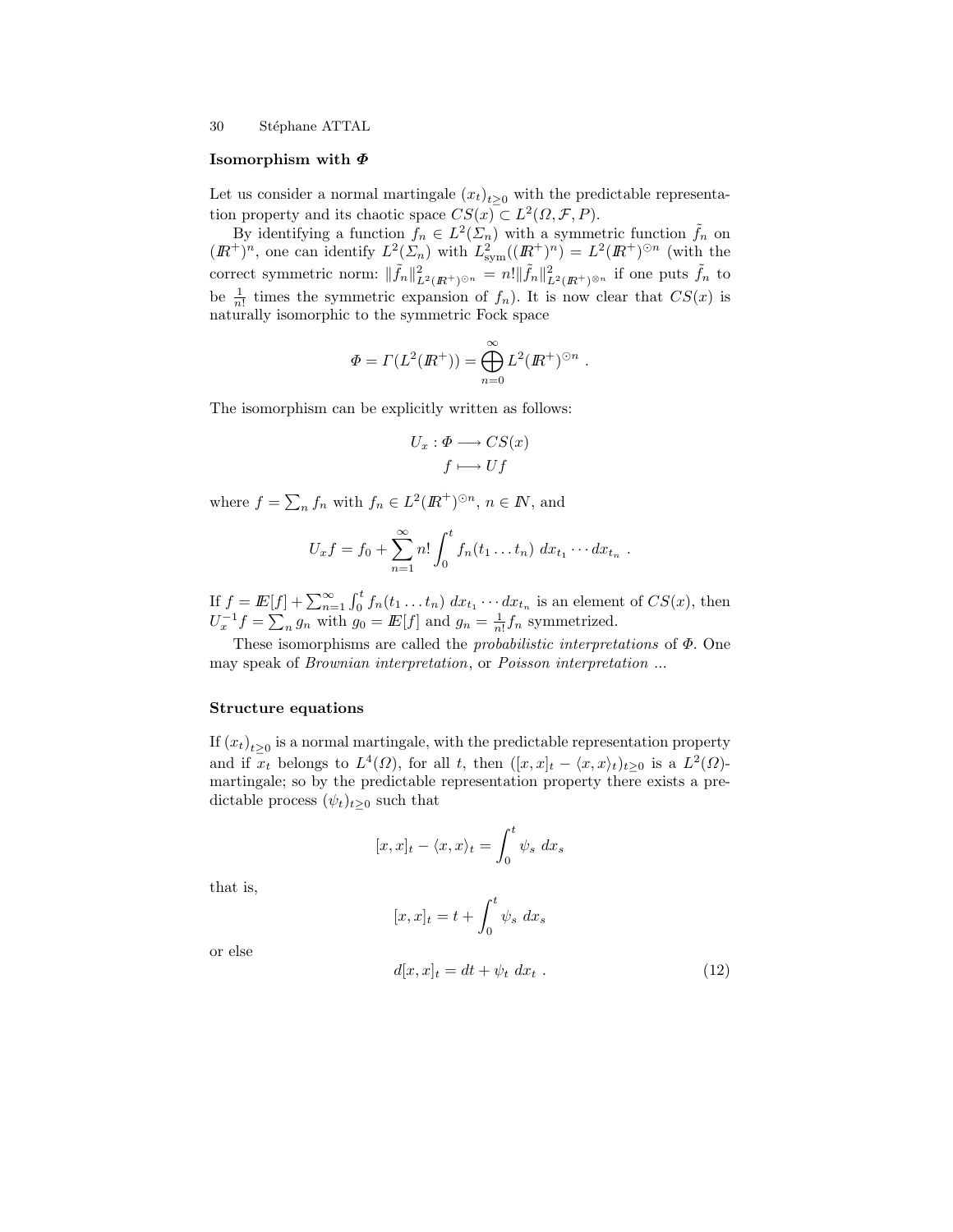### Isomorphism with $\Phi$

Let us consider a normal martingale $(x_t)_{t\geq 0}$ with the predictable representation property and its chaotic space $CS(x) \subset L^2(\Omega, \mathcal{F}, P)$.

By identifying a function $f_n \in L^2(\Sigma_n)$ with a symmetric function $\tilde{f}_n$ on $(\mathbb{R}^+)^n$, one can identify $L^2(\Sigma_n)$ with $L^2_{\text{sym}}((\mathbb{R}^+)^n) = L^2(\mathbb{R}^+)^{\odot n}$ (with the correct symmetric norm: $\|\tilde{f}_n\|^2_{L^2(\mathbb{R}^+)^{\odot n}} = n!\|\tilde{f}_n\|^2_{L^2(\mathbb{R}^+)^{\otimes n}}$ if one puts $\tilde{f}_n$ to be $\frac{1}{n!}$ times the symmetric expansion of $f_n$). It is now clear that $CS(x)$ is naturally isomorphic to the symmetric Fock space

$$\Phi = \Gamma(L^2(\mathbb{R}^+)) = \bigoplus_{n=0}^{\infty} L^2(\mathbb{R}^+)^{\odot n} .$$

The isomorphism can be explicitly written as follows:

$$\begin{aligned} U_x : \Phi &\longrightarrow CS(x) \\ f &\longmapsto Uf \end{aligned}$$

where $f = \sum_n f_n$ with $f_n \in L^2(\mathbb{R}^+)^{\odot n}$, $n \in \mathbb{N}$, and

$$U_x f = f_0 + \sum_{n=1}^{\infty} n! \int_0^t f_n(t_1 \dots t_n)\; dx_{t_1} \cdots dx_{t_n} .$$

If $f = \mathbb{E}[f] + \sum_{n=1}^{\infty} \int_0^t f_n(t_1 \dots t_n)\; dx_{t_1} \cdots dx_{t_n}$ is an element of $CS(x)$, then $U_x^{-1} f = \sum_n g_n$ with $g_0 = \mathbb{E}[f]$ and $g_n = \frac{1}{n!} f_n$ symmetrized.

These isomorphisms are called the *probabilistic interpretations* of $\Phi$. One may speak of *Brownian interpretation*, or *Poisson interpretation* ...

### Structure equations

If $(x_t)_{t\geq 0}$ is a normal martingale, with the predictable representation property and if $x_t$ belongs to $L^4(\Omega)$, for all $t$, then $([x,x]_t - \langle x,x\rangle_t)_{t\geq 0}$ is a $L^2(\Omega)$-martingale; so by the predictable representation property there exists a predictable process $(\psi_t)_{t\geq 0}$ such that

$$[x,x]_t - \langle x,x\rangle_t = \int_0^t \psi_s\; dx_s$$

that is,

$$[x,x]_t = t + \int_0^t \psi_s\; dx_s$$

or else

$$d[x,x]_t = dt + \psi_t\; dx_t . \tag{12}$$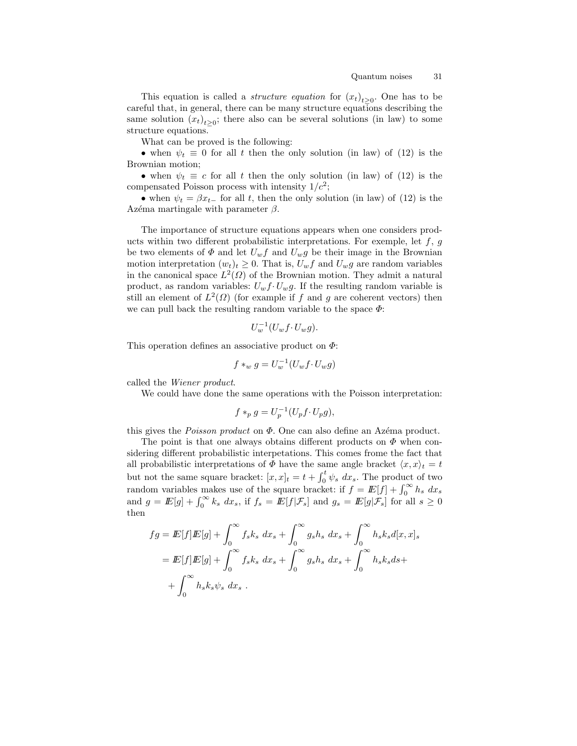This equation is called a *structure equation* for $(x_t)_{t\geq 0}$. One has to be careful that, in general, there can be many structure equations describing the same solution $(x_t)_{t\geq 0}$; there also can be several solutions (in law) to some structure equations.

What can be proved is the following:

• when $\psi_t \equiv 0$ for all $t$ then the only solution (in law) of (12) is the Brownian motion;

• when $\psi_t \equiv c$ for all $t$ then the only solution (in law) of (12) is the compensated Poisson process with intensity $1/c^2$;

• when $\psi_t = \beta x_{t-}$ for all $t$, then the only solution (in law) of (12) is the Azéma martingale with parameter $\beta$.

The importance of structure equations appears when one considers products within two different probabilistic interpretations. For exemple, let $f$, $g$ be two elements of $\Phi$ and let $U_w f$ and $U_w g$ be their image in the Brownian motion interpretation $(w_t)_t \geq 0$. That is, $U_w f$ and $U_w g$ are random variables in the canonical space $L^2(\Omega)$ of the Brownian motion. They admit a natural product, as random variables: $U_w f \cdot U_w g$. If the resulting random variable is still an element of $L^2(\Omega)$ (for example if $f$ and $g$ are coherent vectors) then we can pull back the resulting random variable to the space $\Phi$:

$$U_w^{-1}(U_w f \cdot U_w g).$$

This operation defines an associative product on $\Phi$:

$$f *_w g = U_w^{-1}(U_w f \cdot U_w g)$$

called the *Wiener product*.

We could have done the same operations with the Poisson interpretation:

$$f *_p g = U_p^{-1}(U_p f \cdot U_p g),$$

this gives the *Poisson product* on $\Phi$. One can also define an Azéma product.

The point is that one always obtains different products on $\Phi$ when considering different probabilistic interpetations. This comes frome the fact that all probabilistic interpretations of $\Phi$ have the same angle bracket $\langle x, x\rangle_t = t$ but not the same square bracket: $[x, x]_t = t + \int_0^t \psi_s \, dx_s$. The product of two random variables makes use of the square bracket: if $f = \mathbb{E}[f] + \int_0^\infty h_s \, dx_s$ and $g = \mathbb{E}[g] + \int_0^\infty k_s \, dx_s$, if $f_s = \mathbb{E}[f|\mathcal{F}_s]$ and $g_s = \mathbb{E}[g|\mathcal{F}_s]$ for all $s \geq 0$ then

$$\begin{aligned}
fg &= \mathbb{E}[f]\mathbb{E}[g] + \int_0^\infty f_s k_s \, dx_s + \int_0^\infty g_s h_s \, dx_s + \int_0^\infty h_s k_s d[x, x]_s \\
&= \mathbb{E}[f]\mathbb{E}[g] + \int_0^\infty f_s k_s \, dx_s + \int_0^\infty g_s h_s \, dx_s + \int_0^\infty h_s k_s ds + \\
&\quad + \int_0^\infty h_s k_s \psi_s \, dx_s \ .
\end{aligned}$$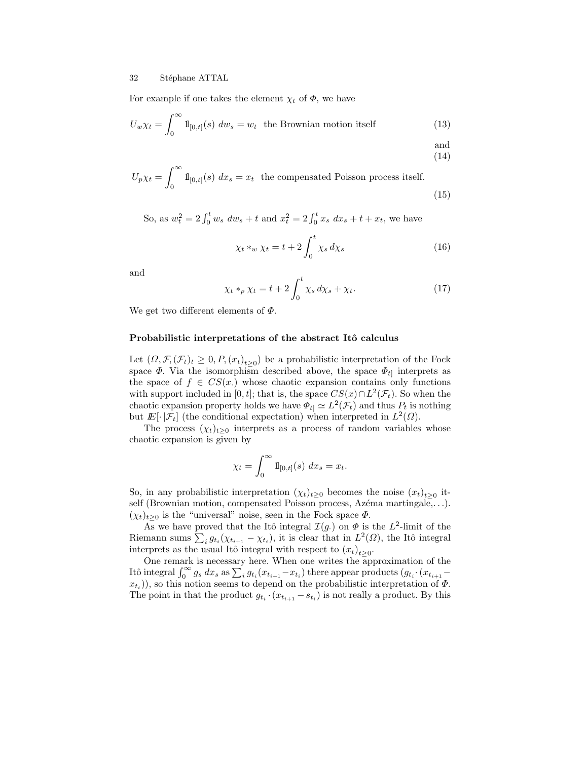For example if one takes the element $\chi_t$ of $\Phi$, we have

$$U_w \chi_t = \int_0^\infty 1\!\!1_{[0,t]}(s)\; dw_s = w_t \;\text{ the Brownian motion itself} \tag{13}$$

and

(14)

$$U_p \chi_t = \int_0^\infty 1\!\!1_{[0,t]}(s)\; dx_s = x_t \;\text{ the compensated Poisson process itself.} \tag{15}$$

So, as $w_t^2 = 2\int_0^t w_s\; dw_s + t$ and $x_t^2 = 2\int_0^t x_s\; dx_s + t + x_t$, we have

$$\chi_t *_w \chi_t = t + 2\int_0^t \chi_s\, d\chi_s \tag{16}$$

and

$$\chi_t *_p \chi_t = t + 2\int_0^t \chi_s\, d\chi_s + \chi_t. \tag{17}$$

We get two different elements of $\Phi$.

**Probabilistic interpretations of the abstract Itô calculus**

Let $(\Omega, \mathcal{F}, (\mathcal{F}_t)_t \geq 0, P, (x_t)_{t\geq 0})$ be a probabilistic interpretation of the Fock space $\Phi$. Via the isomorphism described above, the space $\Phi_{t]}$ interprets as the space of $f \in CS(x.)$ whose chaotic expansion contains only functions with support included in $[0,t]$; that is, the space $CS(x) \cap L^2(\mathcal{F}_t)$. So when the chaotic expansion property holds we have $\Phi_{t]} \simeq L^2(\mathcal{F}_t)$ and thus $P_t$ is nothing but $I\!\!E[\cdot\,|\mathcal{F}_t]$ (the conditional expectation) when interpreted in $L^2(\Omega)$.

The process $(\chi_t)_{t\geq 0}$ interprets as a process of random variables whose chaotic expansion is given by

$$\chi_t = \int_0^\infty 1\!\!1_{[0,t]}(s)\; dx_s = x_t.$$

So, in any probabilistic interpretation $(\chi_t)_{t\geq 0}$ becomes the noise $(x_t)_{t\geq 0}$ itself (Brownian motion, compensated Poisson process, Azéma martingale,...). $(\chi_t)_{t\geq 0}$ is the "universal" noise, seen in the Fock space $\Phi$.

As we have proved that the Itô integral $\mathcal{I}(g.)$ on $\Phi$ is the $L^2$-limit of the Riemann sums $\sum_i g_{t_i}(\chi_{t_{i+1}} - \chi_{t_i})$, it is clear that in $L^2(\Omega)$, the Itô integral interprets as the usual Itô integral with respect to $(x_t)_{t\geq 0}$.

One remark is necessary here. When one writes the approximation of the Itô integral $\int_0^\infty g_s\; dx_s$ as $\sum_i g_{t_i}(x_{t_{i+1}} - x_{t_i})$ there appear products $(g_{t_i} \cdot (x_{t_{i+1}} - x_{t_i}))$, so this notion seems to depend on the probabilistic interpretation of $\Phi$. The point in that the product $g_{t_i} \cdot (x_{t_{i+1}} - s_{t_i})$ is not really a product. By this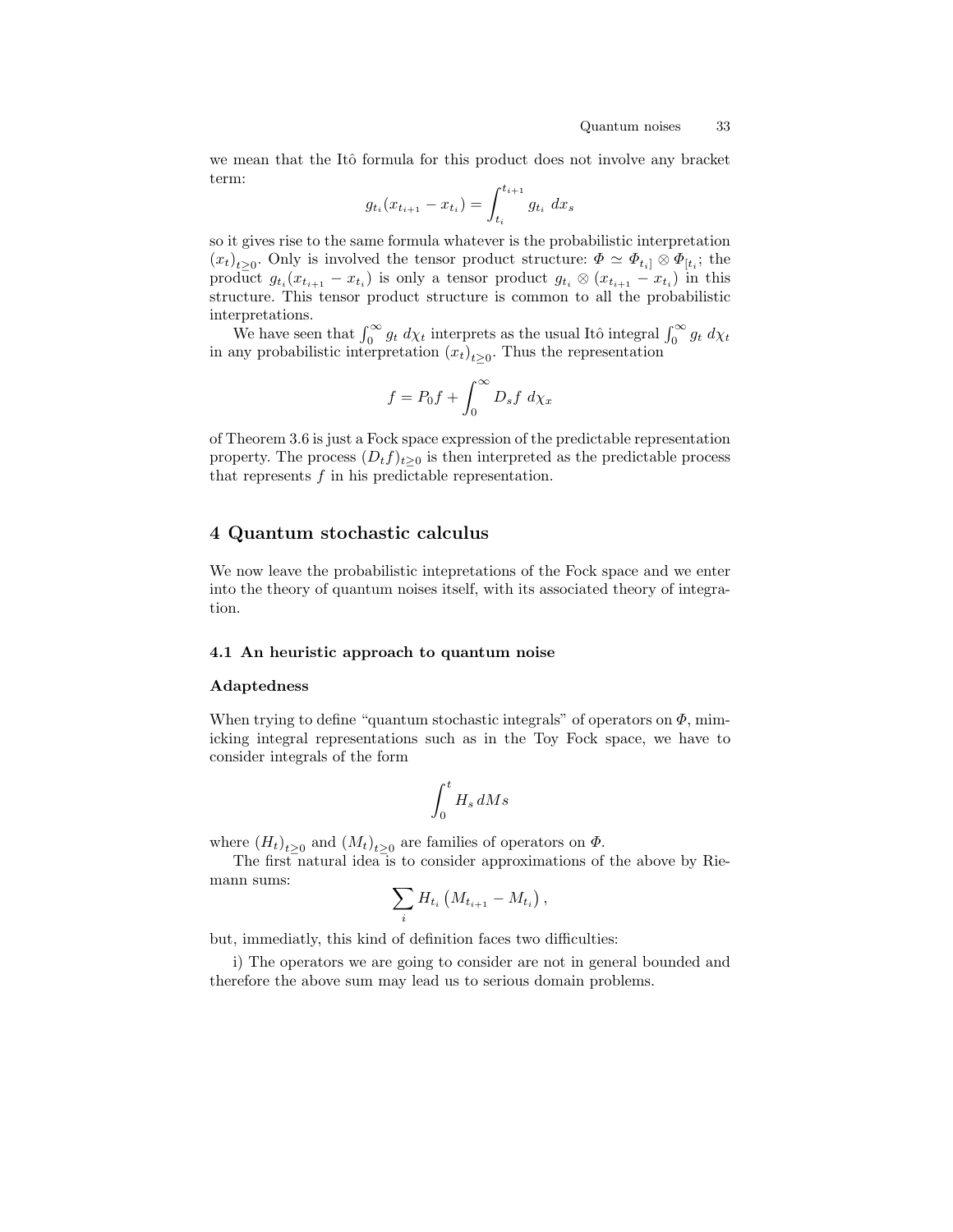we mean that the Itô formula for this product does not involve any bracket term:

$$g_{t_i}(x_{t_{i+1}} - x_{t_i}) = \int_{t_i}^{t_{i+1}} g_{t_i}\ dx_s$$

so it gives rise to the same formula whatever is the probabilistic interpretation $(x_t)_{t\geq 0}$. Only is involved the tensor product structure: $\Phi \simeq \Phi_{t_i]} \otimes \Phi_{[t_i}$; the product $g_{t_i}(x_{t_{i+1}} - x_{t_i})$ is only a tensor product $g_{t_i} \otimes (x_{t_{i+1}} - x_{t_i})$ in this structure. This tensor product structure is common to all the probabilistic interpretations.

We have seen that $\int_0^\infty g_t\ d\chi_t$ interprets as the usual Itô integral $\int_0^\infty g_t\ d\chi_t$ in any probabilistic interpretation $(x_t)_{t\geq 0}$. Thus the representation

$$f = P_0 f + \int_0^\infty D_s f\ d\chi_x$$

of Theorem 3.6 is just a Fock space expression of the predictable representation property. The process $(D_t f)_{t\geq 0}$ is then interpreted as the predictable process that represents $f$ in his predictable representation.

# 4 Quantum stochastic calculus

We now leave the probabilistic intepretations of the Fock space and we enter into the theory of quantum noises itself, with its associated theory of integration.

## 4.1 An heuristic approach to quantum noise

### Adaptedness

When trying to define "quantum stochastic integrals" of operators on $\Phi$, mimicking integral representations such as in the Toy Fock space, we have to consider integrals of the form

$$\int_0^t H_s\, dMs$$

where $(H_t)_{t\geq 0}$ and $(M_t)_{t\geq 0}$ are families of operators on $\Phi$.

The first natural idea is to consider approximations of the above by Riemann sums:

$$\sum_i H_{t_i}\left(M_{t_{i+1}} - M_{t_i}\right),$$

but, immediatly, this kind of definition faces two difficulties:

i) The operators we are going to consider are not in general bounded and therefore the above sum may lead us to serious domain problems.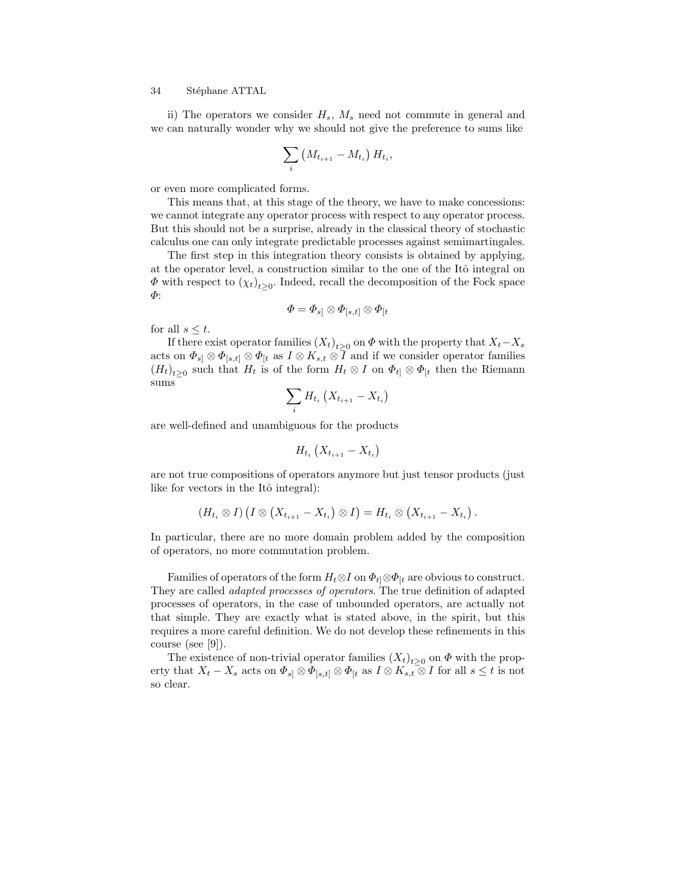ii) The operators we consider $H_s$, $M_s$ need not commute in general and we can naturally wonder why we should not give the preference to sums like

$$\sum_i \left(M_{t_{i+1}} - M_{t_i}\right) H_{t_i},$$

or even more complicated forms.

This means that, at this stage of the theory, we have to make concessions: we cannot integrate any operator process with respect to any operator process. But this should not be a surprise, already in the classical theory of stochastic calculus one can only integrate predictable processes against semimartingales.

The first step in this integration theory consists is obtained by applying, at the operator level, a construction similar to the one of the Itô integral on $\Phi$ with respect to $(\chi_t)_{t\geq 0}$. Indeed, recall the decomposition of the Fock space $\Phi$:

$$\Phi = \Phi_{s]} \otimes \Phi_{[s,t]} \otimes \Phi_{[t}$$

for all $s \leq t$.

If there exist operator families $(X_t)_{t\geq 0}$ on $\Phi$ with the property that $X_t - X_s$ acts on $\Phi_{s]} \otimes \Phi_{[s,t]} \otimes \Phi_{[t}$ as $I \otimes K_{s,t} \otimes I$ and if we consider operator families $(H_t)_{t\geq 0}$ such that $H_t$ is of the form $H_t \otimes I$ on $\Phi_{t]} \otimes \Phi_{[t}$ then the Riemann sums

$$\sum_i H_{t_i} \left(X_{t_{i+1}} - X_{t_i}\right)$$

are well-defined and unambiguous for the products

$$H_{t_i} \left(X_{t_{i+1}} - X_{t_i}\right)$$

are not true compositions of operators anymore but just tensor products (just like for vectors in the Itô integral):

$$\left(H_{t_i} \otimes I\right) \left(I \otimes \left(X_{t_{i+1}} - X_{t_i}\right) \otimes I\right) = H_{t_i} \otimes \left(X_{t_{i+1}} - X_{t_i}\right).$$

In particular, there are no more domain problem added by the composition of operators, no more commutation problem.

Families of operators of the form $H_t \otimes I$ on $\Phi_{t]} \otimes \Phi_{[t}$ are obvious to construct. They are called *adapted processes of operators*. The true definition of adapted processes of operators, in the case of unbounded operators, are actually not that simple. They are exactly what is stated above, in the spirit, but this requires a more careful definition. We do not develop these refinements in this course (see [9]).

The existence of non-trivial operator families $(X_t)_{t\geq 0}$ on $\Phi$ with the property that $X_t - X_s$ acts on $\Phi_{s]} \otimes \Phi_{[s,t]} \otimes \Phi_{[t}$ as $I \otimes K_{s,t} \otimes I$ for all $s \leq t$ is not so clear.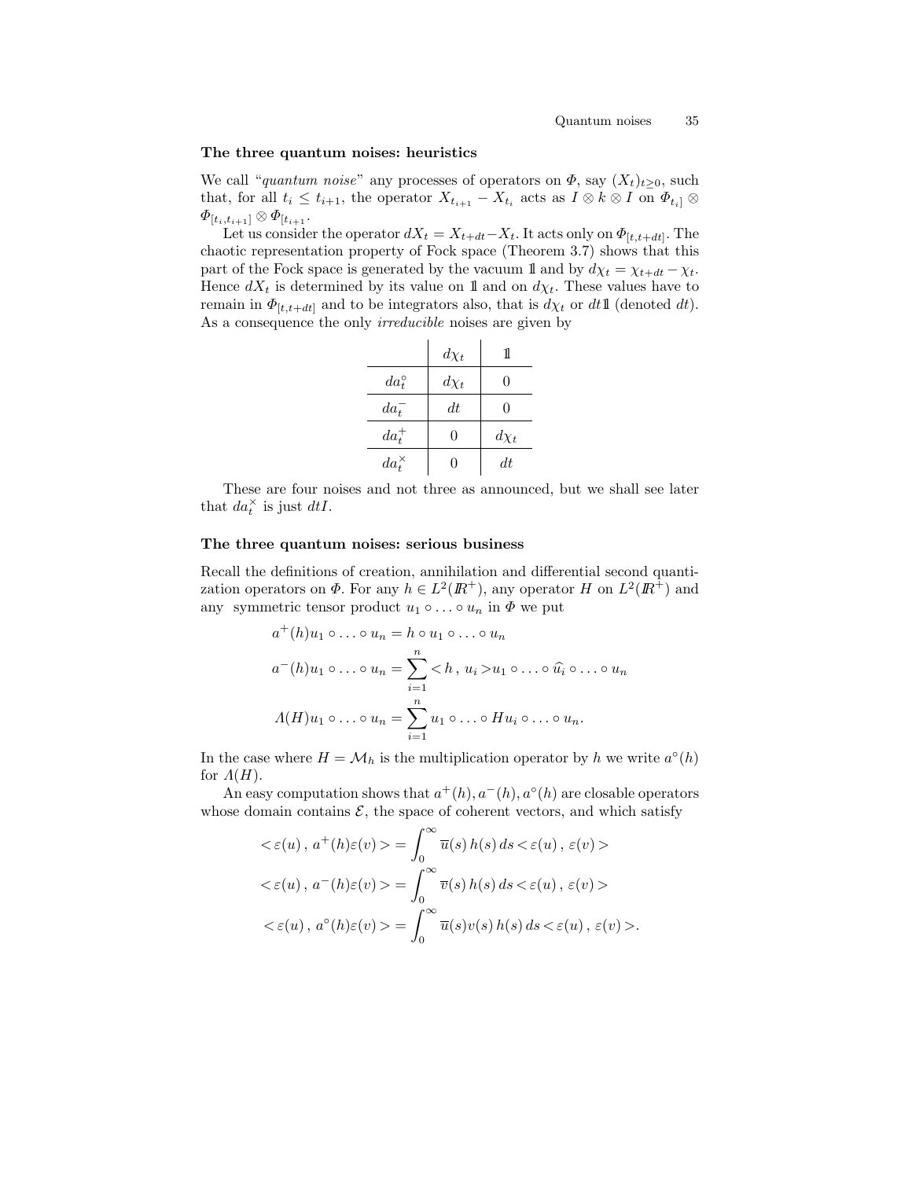### The three quantum noises: heuristics

We call "*quantum noise*" any processes of operators on $\Phi$, say $(X_t)_{t\geq 0}$, such that, for all $t_i \leq t_{i+1}$, the operator $X_{t_{i+1}} - X_{t_i}$ acts as $I \otimes k \otimes I$ on $\Phi_{t_i]} \otimes \Phi_{[t_i, t_{i+1}]} \otimes \Phi_{[t_{i+1}}$.

Let us consider the operator $dX_t = X_{t+dt} - X_t$. It acts only on $\Phi_{[t,t+dt]}$. The chaotic representation property of Fock space (Theorem 3.7) shows that this part of the Fock space is generated by the vacuum $\mathbb{1}$ and by $d\chi_t = \chi_{t+dt} - \chi_t$. Hence $dX_t$ is determined by its value on $\mathbb{1}$ and on $d\chi_t$. These values have to remain in $\Phi_{[t,t+dt]}$ and to be integrators also, that is $d\chi_t$ or $dt\mathbb{1}$ (denoted $dt$). As a consequence the only *irreducible* noises are given by

| | $d\chi_t$ | $\mathbb{1}$ |
|---|---|---|
| $da_t^\circ$ | $d\chi_t$ | $0$ |
| $da_t^-$ | $dt$ | $0$ |
| $da_t^+$ | $0$ | $d\chi_t$ |
| $da_t^\times$ | $0$ | $dt$ |

These are four noises and not three as announced, but we shall see later that $da_t^\times$ is just $dtI$.

### The three quantum noises: serious business

Recall the definitions of creation, annihilation and differential second quantization operators on $\Phi$. For any $h \in L^2(\mathbb{R}^+)$, any operator $H$ on $L^2(\mathbb{R}^+)$ and any symmetric tensor product $u_1 \circ \ldots \circ u_n$ in $\Phi$ we put

$$a^+(h)u_1 \circ \ldots \circ u_n = h \circ u_1 \circ \ldots \circ u_n$$

$$a^-(h)u_1 \circ \ldots \circ u_n = \sum_{i=1}^n < h\,,\, u_i > u_1 \circ \ldots \circ \widehat{u_i} \circ \ldots \circ u_n$$

$$\Lambda(H)u_1 \circ \ldots \circ u_n = \sum_{i=1}^n u_1 \circ \ldots \circ Hu_i \circ \ldots \circ u_n.$$

In the case where $H = \mathcal{M}_h$ is the multiplication operator by $h$ we write $a^\circ(h)$ for $\Lambda(H)$.

An easy computation shows that $a^+(h), a^-(h), a^\circ(h)$ are closable operators whose domain contains $\mathcal{E}$, the space of coherent vectors, and which satisfy

$$< \varepsilon(u)\,,\, a^+(h)\varepsilon(v) > = \int_0^\infty \overline{u}(s)\, h(s)\, ds < \varepsilon(u)\,,\, \varepsilon(v) >$$

$$< \varepsilon(u)\,,\, a^-(h)\varepsilon(v) > = \int_0^\infty \overline{v}(s)\, h(s)\, ds < \varepsilon(u)\,,\, \varepsilon(v) >$$

$$< \varepsilon(u)\,,\, a^\circ(h)\varepsilon(v) > = \int_0^\infty \overline{u}(s) v(s)\, h(s)\, ds < \varepsilon(u)\,,\, \varepsilon(v) >.$$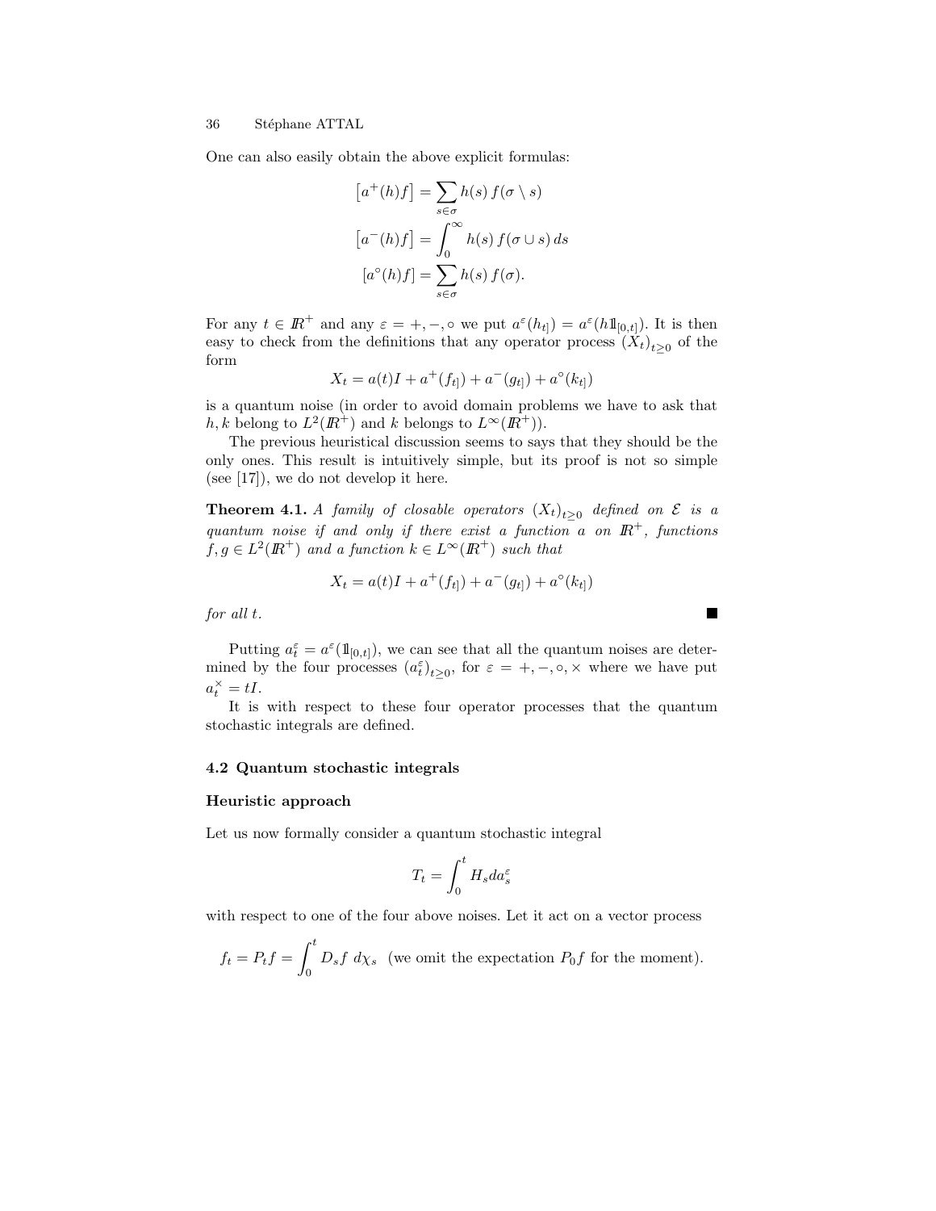One can also easily obtain the above explicit formulas:

$$
\begin{aligned}
\left[a^+(h)f\right] &= \sum_{s\in\sigma} h(s)\, f(\sigma \setminus s)\\
\left[a^-(h)f\right] &= \int_0^\infty h(s)\, f(\sigma\cup s)\, ds\\
\left[a^\circ(h)f\right] &= \sum_{s\in\sigma} h(s)\, f(\sigma).
\end{aligned}
$$

For any $t \in \mathbb{R}^+$ and any $\varepsilon = +, -, \circ$ we put $a^\varepsilon(h_{t]}) = a^\varepsilon(h\mathbb{1}_{[0,t]})$. It is then easy to check from the definitions that any operator process $(X_t)_{t\geq 0}$ of the form

$$
X_t = a(t)I + a^+(f_{t]}) + a^-(g_{t]}) + a^\circ(k_{t]})
$$

is a quantum noise (in order to avoid domain problems we have to ask that $h, k$ belong to $L^2(\mathbb{R}^+)$ and $k$ belongs to $L^\infty(\mathbb{R}^+)$).

The previous heuristical discussion seems to says that they should be the only ones. This result is intuitively simple, but its proof is not so simple (see [17]), we do not develop it here.

**Theorem 4.1.** *A family of closable operators $(X_t)_{t\geq 0}$ defined on $\mathcal{E}$ is a quantum noise if and only if there exist a function $a$ on $\mathbb{R}^+$, functions $f, g \in L^2(\mathbb{R}^+)$ and a function $k \in L^\infty(\mathbb{R}^+)$ such that*

$$
X_t = a(t)I + a^+(f_{t]}) + a^-(g_{t]}) + a^\circ(k_{t]})
$$

*for all $t$.* ■

Putting $a^\varepsilon_t = a^\varepsilon(\mathbb{1}_{[0,t]})$, we can see that all the quantum noises are determined by the four processes $(a^\varepsilon_t)_{t\geq 0}$, for $\varepsilon = +, -, \circ, \times$ where we have put $a^\times_t = tI$.

It is with respect to these four operator processes that the quantum stochastic integrals are defined.

### 4.2 Quantum stochastic integrals

#### Heuristic approach

Let us now formally consider a quantum stochastic integral

$$
T_t = \int_0^t H_s da^\varepsilon_s
$$

with respect to one of the four above noises. Let it act on a vector process

$$
f_t = P_t f = \int_0^t D_s f \; d\chi_s \quad \text{(we omit the expectation } P_0 f \text{ for the moment).}
$$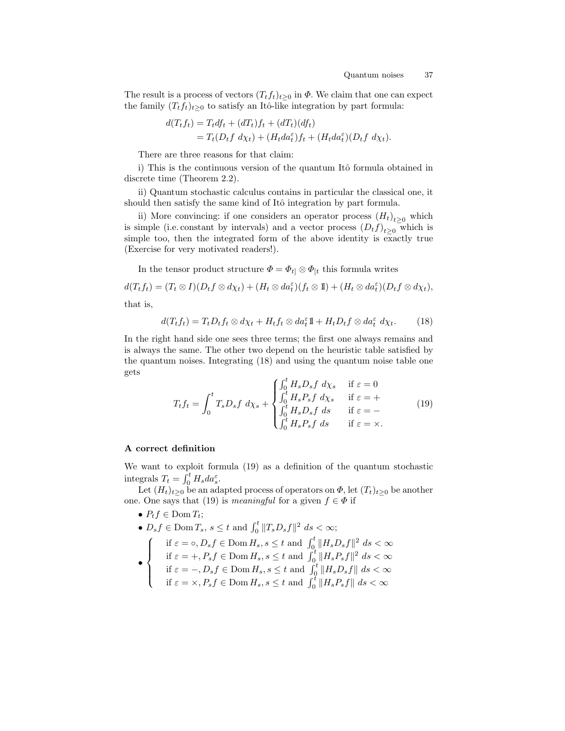The result is a process of vectors $(T_t f_t)_{t\geq 0}$ in $\Phi$. We claim that one can expect the family $(T_t f_t)_{t\geq 0}$ to satisfy an Itô-like integration by part formula:

$$
\begin{aligned}
d(T_t f_t) &= T_t df_t + (dT_t) f_t + (dT_t)(df_t) \\
&= T_t(D_t f \ d\chi_t) + (H_t da_t^\varepsilon) f_t + (H_t da_t^\varepsilon)(D_t f \ d\chi_t).
\end{aligned}
$$

There are three reasons for that claim:

i) This is the continuous version of the quantum Itô formula obtained in discrete time (Theorem 2.2).

ii) Quantum stochastic calculus contains in particular the classical one, it should then satisfy the same kind of Itô integration by part formula.

ii) More convincing: if one considers an operator process $(H_t)_{t\geq 0}$ which is simple (i.e. constant by intervals) and a vector process $(D_t f)_{t\geq 0}$ which is simple too, then the integrated form of the above identity is exactly true (Exercise for very motivated readers!).

In the tensor product structure $\Phi = \Phi_{t]} \otimes \Phi_{[t}$ this formula writes

$$
d(T_t f_t) = (T_t \otimes I)(D_t f \otimes d\chi_t) + (H_t \otimes da_t^\varepsilon)(f_t \otimes \mathbb{1}) + (H_t \otimes da_t^\varepsilon)(D_t f \otimes d\chi_t),
$$

that is,

$$
d(T_t f_t) = T_t D_t f_t \otimes d\chi_t + H_t f_t \otimes da_t^\varepsilon \mathbb{1} + H_t D_t f \otimes da_t^\varepsilon \ d\chi_t. \tag{18}
$$

In the right hand side one sees three terms; the first one always remains and is always the same. The other two depend on the heuristic table satisfied by the quantum noises. Integrating (18) and using the quantum noise table one gets

$$
T_t f_t = \int_0^t T_s D_s f \ d\chi_s + \begin{cases} \int_0^t H_s D_s f \ d\chi_s & \text{if } \varepsilon = 0 \\ \int_0^t H_s P_s f \ d\chi_s & \text{if } \varepsilon = + \\ \int_0^t H_s D_s f \ ds & \text{if } \varepsilon = - \\ \int_0^t H_s P_s f \ ds & \text{if } \varepsilon = \times. \end{cases} \tag{19}
$$

### A correct definition

We want to exploit formula (19) as a definition of the quantum stochastic integrals $T_t = \int_0^t H_s da_s^\varepsilon$.

Let $(H_t)_{t\geq 0}$ be an adapted process of operators on $\Phi$, let $(T_t)_{t\geq 0}$ be another one. One says that (19) is *meaningful* for a given $f \in \Phi$ if

- $P_t f \in \operatorname{Dom} T_t$;
- $D_s f \in \operatorname{Dom} T_s$, $s \leq t$ and $\int_0^t \|T_s D_s f\|^2 \ ds < \infty$;
- $\begin{cases} \text{if } \varepsilon = \circ, D_s f \in \operatorname{Dom} H_s, s \leq t \text{ and } \int_0^t \|H_s D_s f\|^2 \ ds < \infty \\ \text{if } \varepsilon = +, P_s f \in \operatorname{Dom} H_s, s \leq t \text{ and } \int_0^t \|H_s P_s f\|^2 \ ds < \infty \\ \text{if } \varepsilon = -, D_s f \in \operatorname{Dom} H_s, s \leq t \text{ and } \int_0^t \|H_s D_s f\| \ ds < \infty \\ \text{if } \varepsilon = \times, P_s f \in \operatorname{Dom} H_s, s \leq t \text{ and } \int_0^t \|H_s P_s f\| \ ds < \infty \end{cases}$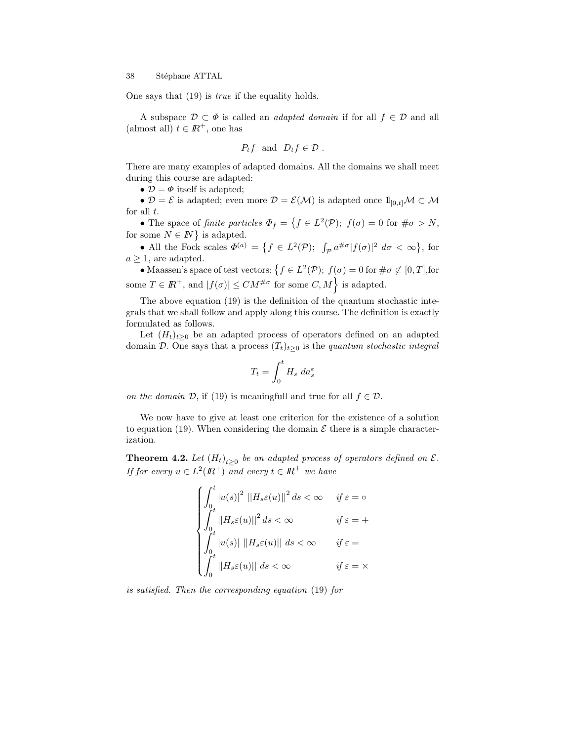One says that (19) is *true* if the equality holds.

A subspace $\mathcal{D} \subset \Phi$ is called an *adapted domain* if for all $f \in \mathcal{D}$ and all (almost all) $t \in \mathbb{R}^+$, one has

$$P_t f \ \text{ and } \ D_t f \in \mathcal{D} \ .$$

There are many examples of adapted domains. All the domains we shall meet during this course are adapted:

- $\mathcal{D} = \Phi$ itself is adapted;
- $\mathcal{D} = \mathcal{E}$ is adapted; even more $\mathcal{D} = \mathcal{E}(\mathcal{M})$ is adapted once $\mathbb{1}_{[0,t]}\mathcal{M} \subset \mathcal{M}$ for all $t$.
- The space of *finite particles* $\Phi_f = \big\{ f \in L^2(\mathcal{P});\ f(\sigma) = 0 \text{ for } \#\sigma > N, \text{ for some } N \in \mathbb{N} \big\}$ is adapted.
- All the Fock scales $\Phi^{(a)} = \big\{ f \in L^2(\mathcal{P});\ \int_{\mathcal{P}} a^{\#\sigma} |f(\sigma)|^2 \ d\sigma < \infty \big\}$, for $a \geq 1$, are adapted.
- Maassen's space of test vectors: $\Big\{ f \in L^2(\mathcal{P});\ f(\sigma) = 0 \text{ for } \#\sigma \not\subset [0,T], \text{for some } T \in \mathbb{R}^+, \text{ and } |f(\sigma)| \leq C M^{\#\sigma} \text{ for some } C, M \Big\}$ is adapted.

The above equation (19) is the definition of the quantum stochastic integrals that we shall follow and apply along this course. The definition is exactly formulated as follows.

Let $(H_t)_{t \geq 0}$ be an adapted process of operators defined on an adapted domain $\mathcal{D}$. One says that a process $(T_t)_{t \geq 0}$ is the *quantum stochastic integral*

$$T_t = \int_0^t H_s \ da_s^\varepsilon$$

*on the domain* $\mathcal{D}$, if (19) is meaningfull and true for all $f \in \mathcal{D}$.

We now have to give at least one criterion for the existence of a solution to equation (19). When considering the domain $\mathcal{E}$ there is a simple characterization.

**Theorem 4.2.** *Let $(H_t)_{t \geq 0}$ be an adapted process of operators defined on $\mathcal{E}$. If for every $u \in L^2(\mathbb{R}^+)$ and every $t \in \mathbb{R}^+$ we have*

$$\begin{cases} \displaystyle\int_0^t |u(s)|^2 \ ||H_s \varepsilon(u)||^2 \, ds < \infty & \text{if } \varepsilon = \circ \\ \displaystyle\int_0^t ||H_s \varepsilon(u)||^2 \, ds < \infty & \text{if } \varepsilon = + \\ \displaystyle\int_0^t |u(s)| \ ||H_s \varepsilon(u)|| \ ds < \infty & \text{if } \varepsilon = \\ \displaystyle\int_0^t ||H_s \varepsilon(u)|| \ ds < \infty & \text{if } \varepsilon = \times \end{cases}$$

*is satisfied. Then the corresponding equation* (19) *for*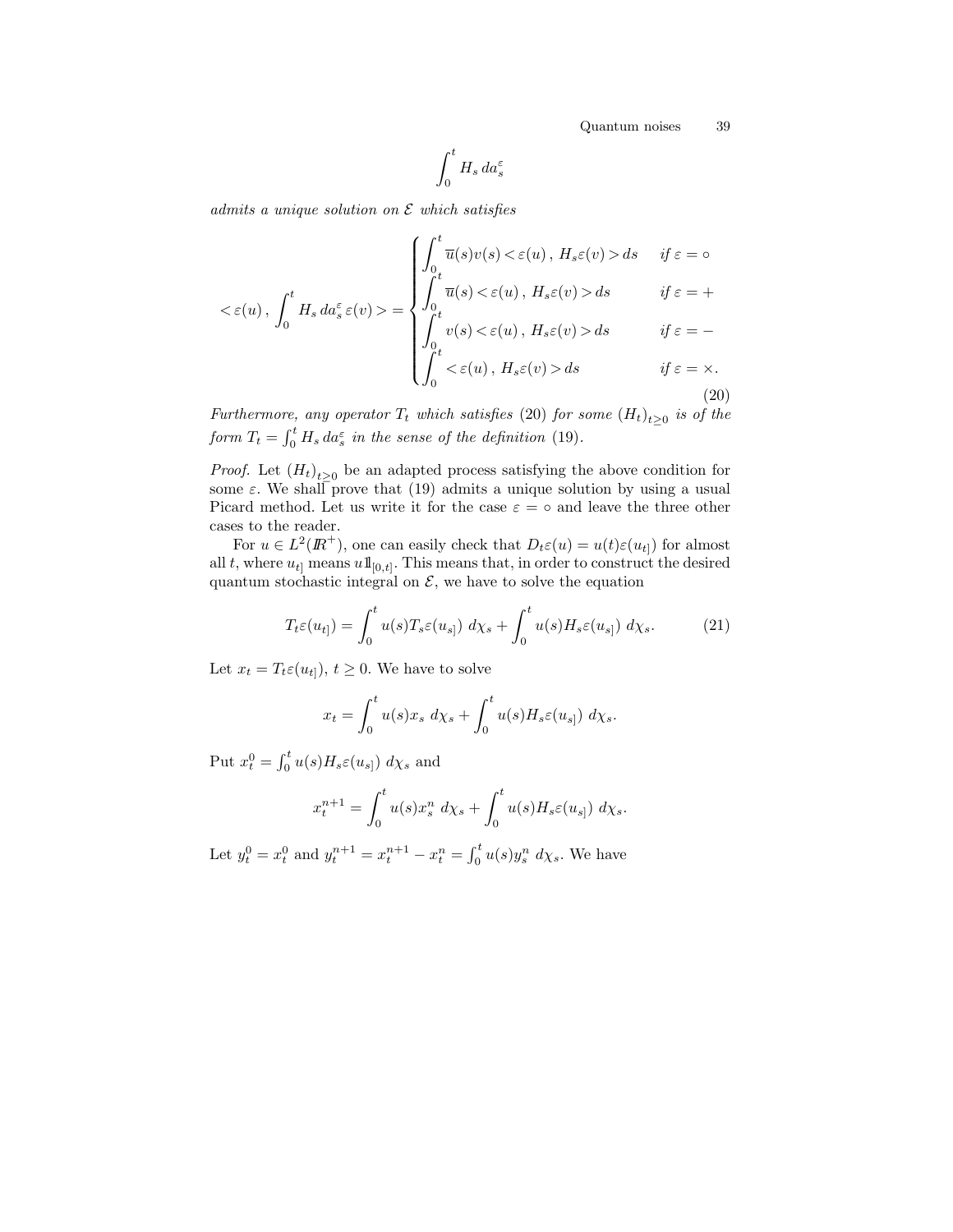$$\int_0^t H_s \, da_s^\varepsilon$$

*admits a unique solution on* $\mathcal{E}$ *which satisfies*

$$< \varepsilon(u) \, , \, \int_0^t H_s \, da_s^\varepsilon \, \varepsilon(v) > = \begin{cases} \displaystyle\int_0^t \overline{u}(s) v(s) < \varepsilon(u) \, , \, H_s \varepsilon(v) > ds & \text{if } \varepsilon = \circ \\ \displaystyle\int_0^t \overline{u}(s) < \varepsilon(u) \, , \, H_s \varepsilon(v) > ds & \text{if } \varepsilon = + \\ \displaystyle\int_0^t v(s) < \varepsilon(u) \, , \, H_s \varepsilon(v) > ds & \text{if } \varepsilon = - \\ \displaystyle\int_0^t < \varepsilon(u) \, , \, H_s \varepsilon(v) > ds & \text{if } \varepsilon = \times . \end{cases} \tag{20}$$

*Furthermore, any operator* $T_t$ *which satisfies* (20) *for some* $(H_t)_{t \geq 0}$ *is of the form* $T_t = \int_0^t H_s \, da_s^\varepsilon$ *in the sense of the definition* (19).

*Proof.* Let $(H_t)_{t \geq 0}$ be an adapted process satisfying the above condition for some $\varepsilon$. We shall prove that (19) admits a unique solution by using a usual Picard method. Let us write it for the case $\varepsilon = \circ$ and leave the three other cases to the reader.

For $u \in L^2(\mathbb{R}^+)$, one can easily check that $D_t \varepsilon(u) = u(t) \varepsilon(u_{t]})$ for almost all $t$, where $u_{t]}$ means $u \mathbb{1}_{[0,t]}$. This means that, in order to construct the desired quantum stochastic integral on $\mathcal{E}$, we have to solve the equation

$$T_t \varepsilon(u_{t]}) = \int_0^t u(s) T_s \varepsilon(u_{s]}) \; d\chi_s + \int_0^t u(s) H_s \varepsilon(u_{s]}) \; d\chi_s. \tag{21}$$

Let $x_t = T_t \varepsilon(u_{t]})$, $t \geq 0$. We have to solve

$$x_t = \int_0^t u(s) x_s \; d\chi_s + \int_0^t u(s) H_s \varepsilon(u_{s]}) \; d\chi_s.$$

Put $x_t^0 = \int_0^t u(s) H_s \varepsilon(u_{s]}) \; d\chi_s$ and

$$x_t^{n+1} = \int_0^t u(s) x_s^n \; d\chi_s + \int_0^t u(s) H_s \varepsilon(u_{s]}) \; d\chi_s.$$

Let $y_t^0 = x_t^0$ and $y_t^{n+1} = x_t^{n+1} - x_t^n = \int_0^t u(s) y_s^n \; d\chi_s$. We have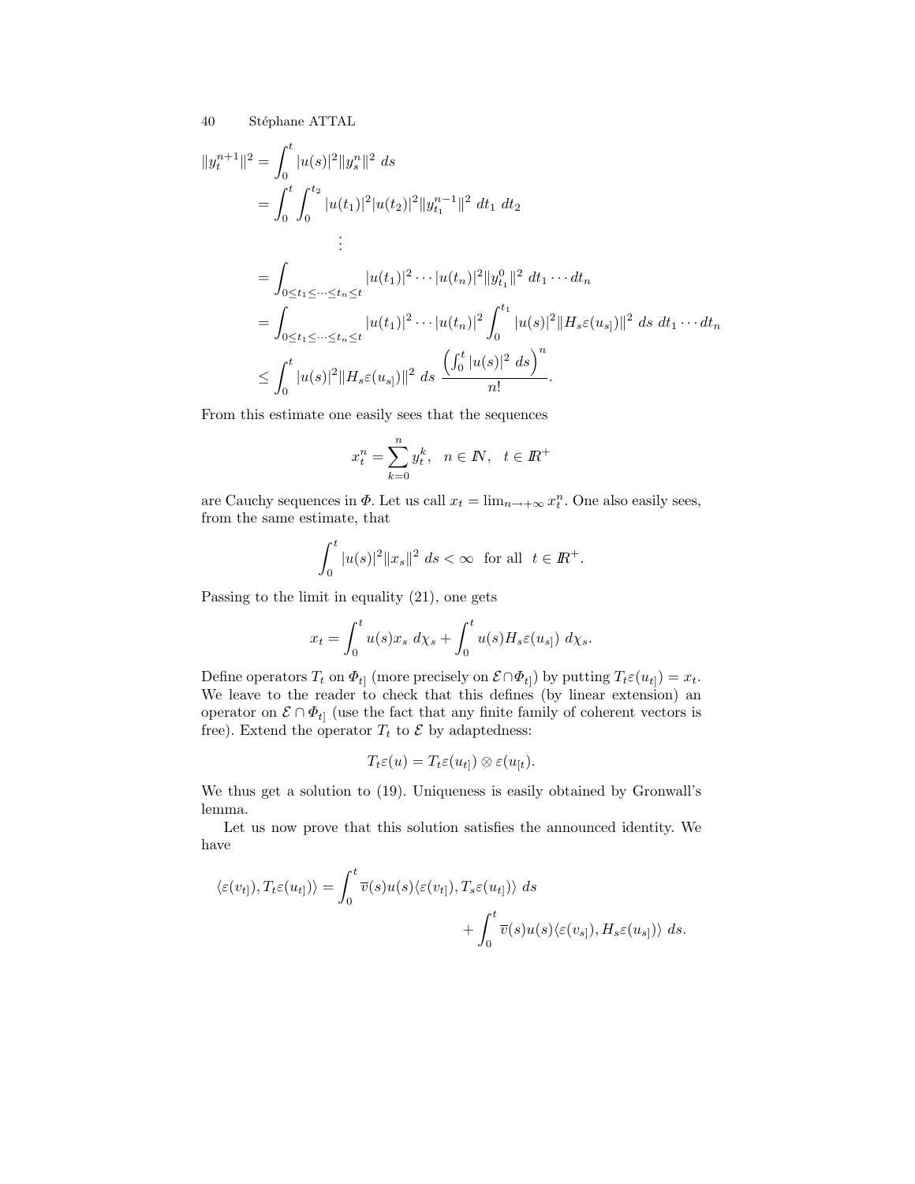$$
\begin{aligned}
\|y_t^{n+1}\|^2 &= \int_0^t |u(s)|^2 \|y_s^n\|^2 \; ds \\
&= \int_0^t \int_0^{t_2} |u(t_1)|^2 |u(t_2)|^2 \|y_{t_1}^{n-1}\|^2 \; dt_1 \; dt_2 \\
&\quad\vdots \\
&= \int_{0\leq t_1 \leq \cdots \leq t_n \leq t} |u(t_1)|^2 \cdots |u(t_n)|^2 \|y_{t_1}^0\|^2 \; dt_1 \cdots dt_n \\
&= \int_{0\leq t_1 \leq \cdots \leq t_n \leq t} |u(t_1)|^2 \cdots |u(t_n)|^2 \int_0^{t_1} |u(s)|^2 \|H_s \varepsilon(u_{s]})\|^2 \; ds \; dt_1 \cdots dt_n \\
&\leq \int_0^t |u(s)|^2 \|H_s \varepsilon(u_{s]})\|^2 \; ds \; \frac{\left(\int_0^t |u(s)|^2 \; ds\right)^n}{n!}.
\end{aligned}
$$

From this estimate one easily sees that the sequences

$$
x_t^n = \sum_{k=0}^n y_t^k, \quad n \in \mathbb{N}, \quad t \in \mathbb{R}^+
$$

are Cauchy sequences in $\Phi$. Let us call $x_t = \lim_{n\to+\infty} x_t^n$. One also easily sees, from the same estimate, that

$$
\int_0^t |u(s)|^2 \|x_s\|^2 \; ds < \infty \quad \text{for all} \quad t \in \mathbb{R}^+.
$$

Passing to the limit in equality (21), one gets

$$
x_t = \int_0^t u(s) x_s \; d\chi_s + \int_0^t u(s) H_s \varepsilon(u_{s]}) \; d\chi_s.
$$

Define operators $T_t$ on $\Phi_{t]}$ (more precisely on $\mathcal{E}\cap\Phi_{t]}$) by putting $T_t\varepsilon(u_{t]}) = x_t$. We leave to the reader to check that this defines (by linear extension) an operator on $\mathcal{E}\cap\Phi_{t]}$ (use the fact that any finite family of coherent vectors is free). Extend the operator $T_t$ to $\mathcal{E}$ by adaptedness:

$$
T_t\varepsilon(u) = T_t\varepsilon(u_{t]}) \otimes \varepsilon(u_{[t}).
$$

We thus get a solution to (19). Uniqueness is easily obtained by Gronwall's lemma.

Let us now prove that this solution satisfies the announced identity. We have

$$
\begin{aligned}
\langle \varepsilon(v_{t]}), T_t\varepsilon(u_{t]})\rangle = \int_0^t \overline{v}(s) u(s) \langle \varepsilon(v_{t]}), T_s\varepsilon(u_{t]})\rangle \; ds \\
+ \int_0^t \overline{v}(s) u(s) \langle \varepsilon(v_{s]}), H_s\varepsilon(u_{s]})\rangle \; ds.
\end{aligned}
$$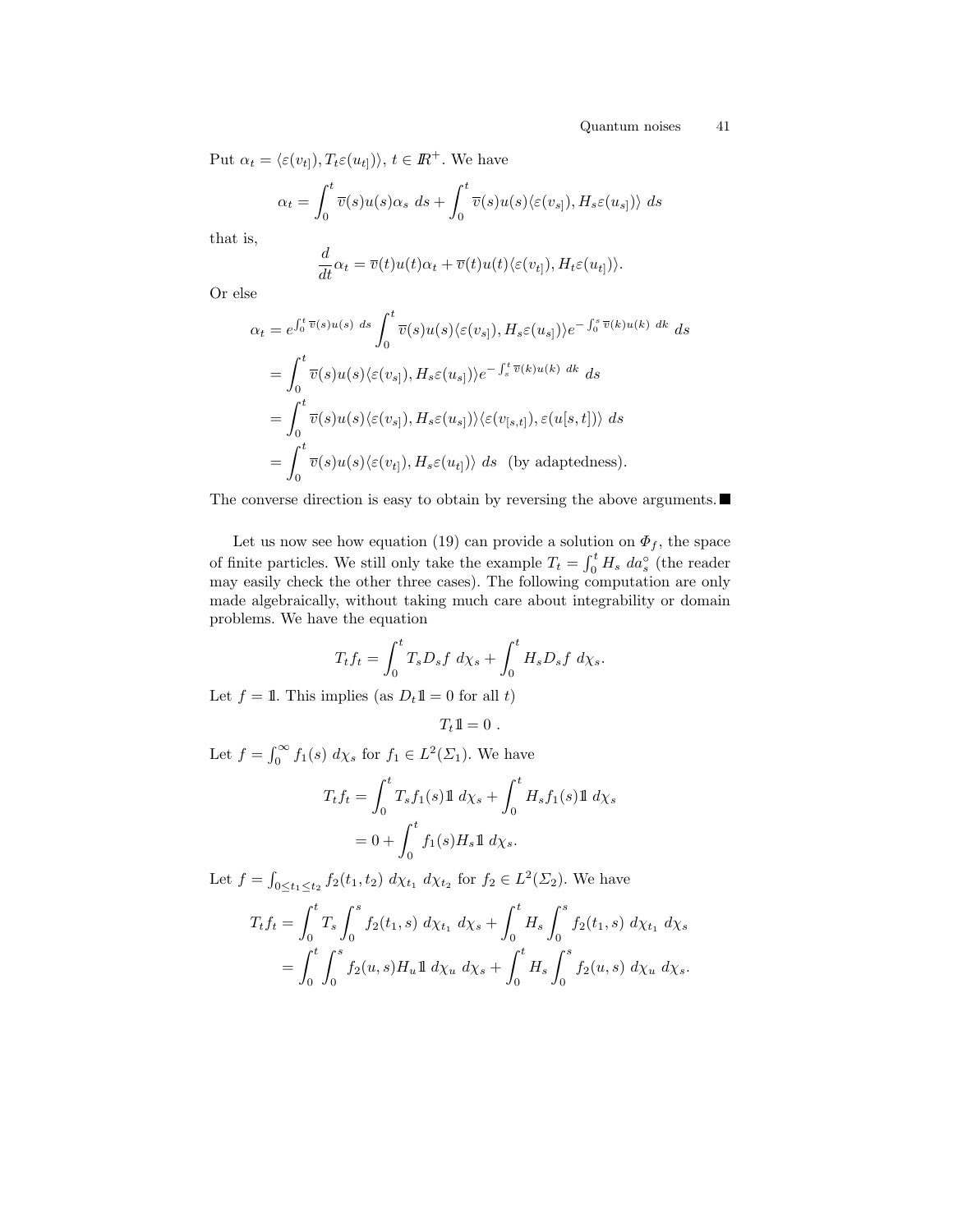Put $\alpha_t = \langle \varepsilon(v_{t]}), T_t \varepsilon(u_{t]}) \rangle$, $t \in \mathbb{R}^+$. We have

$$\alpha_t = \int_0^t \overline{v}(s) u(s) \alpha_s \; ds + \int_0^t \overline{v}(s) u(s) \langle \varepsilon(v_{s]}), H_s \varepsilon(u_{s]}) \rangle \; ds$$

that is,

$$\frac{d}{dt} \alpha_t = \overline{v}(t) u(t) \alpha_t + \overline{v}(t) u(t) \langle \varepsilon(v_{t]}), H_t \varepsilon(u_{t]}) \rangle.$$

Or else

$$\begin{aligned}
\alpha_t &= e^{\int_0^t \overline{v}(s) u(s) \; ds} \int_0^t \overline{v}(s) u(s) \langle \varepsilon(v_{s]}), H_s \varepsilon(u_{s]}) \rangle e^{-\int_0^s \overline{v}(k) u(k) \; dk} \; ds \\
&= \int_0^t \overline{v}(s) u(s) \langle \varepsilon(v_{s]}), H_s \varepsilon(u_{s]}) \rangle e^{-\int_s^t \overline{v}(k) u(k) \; dk} \; ds \\
&= \int_0^t \overline{v}(s) u(s) \langle \varepsilon(v_{s]}), H_s \varepsilon(u_{s]}) \rangle \langle \varepsilon(v_{[s,t]}), \varepsilon(u[s,t]) \rangle \; ds \\
&= \int_0^t \overline{v}(s) u(s) \langle \varepsilon(v_{t]}), H_s \varepsilon(u_{t]}) \rangle \; ds \quad \text{(by adaptedness).}
\end{aligned}$$

The converse direction is easy to obtain by reversing the above arguments. ■

Let us now see how equation (19) can provide a solution on $\Phi_f$, the space of finite particles. We still only take the example $T_t = \int_0^t H_s \; da_s^\circ$ (the reader may easily check the other three cases). The following computation are only made algebraically, without taking much care about integrability or domain problems. We have the equation

$$T_t f_t = \int_0^t T_s D_s f \; d\chi_s + \int_0^t H_s D_s f \; d\chi_s.$$

Let $f = \mathbb{1}$. This implies (as $D_t \mathbb{1} = 0$ for all $t$)

$$T_t \mathbb{1} = 0 \; .$$

Let $f = \int_0^\infty f_1(s) \; d\chi_s$ for $f_1 \in L^2(\Sigma_1)$. We have

$$\begin{aligned}
T_t f_t &= \int_0^t T_s f_1(s) \mathbb{1} \; d\chi_s + \int_0^t H_s f_1(s) \mathbb{1} \; d\chi_s \\
&= 0 + \int_0^t f_1(s) H_s \mathbb{1} \; d\chi_s.
\end{aligned}$$

Let $f = \int_{0 \leq t_1 \leq t_2} f_2(t_1, t_2) \; d\chi_{t_1} \; d\chi_{t_2}$ for $f_2 \in L^2(\Sigma_2)$. We have

$$\begin{aligned}
T_t f_t &= \int_0^t T_s \int_0^s f_2(t_1, s) \; d\chi_{t_1} \; d\chi_s + \int_0^t H_s \int_0^s f_2(t_1, s) \; d\chi_{t_1} \; d\chi_s \\
&= \int_0^t \int_0^s f_2(u, s) H_u \mathbb{1} \; d\chi_u \; d\chi_s + \int_0^t H_s \int_0^s f_2(u, s) \; d\chi_u \; d\chi_s.
\end{aligned}$$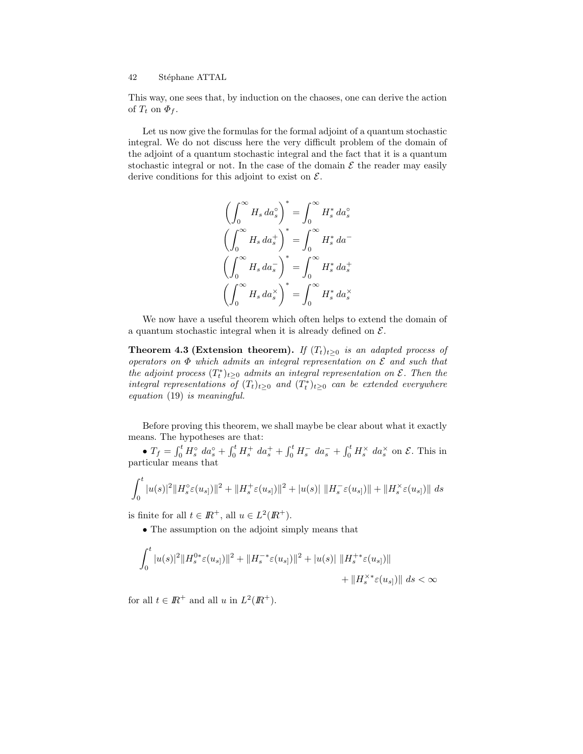This way, one sees that, by induction on the chaoses, one can derive the action of $T_t$ on $\Phi_f$.

Let us now give the formulas for the formal adjoint of a quantum stochastic integral. We do not discuss here the very difficult problem of the domain of the adjoint of a quantum stochastic integral and the fact that it is a quantum stochastic integral or not. In the case of the domain $\mathcal{E}$ the reader may easily derive conditions for this adjoint to exist on $\mathcal{E}$.

$$
\begin{aligned}
\left(\int_0^\infty H_s\, da_s^\circ\right)^* &= \int_0^\infty H_s^*\, da_s^\circ \\
\left(\int_0^\infty H_s\, da_s^+\right)^* &= \int_0^\infty H_s^*\, da^- \\
\left(\int_0^\infty H_s\, da_s^-\right)^* &= \int_0^\infty H_s^*\, da_s^+ \\
\left(\int_0^\infty H_s\, da_s^\times\right)^* &= \int_0^\infty H_s^*\, da_s^\times
\end{aligned}
$$

We now have a useful theorem which often helps to extend the domain of a quantum stochastic integral when it is already defined on $\mathcal{E}$.

**Theorem 4.3 (Extension theorem).** *If $(T_t)_{t\geq 0}$ is an adapted process of operators on $\Phi$ which admits an integral representation on $\mathcal{E}$ and such that the adjoint process $(T_t^*)_{t\geq 0}$ admits an integral representation on $\mathcal{E}$. Then the integral representations of $(T_t)_{t\geq 0}$ and $(T_t^*)_{t\geq 0}$ can be extended everywhere equation* (19) *is meaningful.*

Before proving this theorem, we shall maybe be clear about what it exactly means. The hypotheses are that:

• $T_f = \int_0^t H_s^\circ\ da_s^\circ + \int_0^t H_s^+\ da_s^+ + \int_0^t H_s^-\ da_s^- + \int_0^t H_s^\times\ da_s^\times$ on $\mathcal{E}$. This in particular means that

$$
\int_0^t |u(s)|^2 \|H_s^\circ \varepsilon(u_{s]})\|^2 + \|H_s^+ \varepsilon(u_{s]})\|^2 + |u(s)|\ \|H_s^- \varepsilon(u_{s]})\| + \|H_s^\times \varepsilon(u_{s]})\|\ ds
$$

is finite for all $t \in \mathbb{R}^+$, all $u \in L^2(\mathbb{R}^+)$.

• The assumption on the adjoint simply means that

$$
\int_0^t |u(s)|^2 \|H_s^{0*} \varepsilon(u_{s]})\|^2 + \|H_s^{-*} \varepsilon(u_{s]})\|^2 + |u(s)|\ \|H_s^{+*} \varepsilon(u_{s]})\| + \|H_s^{\times *} \varepsilon(u_{s]})\|\ ds < \infty
$$

for all $t \in \mathbb{R}^+$ and all $u$ in $L^2(\mathbb{R}^+)$.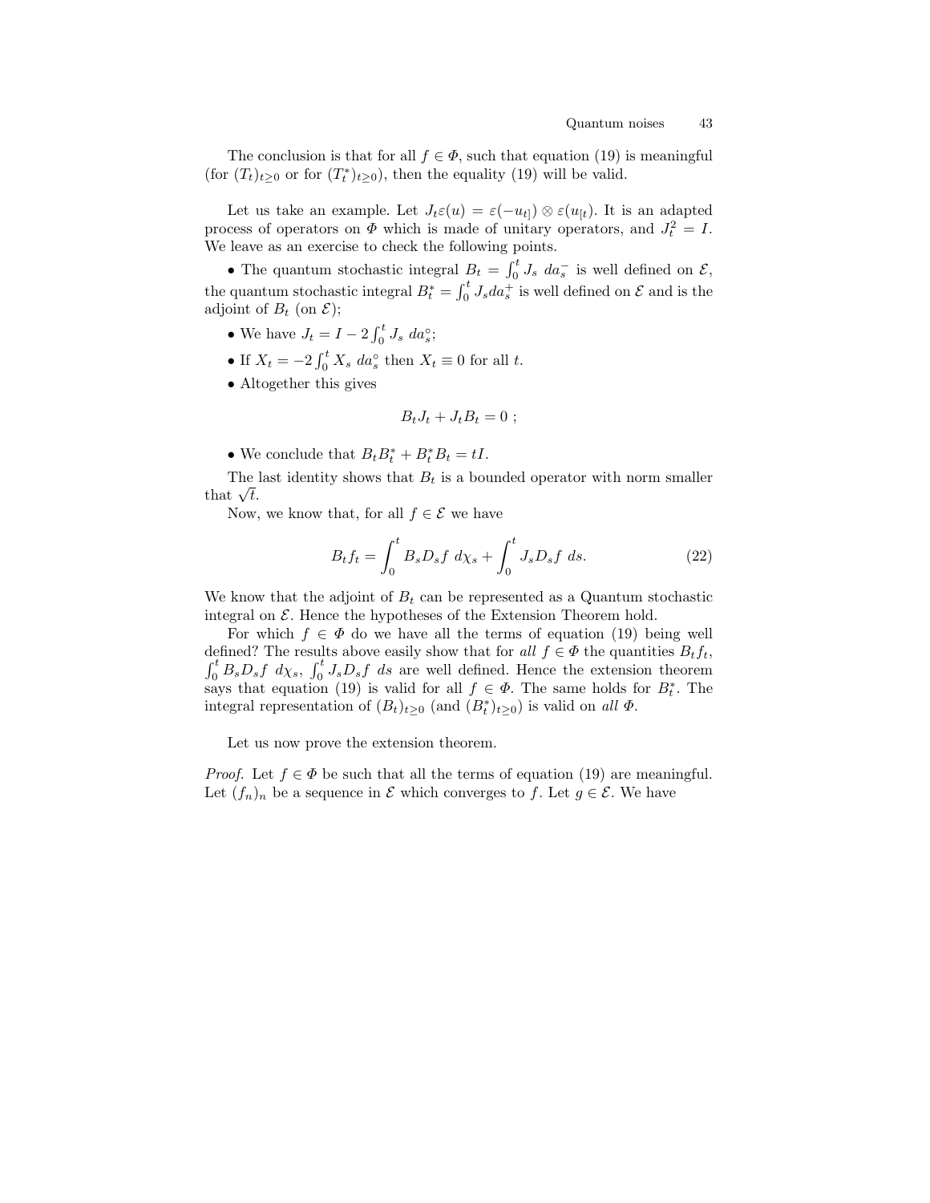The conclusion is that for all $f \in \Phi$, such that equation (19) is meaningful (for $(T_t)_{t\geq 0}$ or for $(T_t^*)_{t\geq 0}$), then the equality (19) will be valid.

Let us take an example. Let $J_t\varepsilon(u) = \varepsilon(-u_{t]}) \otimes \varepsilon(u_{[t})$. It is an adapted process of operators on $\Phi$ which is made of unitary operators, and $J_t^2 = I$. We leave as an exercise to check the following points.

- The quantum stochastic integral $B_t = \int_0^t J_s \; da_s^-$ is well defined on $\mathcal{E}$, the quantum stochastic integral $B_t^* = \int_0^t J_s da_s^+$ is well defined on $\mathcal{E}$ and is the adjoint of $B_t$ (on $\mathcal{E}$);
- We have $J_t = I - 2\int_0^t J_s \; da_s^\circ$;
- If $X_t = -2\int_0^t X_s \; da_s^\circ$ then $X_t \equiv 0$ for all $t$.
- Altogether this gives

$$B_t J_t + J_t B_t = 0 \; ;$$

- We conclude that $B_t B_t^* + B_t^* B_t = tI$.

The last identity shows that $B_t$ is a bounded operator with norm smaller that $\sqrt{t}$.

Now, we know that, for all $f \in \mathcal{E}$ we have

$$B_t f_t = \int_0^t B_s D_s f \; d\chi_s + \int_0^t J_s D_s f \; ds. \tag{22}$$

We know that the adjoint of $B_t$ can be represented as a Quantum stochastic integral on $\mathcal{E}$. Hence the hypotheses of the Extension Theorem hold.

For which $f \in \Phi$ do we have all the terms of equation (19) being well defined? The results above easily show that for *all* $f \in \Phi$ the quantities $B_t f_t$, $\int_0^t B_s D_s f \; d\chi_s$, $\int_0^t J_s D_s f \; ds$ are well defined. Hence the extension theorem says that equation (19) is valid for all $f \in \Phi$. The same holds for $B_t^*$. The integral representation of $(B_t)_{t\geq 0}$ (and $(B_t^*)_{t\geq 0}$) is valid on *all* $\Phi$.

Let us now prove the extension theorem.

*Proof.* Let $f \in \Phi$ be such that all the terms of equation (19) are meaningful. Let $(f_n)_n$ be a sequence in $\mathcal{E}$ which converges to $f$. Let $g \in \mathcal{E}$. We have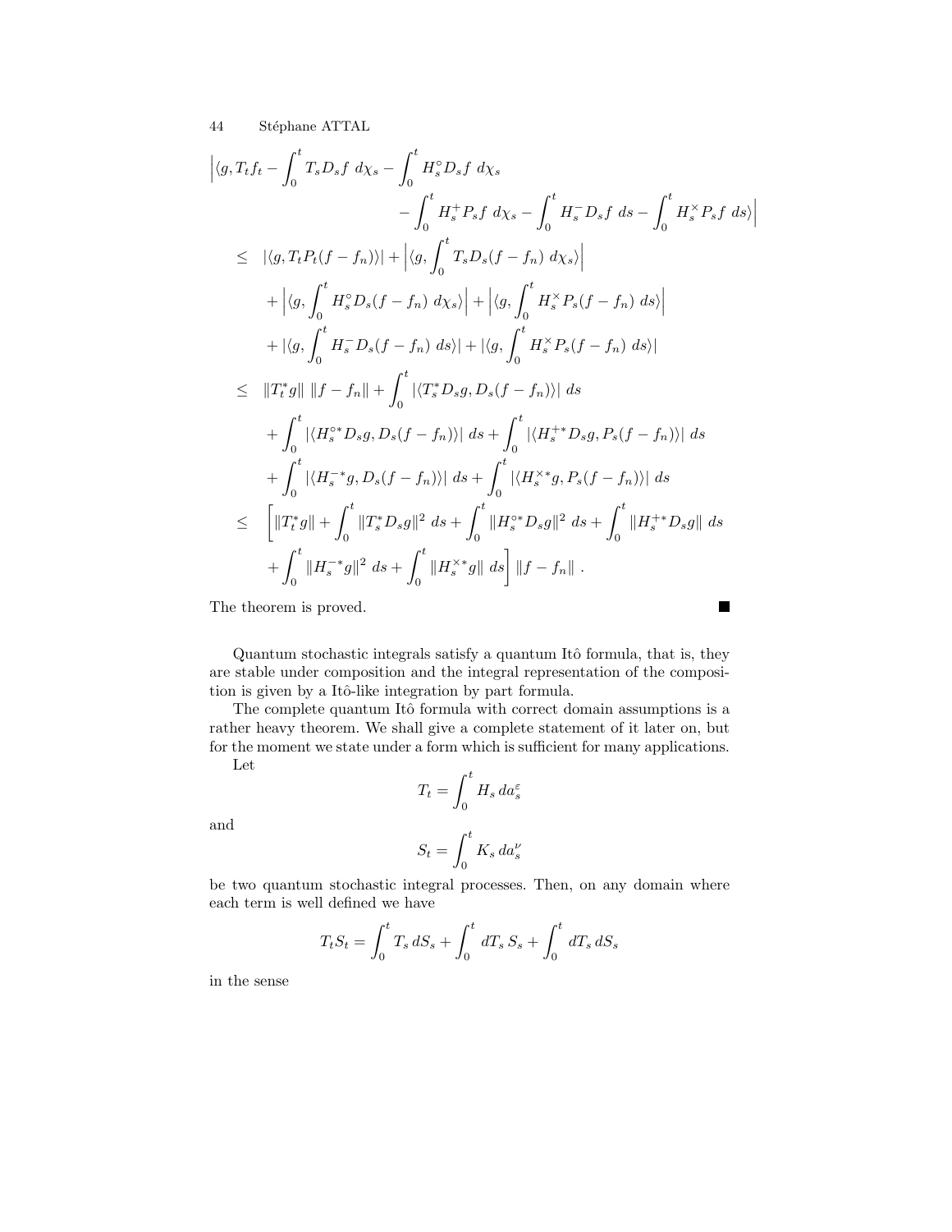$$
\begin{aligned}
&\Big|\langle g, T_t f_t - \int_0^t T_s D_s f\ d\chi_s - \int_0^t H_s^\circ D_s f\ d\chi_s \\
&\qquad\qquad - \int_0^t H_s^+ P_s f\ d\chi_s - \int_0^t H_s^- D_s f\ ds - \int_0^t H_s^\times P_s f\ ds\rangle\Big| \\
&\leq\ |\langle g, T_t P_t (f - f_n)\rangle| + \Big|\langle g, \int_0^t T_s D_s (f - f_n)\ d\chi_s\rangle\Big| \\
&\quad + \Big|\langle g, \int_0^t H_s^\circ D_s (f - f_n)\ d\chi_s\rangle\Big| + \Big|\langle g, \int_0^t H_s^\times P_s (f - f_n)\ ds\rangle\Big| \\
&\quad + |\langle g, \int_0^t H_s^- D_s (f - f_n)\ ds\rangle| + |\langle g, \int_0^t H_s^\times P_s (f - f_n)\ ds\rangle| \\
&\leq\ \|T_t^* g\|\ \|f - f_n\| + \int_0^t |\langle T_s^* D_s g, D_s (f - f_n)\rangle|\ ds \\
&\quad + \int_0^t |\langle H_s^{\circ *} D_s g, D_s (f - f_n)\rangle|\ ds + \int_0^t |\langle H_s^{+ *} D_s g, P_s (f - f_n)\rangle|\ ds \\
&\quad + \int_0^t |\langle H_s^{- *} g, D_s (f - f_n)\rangle|\ ds + \int_0^t |\langle H_s^{\times *} g, P_s (f - f_n)\rangle|\ ds \\
&\leq\ \Big[\|T_t^* g\| + \int_0^t \|T_s^* D_s g\|^2\ ds + \int_0^t \|H_s^{\circ *} D_s g\|^2\ ds + \int_0^t \|H_s^{+ *} D_s g\|\ ds \\
&\quad + \int_0^t \|H_s^{- *} g\|^2\ ds + \int_0^t \|H_s^{\times *} g\|\ ds\Big]\ \|f - f_n\|\ .
\end{aligned}
$$

The theorem is proved. ∎

Quantum stochastic integrals satisfy a quantum Itô formula, that is, they are stable under composition and the integral representation of the composition is given by a Itô-like integration by part formula.

The complete quantum Itô formula with correct domain assumptions is a rather heavy theorem. We shall give a complete statement of it later on, but for the moment we state under a form which is sufficient for many applications.

Let

$$
T_t = \int_0^t H_s\, da_s^\varepsilon
$$

and

$$
S_t = \int_0^t K_s\, da_s^\nu
$$

be two quantum stochastic integral processes. Then, on any domain where each term is well defined we have

$$
T_t S_t = \int_0^t T_s\, dS_s + \int_0^t dT_s\, S_s + \int_0^t dT_s\, dS_s
$$

in the sense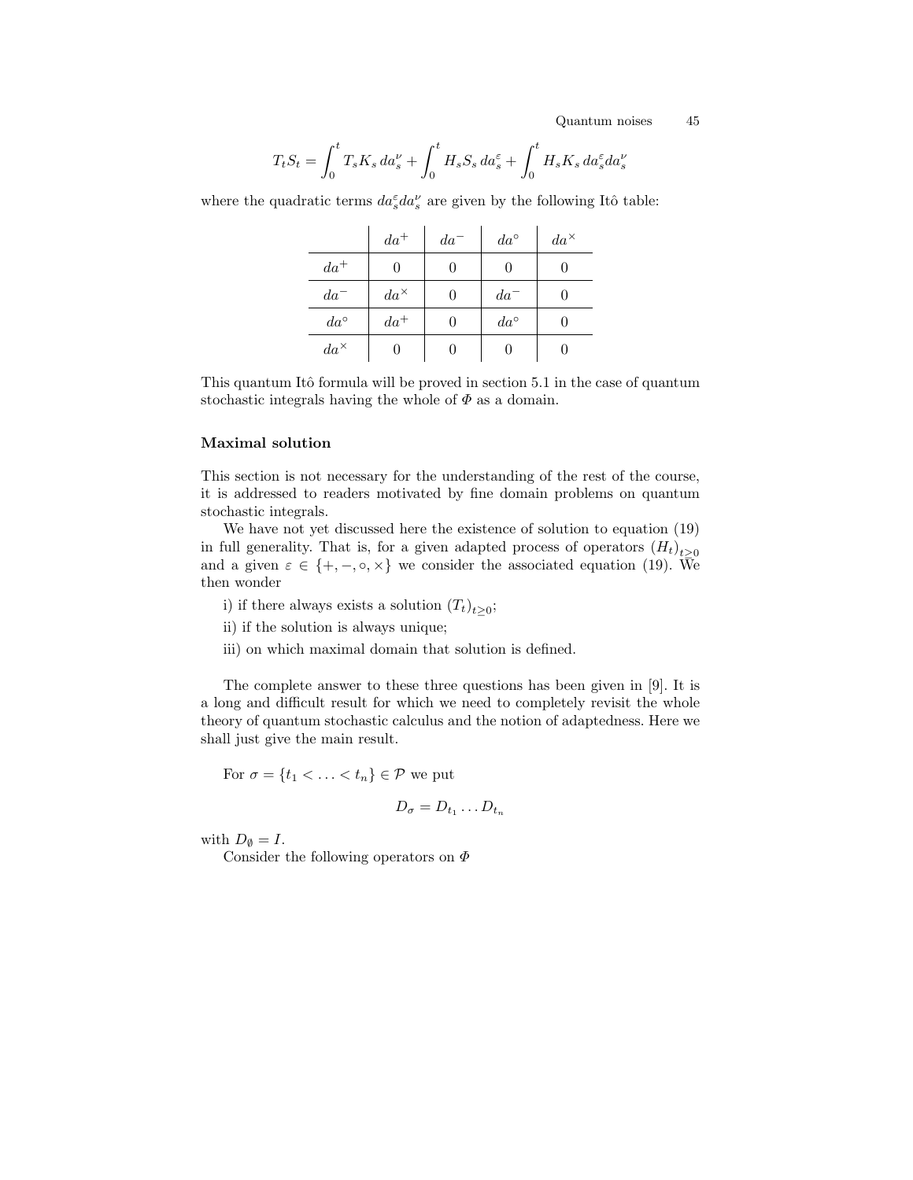$$T_tS_t = \int_0^t T_sK_s\,da^\nu_s + \int_0^t H_sS_s\,da^\varepsilon_s + \int_0^t H_sK_s\,da^\varepsilon_s da^\nu_s$$

where the quadratic terms $da^\varepsilon_s da^\nu_s$ are given by the following Itô table:

| | $da^+$ | $da^-$ | $da^\circ$ | $da^\times$ |
|---|---|---|---|---|
| $da^+$ | 0 | 0 | 0 | 0 |
| $da^-$ | $da^\times$ | 0 | $da^-$ | 0 |
| $da^\circ$ | $da^+$ | 0 | $da^\circ$ | 0 |
| $da^\times$ | 0 | 0 | 0 | 0 |

This quantum Itô formula will be proved in section 5.1 in the case of quantum stochastic integrals having the whole of $\Phi$ as a domain.

### Maximal solution

This section is not necessary for the understanding of the rest of the course, it is addressed to readers motivated by fine domain problems on quantum stochastic integrals.

We have not yet discussed here the existence of solution to equation (19) in full generality. That is, for a given adapted process of operators $(H_t)_{t\geq 0}$ and a given $\varepsilon \in \{+,-,\circ,\times\}$ we consider the associated equation (19). We then wonder

i) if there always exists a solution $(T_t)_{t\geq 0}$;

ii) if the solution is always unique;

iii) on which maximal domain that solution is defined.

The complete answer to these three questions has been given in [9]. It is a long and difficult result for which we need to completely revisit the whole theory of quantum stochastic calculus and the notion of adaptedness. Here we shall just give the main result.

For $\sigma = \{t_1 < \ldots < t_n\} \in \mathcal{P}$ we put

$$D_\sigma = D_{t_1} \ldots D_{t_n}$$

with $D_\emptyset = I$.

Consider the following operators on $\Phi$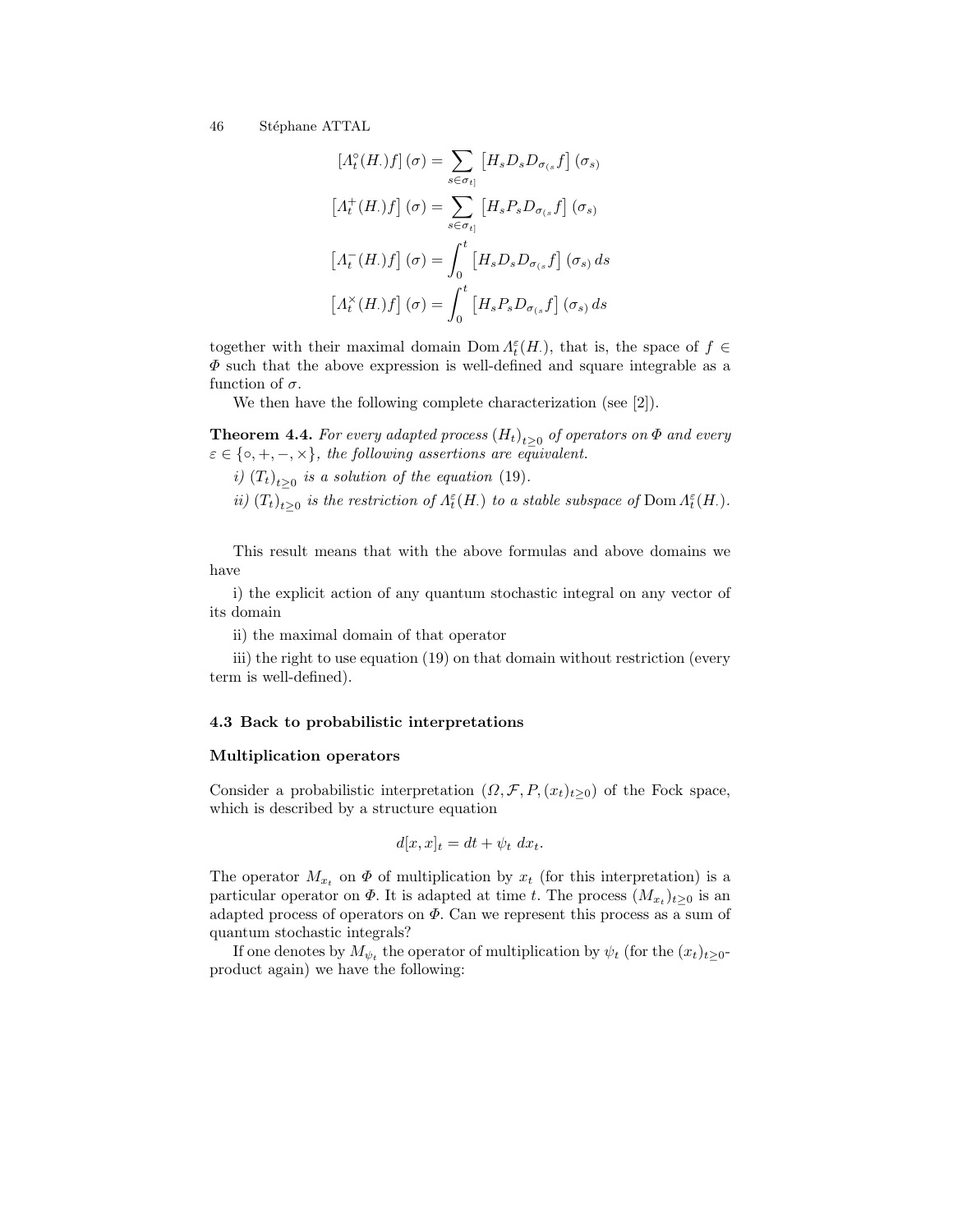$$
\begin{aligned}
\left[\Lambda_t^\circ(H_\cdot)f\right](\sigma) &= \sum_{s\in\sigma_{t]}} \left[H_s D_s D_{\sigma_{(s}} f\right](\sigma_{s)}) \\
\left[\Lambda_t^+(H_\cdot)f\right](\sigma) &= \sum_{s\in\sigma_{t]}} \left[H_s P_s D_{\sigma_{(s}} f\right](\sigma_{s)}) \\
\left[\Lambda_t^-(H_\cdot)f\right](\sigma) &= \int_0^t \left[H_s D_s D_{\sigma_{(s}} f\right](\sigma_{s)})\, ds \\
\left[\Lambda_t^\times(H_\cdot)f\right](\sigma) &= \int_0^t \left[H_s P_s D_{\sigma_{(s}} f\right](\sigma_{s)})\, ds
\end{aligned}
$$

together with their maximal domain $\operatorname{Dom}\Lambda_t^\varepsilon(H_\cdot)$, that is, the space of $f \in \Phi$ such that the above expression is well-defined and square integrable as a function of $\sigma$.

We then have the following complete characterization (see [2]).

**Theorem 4.4.** *For every adapted process $(H_t)_{t\geq 0}$ of operators on $\Phi$ and every $\varepsilon \in \{\circ, +, -, \times\}$, the following assertions are equivalent.*

*i) $(T_t)_{t\geq 0}$ is a solution of the equation* (19).

*ii) $(T_t)_{t\geq 0}$ is the restriction of $\Lambda_t^\varepsilon(H_\cdot)$ to a stable subspace of* $\operatorname{Dom}\Lambda_t^\varepsilon(H_\cdot)$.

This result means that with the above formulas and above domains we have

i) the explicit action of any quantum stochastic integral on any vector of its domain

ii) the maximal domain of that operator

iii) the right to use equation (19) on that domain without restriction (every term is well-defined).

### 4.3 Back to probabilistic interpretations

#### Multiplication operators

Consider a probabilistic interpretation $(\Omega, \mathcal{F}, P, (x_t)_{t\geq 0})$ of the Fock space, which is described by a structure equation

$$
d[x,x]_t = dt + \psi_t\; dx_t.
$$

The operator $M_{x_t}$ on $\Phi$ of multiplication by $x_t$ (for this interpretation) is a particular operator on $\Phi$. It is adapted at time $t$. The process $(M_{x_t})_{t\geq 0}$ is an adapted process of operators on $\Phi$. Can we represent this process as a sum of quantum stochastic integrals?

If one denotes by $M_{\psi_t}$ the operator of multiplication by $\psi_t$ (for the $(x_t)_{t\geq 0}$-product again) we have the following: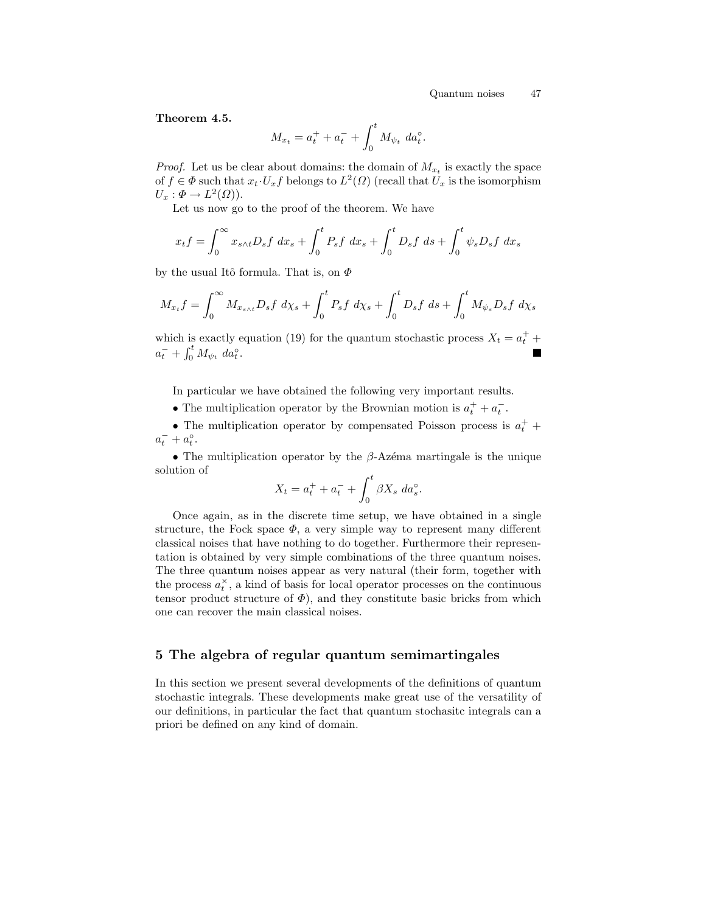**Theorem 4.5.**

$$M_{x_t} = a_t^+ + a_t^- + \int_0^t M_{\psi_t} \; da_t^\circ .$$

*Proof.* Let us be clear about domains: the domain of $M_{x_t}$ is exactly the space of $f \in \Phi$ such that $x_t \cdot U_x f$ belongs to $L^2(\Omega)$ (recall that $U_x$ is the isomorphism $U_x : \Phi \to L^2(\Omega)$).

Let us now go to the proof of the theorem. We have

$$x_t f = \int_0^\infty x_{s\wedge t} D_s f \; dx_s + \int_0^t P_s f \; dx_s + \int_0^t D_s f \; ds + \int_0^t \psi_s D_s f \; dx_s$$

by the usual Itô formula. That is, on $\Phi$

$$M_{x_t} f = \int_0^\infty M_{x_{s\wedge t}} D_s f \; d\chi_s + \int_0^t P_s f \; d\chi_s + \int_0^t D_s f \; ds + \int_0^t M_{\psi_s} D_s f \; d\chi_s$$

which is exactly equation (19) for the quantum stochastic process $X_t = a_t^+ + a_t^- + \int_0^t M_{\psi_t} \; da_t^\circ$. ∎

In particular we have obtained the following very important results.

- The multiplication operator by the Brownian motion is $a_t^+ + a_t^-$.
- The multiplication operator by compensated Poisson process is $a_t^+ + a_t^- + a_t^\circ$.
- The multiplication operator by the $\beta$-Azéma martingale is the unique solution of

$$X_t = a_t^+ + a_t^- + \int_0^t \beta X_s \; da_s^\circ .$$

Once again, as in the discrete time setup, we have obtained in a single structure, the Fock space $\Phi$, a very simple way to represent many different classical noises that have nothing to do together. Furthermore their representation is obtained by very simple combinations of the three quantum noises. The three quantum noises appear as very natural (their form, together with the process $a_t^\times$, a kind of basis for local operator processes on the continuous tensor product structure of $\Phi$), and they constitute basic bricks from which one can recover the main classical noises.

## 5 The algebra of regular quantum semimartingales

In this section we present several developments of the definitions of quantum stochastic integrals. These developments make great use of the versatility of our definitions, in particular the fact that quantum stochasitc integrals can a priori be defined on any kind of domain.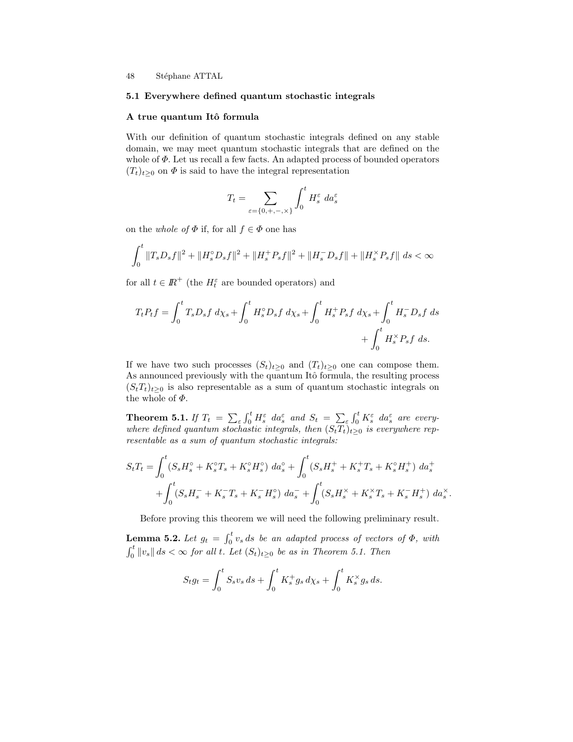## 5.1 Everywhere defined quantum stochastic integrals

### A true quantum Itô formula

With our definition of quantum stochastic integrals defined on any stable domain, we may meet quantum stochastic integrals that are defined on the whole of $\Phi$. Let us recall a few facts. An adapted process of bounded operators $(T_t)_{t\geq 0}$ on $\Phi$ is said to have the integral representation

$$T_t = \sum_{\varepsilon=\{0,+,-,\times\}} \int_0^t H_s^\varepsilon \; da_s^\varepsilon$$

on the *whole of* $\Phi$ if, for all $f \in \Phi$ one has

$$\int_0^t \|T_s D_s f\|^2 + \|H_s^\circ D_s f\|^2 + \|H_s^+ P_s f\|^2 + \|H_s^- D_s f\| + \|H_s^\times P_s f\| \; ds < \infty$$

for all $t \in \mathbb{R}^+$ (the $H_t^\varepsilon$ are bounded operators) and

$$T_t P_t f = \int_0^t T_s D_s f \; d\chi_s + \int_0^t H_s^\circ D_s f \; d\chi_s + \int_0^t H_s^+ P_s f \; d\chi_s + \int_0^t H_s^- D_s f \; ds + \int_0^t H_s^\times P_s f \; ds.$$

If we have two such processes $(S_t)_{t\geq 0}$ and $(T_t)_{t\geq 0}$ one can compose them. As announced previously with the quantum Itô formula, the resulting process $(S_t T_t)_{t\geq 0}$ is also representable as a sum of quantum stochastic integrals on the whole of $\Phi$.

**Theorem 5.1.** *If $T_t = \sum_\varepsilon \int_0^t H_s^\varepsilon \; da_s^\varepsilon$ and $S_t = \sum_\varepsilon \int_0^t K_s^\varepsilon \; da_s^\varepsilon$ are everywhere defined quantum stochastic integrals, then $(S_t T_t)_{t\geq 0}$ is everywhere representable as a sum of quantum stochastic integrals:*

$$\begin{aligned} S_t T_t = &\int_0^t (S_s H_s^\circ + K_s^\circ T_s + K_s^\circ H_s^\circ) \; da_s^\circ + \int_0^t (S_s H_s^+ + K_s^+ T_s + K_s^\circ H_s^+) \; da_s^+ \\ &+ \int_0^t (S_s H_s^- + K_s^- T_s + K_s^- H_s^\circ) \; da_s^- + \int_0^t (S_s H_s^\times + K_s^\times T_s + K_s^- H_s^+) \; da_s^\times . \end{aligned}$$

Before proving this theorem we will need the following preliminary result.

**Lemma 5.2.** *Let $g_t = \int_0^t v_s \, ds$ be an adapted process of vectors of $\Phi$, with $\int_0^t \|v_s\| \, ds < \infty$ for all $t$. Let $(S_t)_{t\geq 0}$ be as in Theorem 5.1. Then*

$$S_t g_t = \int_0^t S_s v_s \, ds + \int_0^t K_s^+ g_s \, d\chi_s + \int_0^t K_s^\times g_s \, ds.$$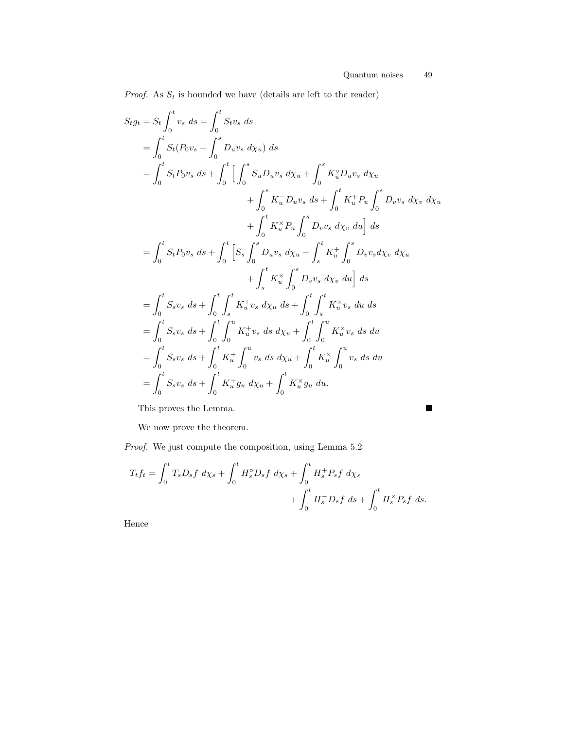*Proof.* As $S_t$ is bounded we have (details are left to the reader)

$$
\begin{aligned}
S_t g_t &= S_t \int_0^t v_s \, ds = \int_0^t S_t v_s \, ds \\
&= \int_0^t S_t (P_0 v_s + \int_0^s D_u v_s \, d\chi_u) \, ds \\
&= \int_0^t S_t P_0 v_s \, ds + \int_0^t \Big[ \int_0^s S_u D_u v_s \, d\chi_u + \int_0^s K_u^\circ D_u v_s \, d\chi_u \\
&\qquad\qquad + \int_0^s K_u^- D_u v_s \, ds + \int_0^t K_u^+ P_u \int_0^s D_v v_s \, d\chi_v \, d\chi_u \\
&\qquad\qquad + \int_0^t K_u^\times P_u \int_0^s D_v v_s \, d\chi_v \, du \Big] \, ds \\
&= \int_0^t S_t P_0 v_s \, ds + \int_0^t \Big[ S_s \int_0^s D_u v_s \, d\chi_u + \int_s^t K_u^+ \int_0^s D_v v_s d\chi_v \, d\chi_u \\
&\qquad\qquad + \int_s^t K_u^\times \int_0^s D_v v_s \, d\chi_v \, du \Big] \, ds \\
&= \int_0^t S_s v_s \, ds + \int_0^t \int_s^t K_u^+ v_s \, d\chi_u \, ds + \int_0^t \int_s^t K_u^\times v_s \, du \, ds \\
&= \int_0^t S_s v_s \, ds + \int_0^t \int_0^u K_u^+ v_s \, ds \, d\chi_u + \int_0^t \int_0^u K_u^\times v_s \, ds \, du \\
&= \int_0^t S_s v_s \, ds + \int_0^t K_u^+ \int_0^u v_s \, ds \, d\chi_u + \int_0^t K_u^\times \int_0^u v_s \, ds \, du \\
&= \int_0^t S_s v_s \, ds + \int_0^t K_u^+ g_u \, d\chi_u + \int_0^t K_u^\times g_u \, du.
\end{aligned}
$$

This proves the Lemma. ∎

We now prove the theorem.

*Proof.* We just compute the composition, using Lemma 5.2

$$
\begin{aligned}
T_t f_t = \int_0^t T_s D_s f \, d\chi_s + \int_0^t H_s^\circ D_s f \, d\chi_s + \int_0^t H_s^+ P_s f \, d\chi_s \\
+ \int_0^t H_s^- D_s f \, ds + \int_0^t H_s^\times P_s f \, ds.
\end{aligned}
$$

Hence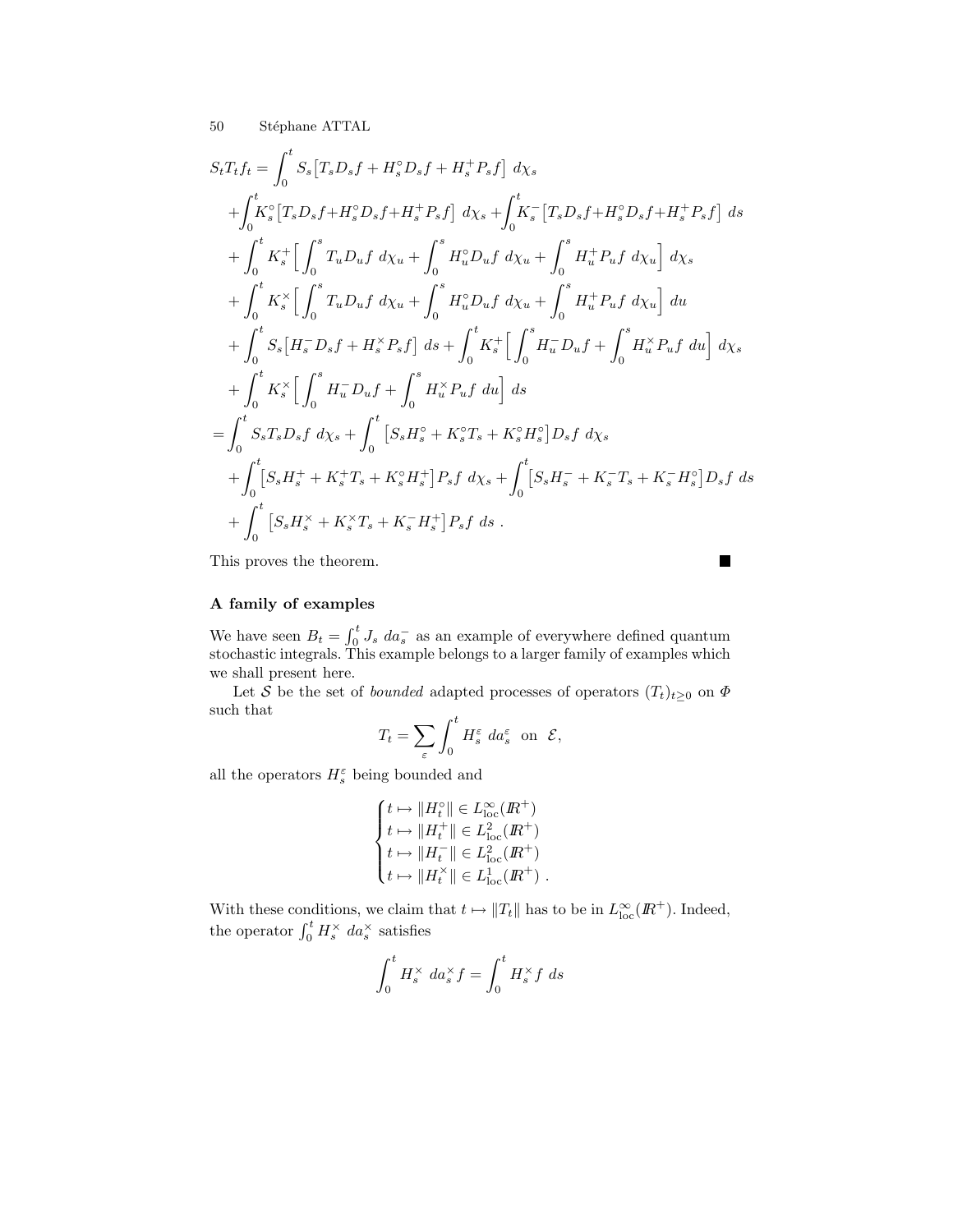$$
\begin{aligned}
S_tT_tf_t &= \int_0^t S_s\big[T_sD_sf + H_s^\circ D_sf + H_s^+P_sf\big]\ d\chi_s \\
&+\int_0^t K_s^\circ\big[T_sD_sf+H_s^\circ D_sf+H_s^+P_sf\big]\ d\chi_s + \int_0^t K_s^-\big[T_sD_sf+H_s^\circ D_sf+H_s^+P_sf\big]\ ds \\
&+ \int_0^t K_s^+\Big[\int_0^s T_uD_uf\ d\chi_u + \int_0^s H_u^\circ D_uf\ d\chi_u + \int_0^s H_u^+P_uf\ d\chi_u\Big]\ d\chi_s \\
&+ \int_0^t K_s^\times\Big[\int_0^s T_uD_uf\ d\chi_u + \int_0^s H_u^\circ D_uf\ d\chi_u + \int_0^s H_u^+P_uf\ d\chi_u\Big]\ du \\
&+ \int_0^t S_s\big[H_s^- D_sf + H_s^\times P_sf\big]\ ds + \int_0^t K_s^+\Big[\int_0^s H_u^- D_uf + \int_0^s H_u^\times P_uf\ du\Big]\ d\chi_s \\
&+ \int_0^t K_s^\times\Big[\int_0^s H_u^- D_uf + \int_0^s H_u^\times P_uf\ du\Big]\ ds \\
&= \int_0^t S_sT_sD_sf\ d\chi_s + \int_0^t \big[S_sH_s^\circ + K_s^\circ T_s + K_s^\circ H_s^\circ\big]D_sf\ d\chi_s \\
&+ \int_0^t \big[S_sH_s^+ + K_s^+T_s + K_s^\circ H_s^+\big]P_sf\ d\chi_s + \int_0^t \big[S_sH_s^- + K_s^-T_s + K_s^-H_s^\circ\big]D_sf\ ds \\
&+ \int_0^t \big[S_sH_s^\times + K_s^\times T_s + K_s^-H_s^+\big]P_sf\ ds\ .
\end{aligned}
$$

This proves the theorem. ∎

### A family of examples

We have seen $B_t = \int_0^t J_s\ da_s^-$ as an example of everywhere defined quantum stochastic integrals. This example belongs to a larger family of examples which we shall present here.

Let $\mathcal{S}$ be the set of *bounded* adapted processes of operators $(T_t)_{t\geq 0}$ on $\Phi$ such that

$$
T_t = \sum_\varepsilon \int_0^t H_s^\varepsilon\ da_s^\varepsilon \ \text{ on } \ \mathcal{E},
$$

all the operators $H_s^\varepsilon$ being bounded and

$$
\begin{cases}
t \mapsto \|H_t^\circ\| \in L^\infty_{\text{loc}}(\mathbb{R}^+) \\
t \mapsto \|H_t^+\| \in L^2_{\text{loc}}(\mathbb{R}^+) \\
t \mapsto \|H_t^-\| \in L^2_{\text{loc}}(\mathbb{R}^+) \\
t \mapsto \|H_t^\times\| \in L^1_{\text{loc}}(\mathbb{R}^+)\ .
\end{cases}
$$

With these conditions, we claim that $t \mapsto \|T_t\|$ has to be in $L^\infty_{\text{loc}}(\mathbb{R}^+)$. Indeed, the operator $\int_0^t H_s^\times\ da_s^\times$ satisfies

$$
\int_0^t H_s^\times\ da_s^\times f = \int_0^t H_s^\times f\ ds
$$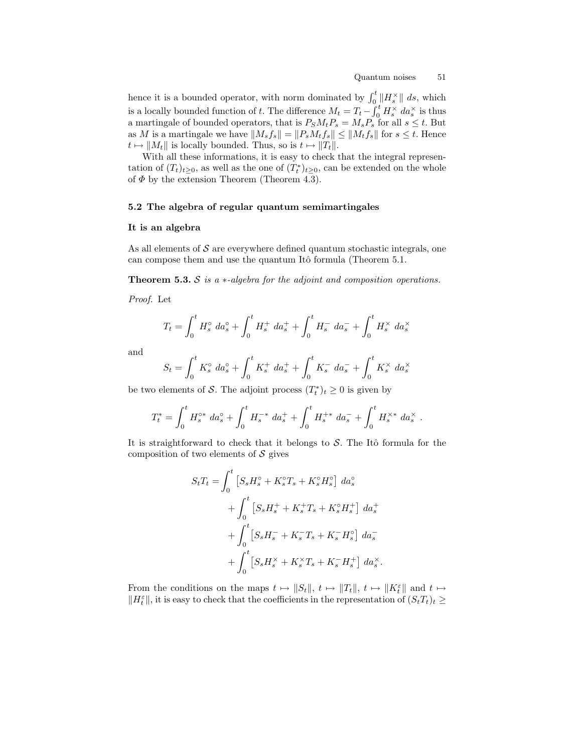hence it is a bounded operator, with norm dominated by $\int_0^t \|H_s^\times\|\, ds$, which is a locally bounded function of $t$. The difference $M_t = T_t - \int_0^t H_s^\times\, da_s^\times$ is thus a martingale of bounded operators, that is $P_S M_t P_s = M_s P_s$ for all $s \leq t$. But as $M$ is a martingale we have $\|M_s f_s\| = \|P_s M_t f_s\| \leq \|M_t f_s\|$ for $s \leq t$. Hence $t \mapsto \|M_t\|$ is locally bounded. Thus, so is $t \mapsto \|T_t\|$.

With all these informations, it is easy to check that the integral representation of $(T_t)_{t\geq 0}$, as well as the one of $(T_t^*)_{t\geq 0}$, can be extended on the whole of $\Phi$ by the extension Theorem (Theorem 4.3).

### 5.2 The algebra of regular quantum semimartingales

#### It is an algebra

As all elements of $\mathcal{S}$ are everywhere defined quantum stochastic integrals, one can compose them and use the quantum Itô formula (Theorem 5.1.

**Theorem 5.3.** *$\mathcal{S}$ is a $*$-algebra for the adjoint and composition operations.*

*Proof.* Let

$$T_t = \int_0^t H_s^\circ\, da_s^\circ + \int_0^t H_s^+\, da_s^+ + \int_0^t H_s^-\, da_s^- + \int_0^t H_s^\times\, da_s^\times$$

and

$$S_t = \int_0^t K_s^\circ\, da_s^\circ + \int_0^t K_s^+\, da_s^+ + \int_0^t K_s^-\, da_s^- + \int_0^t K_s^\times\, da_s^\times$$

be two elements of $\mathcal{S}$. The adjoint process $(T_t^*)_t \geq 0$ is given by

$$T_t^* = \int_0^t H_s^{\circ *}\, da_s^\circ + \int_0^t H_s^{-*}\, da_s^+ + \int_0^t H_s^{+*}\, da_s^- + \int_0^t H_s^{\times *}\, da_s^\times\ .$$

It is straightforward to check that it belongs to $\mathcal{S}$. The Itô formula for the composition of two elements of $\mathcal{S}$ gives

$$\begin{aligned}
S_t T_t = &\int_0^t \left[S_s H_s^\circ + K_s^\circ T_s + K_s^\circ H_s^\circ\right]\, da_s^\circ \\
&+ \int_0^t \left[S_s H_s^+ + K_s^+ T_s + K_s^\circ H_s^+\right]\, da_s^+ \\
&+ \int_0^t \left[S_s H_s^- + K_s^- T_s + K_s^- H_s^\circ\right]\, da_s^- \\
&+ \int_0^t \left[S_s H_s^\times + K_s^\times T_s + K_s^- H_s^+\right]\, da_s^\times .
\end{aligned}$$

From the conditions on the maps $t \mapsto \|S_t\|$, $t \mapsto \|T_t\|$, $t \mapsto \|K_t^\varepsilon\|$ and $t \mapsto \|H_t^\varepsilon\|$, it is easy to check that the coefficients in the representation of $(S_t T_t)_t \geq$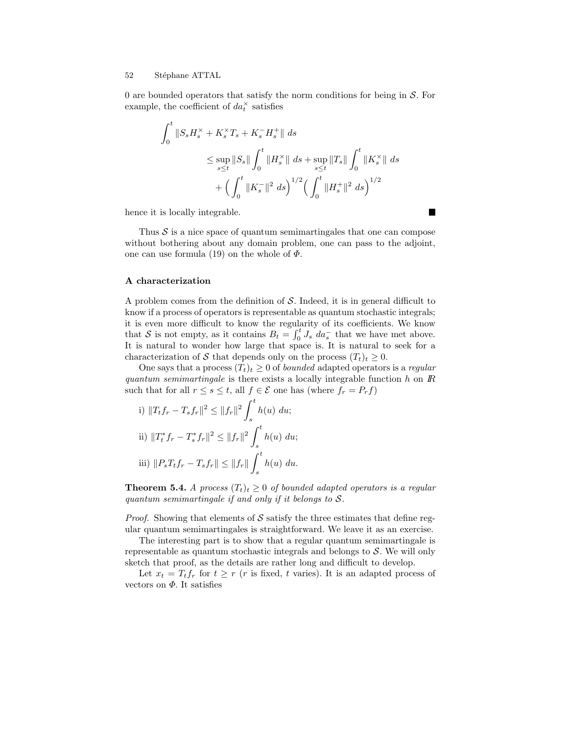0 are bounded operators that satisfy the norm conditions for being in $\mathcal{S}$. For example, the coefficient of $da_t^\times$ satisfies

$$\begin{aligned}
\int_0^t \|S_s H_s^\times + K_s^\times T_s + K_s^- H_s^+\| \, ds \\
\leq \sup_{s\leq t} \|S_s\| \int_0^t \|H_s^\times\| \, ds + \sup_{s\leq t} \|T_s\| \int_0^t \|K_s^\times\| \, ds \\
+ \Big( \int_0^t \|K_s^-\|^2 \, ds\Big)^{1/2} \Big( \int_0^t \|H_s^+\|^2 \, ds\Big)^{1/2}
\end{aligned}$$

hence it is locally integrable. ∎

Thus $\mathcal{S}$ is a nice space of quantum semimartingales that one can compose without bothering about any domain problem, one can pass to the adjoint, one can use formula (19) on the whole of $\Phi$.

### A characterization

A problem comes from the definition of $\mathcal{S}$. Indeed, it is in general difficult to know if a process of operators is representable as quantum stochastic integrals; it is even more difficult to know the regularity of its coefficients. We know that $\mathcal{S}$ is not empty, as it contains $B_t = \int_0^t J_s \, da_s^-$ that we have met above. It is natural to wonder how large that space is. It is natural to seek for a characterization of $\mathcal{S}$ that depends only on the process $(T_t)_t \geq 0$.

One says that a process $(T_t)_t \geq 0$ of *bounded* adapted operators is a *regular quantum semimartingale* is there exists a locally integrable function $h$ on $\mathbb{R}$ such that for all $r \leq s \leq t$, all $f \in \mathcal{E}$ one has (where $f_r = P_r f$)

i) $\|T_t f_r - T_s f_r\|^2 \leq \|f_r\|^2 \displaystyle\int_s^t h(u) \, du$;

ii) $\|T_t^* f_r - T_s^* f_r\|^2 \leq \|f_r\|^2 \displaystyle\int_s^t h(u) \, du$;

iii) $\|P_s T_t f_r - T_s f_r\| \leq \|f_r\| \displaystyle\int_s^t h(u) \, du$.

**Theorem 5.4.** *A process $(T_t)_t \geq 0$ of bounded adapted operators is a regular quantum semimartingale if and only if it belongs to $\mathcal{S}$.*

*Proof.* Showing that elements of $\mathcal{S}$ satisfy the three estimates that define regular quantum semimartingales is straightforward. We leave it as an exercise.

The interesting part is to show that a regular quantum semimartingale is representable as quantum stochastic integrals and belongs to $\mathcal{S}$. We will only sketch that proof, as the details are rather long and difficult to develop.

Let $x_t = T_t f_r$ for $t \geq r$ ($r$ is fixed, $t$ varies). It is an adapted process of vectors on $\Phi$. It satisfies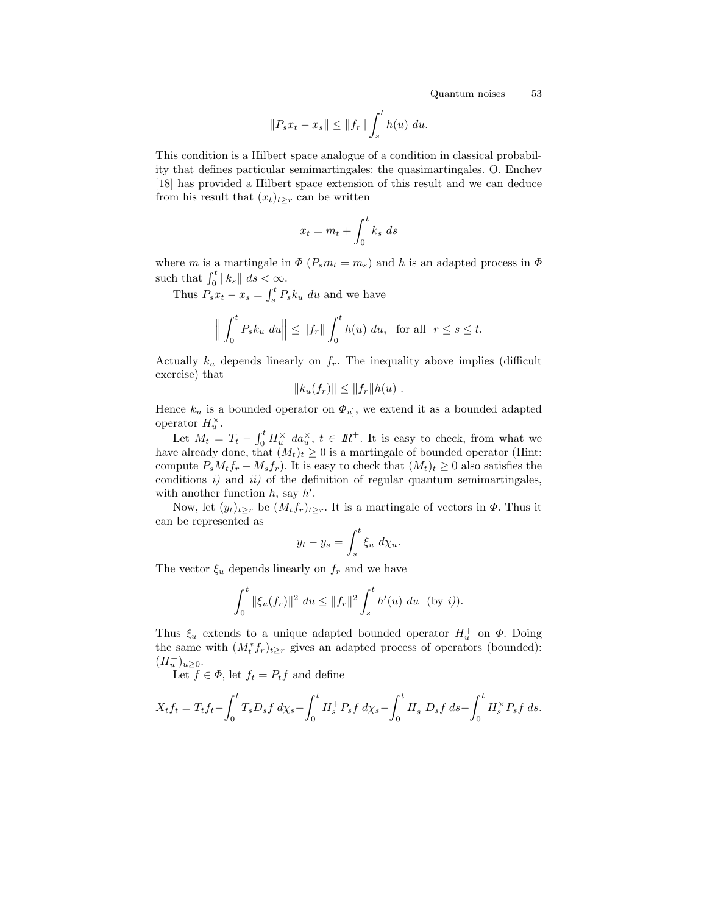$$\|P_s x_t - x_s\| \le \|f_r\| \int_s^t h(u)\ du.$$

This condition is a Hilbert space analogue of a condition in classical probability that defines particular semimartingales: the quasimartingales. O. Enchev [18] has provided a Hilbert space extension of this result and we can deduce from his result that $(x_t)_{t\ge r}$ can be written

$$x_t = m_t + \int_0^t k_s\ ds$$

where $m$ is a martingale in $\Phi$ ($P_s m_t = m_s$) and $h$ is an adapted process in $\Phi$ such that $\int_0^t \|k_s\|\ ds < \infty$.

Thus $P_s x_t - x_s = \int_s^t P_s k_u\ du$ and we have

$$\Big\| \int_0^t P_s k_u\ du \Big\| \le \|f_r\| \int_0^t h(u)\ du, \quad \text{for all} \quad r \le s \le t.$$

Actually $k_u$ depends linearly on $f_r$. The inequality above implies (difficult exercise) that

$$\|k_u(f_r)\| \le \|f_r\| h(u)\ .$$

Hence $k_u$ is a bounded operator on $\Phi_{u]}$, we extend it as a bounded adapted operator $H_u^\times$.

Let $M_t = T_t - \int_0^t H_u^\times\ da_u^\times$, $t \in \mathbb{R}^+$. It is easy to check, from what we have already done, that $(M_t)_t \ge 0$ is a martingale of bounded operator (Hint: compute $P_s M_t f_r - M_s f_r$). It is easy to check that $(M_t)_t \ge 0$ also satisfies the conditions *i)* and *ii)* of the definition of regular quantum semimartingales, with another function $h$, say $h'$.

Now, let $(y_t)_{t\ge r}$ be $(M_t f_r)_{t \ge r}$. It is a martingale of vectors in $\Phi$. Thus it can be represented as

$$y_t - y_s = \int_s^t \xi_u\ d\chi_u.$$

The vector $\xi_u$ depends linearly on $f_r$ and we have

$$\int_0^t \|\xi_u(f_r)\|^2\ du \le \|f_r\|^2 \int_s^t h'(u)\ du \ \ (\text{by } i)).$$

Thus $\xi_u$ extends to a unique adapted bounded operator $H_u^+$ on $\Phi$. Doing the same with $(M_t^* f_r)_{t\ge r}$ gives an adapted process of operators (bounded): $(H_u^-)_{u\ge 0}$.

Let $f \in \Phi$, let $f_t = P_t f$ and define

$$X_t f_t = T_t f_t - \int_0^t T_s D_s f\ d\chi_s - \int_0^t H_s^+ P_s f\ d\chi_s - \int_0^t H_s^- D_s f\ ds - \int_0^t H_s^\times P_s f\ ds.$$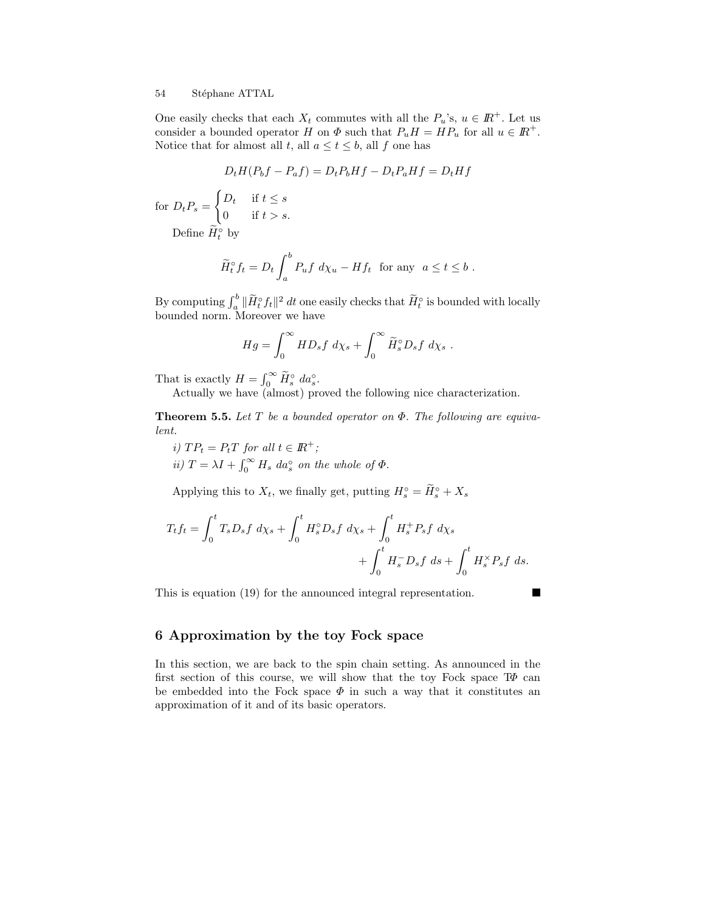One easily checks that each $X_t$ commutes with all the $P_u$'s, $u \in \mathbb{R}^+$. Let us consider a bounded operator $H$ on $\Phi$ such that $P_u H = H P_u$ for all $u \in \mathbb{R}^+$. Notice that for almost all $t$, all $a \leq t \leq b$, all $f$ one has

$$D_t H(P_b f - P_a f) = D_t P_b H f - D_t P_a H f = D_t H f$$

for $D_t P_s = \begin{cases} D_t & \text{if } t \leq s \\ 0 & \text{if } t > s. \end{cases}$

Define $\widetilde{H}_t^\circ$ by

$$\widetilde{H}_t^\circ f_t = D_t \int_a^b P_u f \; d\chi_u - H f_t \quad \text{for any} \quad a \leq t \leq b \; .$$

By computing $\int_a^b \|\widetilde{H}_t^\circ f_t\|^2 \, dt$ one easily checks that $\widetilde{H}_t^\circ$ is bounded with locally bounded norm. Moreover we have

$$Hg = \int_0^\infty H D_s f \; d\chi_s + \int_0^\infty \widetilde{H}_s^\circ D_s f \; d\chi_s \; .$$

That is exactly $H = \int_0^\infty \widetilde{H}_s^\circ \; da_s^\circ$.

Actually we have (almost) proved the following nice characterization.

**Theorem 5.5.** *Let $T$ be a bounded operator on $\Phi$. The following are equivalent.*

*i) $TP_t = P_t T$ for all $t \in \mathbb{R}^+$;*
*ii) $T = \lambda I + \int_0^\infty H_s \; da_s^\circ$ on the whole of $\Phi$.*

Applying this to $X_t$, we finally get, putting $H_s^\circ = \widetilde{H}_s^\circ + X_s$

$$\begin{aligned} T_t f_t = \int_0^t T_s D_s f \; d\chi_s + \int_0^t H_s^\circ D_s f \; d\chi_s + \int_0^t H_s^+ P_s f \; d\chi_s \\ + \int_0^t H_s^- D_s f \; ds + \int_0^t H_s^\times P_s f \; ds. \end{aligned}$$

This is equation (19) for the announced integral representation. ■

## 6 Approximation by the toy Fock space

In this section, we are back to the spin chain setting. As announced in the first section of this course, we will show that the toy Fock space $T\Phi$ can be embedded into the Fock space $\Phi$ in such a way that it constitutes an approximation of it and of its basic operators.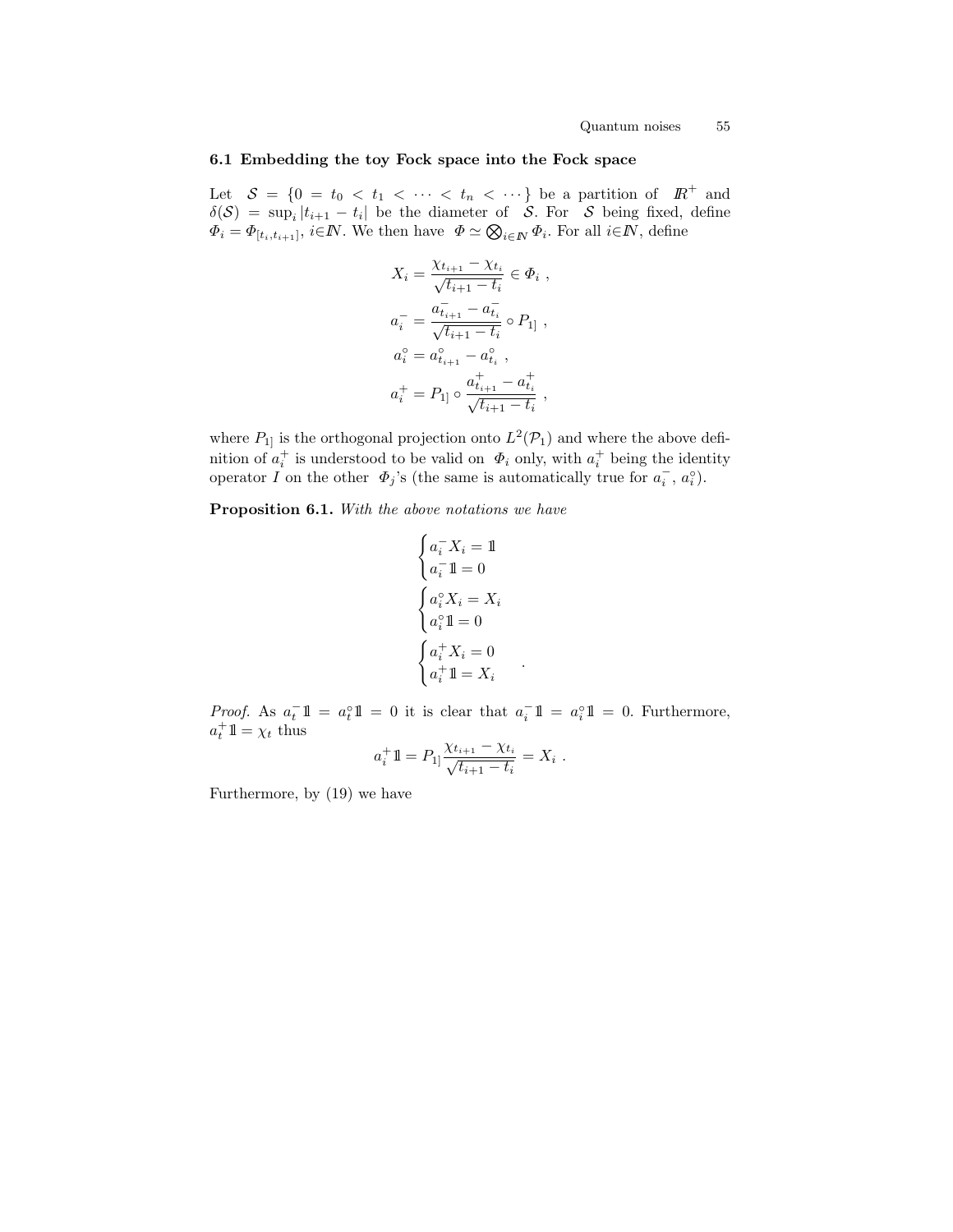### 6.1 Embedding the toy Fock space into the Fock space

Let $\mathcal{S} = \{0 = t_0 < t_1 < \cdots < t_n < \cdots\}$ be a partition of $\mathbb{R}^+$ and $\delta(\mathcal{S}) = \sup_i |t_{i+1} - t_i|$ be the diameter of $\mathcal{S}$. For $\mathcal{S}$ being fixed, define $\Phi_i = \Phi_{[t_i, t_{i+1}]}$, $i \in \mathbb{N}$. We then have $\Phi \simeq \bigotimes_{i \in \mathbb{N}} \Phi_i$. For all $i \in \mathbb{N}$, define

$$
\begin{aligned}
X_i &= \frac{\chi_{t_{i+1}} - \chi_{t_i}}{\sqrt{t_{i+1} - t_i}} \in \Phi_i \ , \\
a_i^- &= \frac{a_{t_{i+1}}^- - a_{t_i}^-}{\sqrt{t_{i+1} - t_i}} \circ P_{1]} \ , \\
a_i^\circ &= a_{t_{i+1}}^\circ - a_{t_i}^\circ \ , \\
a_i^+ &= P_{1]} \circ \frac{a_{t_{i+1}}^+ - a_{t_i}^+}{\sqrt{t_{i+1} - t_i}} \ ,
\end{aligned}
$$

where $P_{1]}$ is the orthogonal projection onto $L^2(\mathcal{P}_1)$ and where the above definition of $a_i^+$ is understood to be valid on $\Phi_i$ only, with $a_i^+$ being the identity operator $I$ on the other $\Phi_j$'s (the same is automatically true for $a_i^-$, $a_i^\circ$).

**Proposition 6.1.** *With the above notations we have*

$$
\begin{cases}
a_i^- X_i = \mathbb{1} \\
a_i^- \mathbb{1} = 0
\end{cases}
$$

$$
\begin{cases}
a_i^\circ X_i = X_i \\
a_i^\circ \mathbb{1} = 0
\end{cases}
$$

$$
\begin{cases}
a_i^+ X_i = 0 \\
a_i^+ \mathbb{1} = X_i
\end{cases} \ .
$$

*Proof.* As $a_t^- \mathbb{1} = a_t^\circ \mathbb{1} = 0$ it is clear that $a_i^- \mathbb{1} = a_i^\circ \mathbb{1} = 0$. Furthermore, $a_t^+ \mathbb{1} = \chi_t$ thus

$$
a_i^+ \mathbb{1} = P_{1]} \frac{\chi_{t_{i+1}} - \chi_{t_i}}{\sqrt{t_{i+1} - t_i}} = X_i \ .
$$

Furthermore, by (19) we have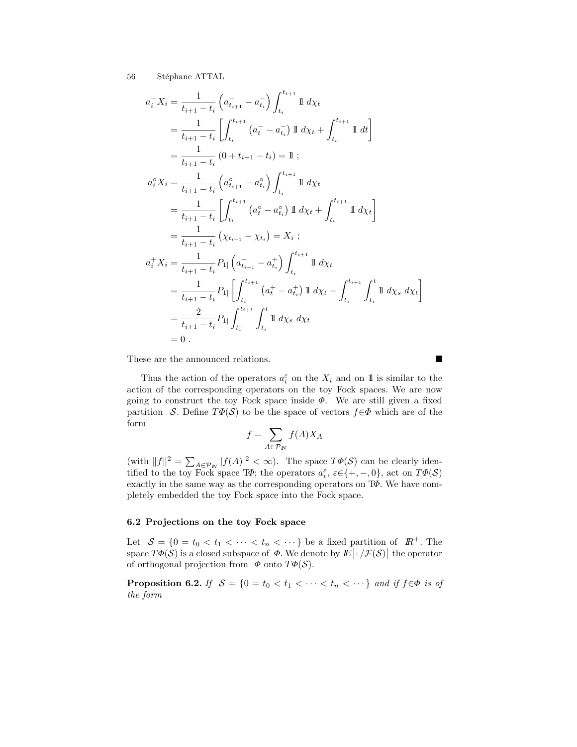$$
\begin{aligned}
a_i^- X_i &= \frac{1}{t_{i+1}-t_i}\left(a^-_{t_{i+1}} - a^-_{t_i}\right)\int_{t_i}^{t_{i+1}} \mathbb{1}\, d\chi_t \\
&= \frac{1}{t_{i+1}-t_i}\left[\int_{t_i}^{t_{i+1}} \left(a^-_t - a^-_{t_i}\right)\mathbb{1}\, d\chi_t + \int_{t_i}^{t_{i+1}} \mathbb{1}\, dt\right] \\
&= \frac{1}{t_{i+1}-t_i}\left(0 + t_{i+1} - t_i\right) = \mathbb{1}\ ; \\
a_i^\circ X_i &= \frac{1}{t_{i+1}-t_i}\left(a^\circ_{t_{i+1}} - a^\circ_{t_i}\right)\int_{t_i}^{t_{i+1}} \mathbb{1}\, d\chi_t \\
&= \frac{1}{t_{i+1}-t_i}\left[\int_{t_i}^{t_{i+1}} \left(a^\circ_t - a^\circ_{t_i}\right)\mathbb{1}\, d\chi_t + \int_{t_i}^{t_{i+1}} \mathbb{1}\, d\chi_t\right] \\
&= \frac{1}{t_{i+1}-t_i}\left(\chi_{t_{i+1}} - \chi_{t_i}\right) = X_i\ ; \\
a_i^+ X_i &= \frac{1}{t_{i+1}-t_i} P_{1]}\left(a^+_{t_{i+1}} - a^+_{t_i}\right)\int_{t_i}^{t_{i+1}} \mathbb{1}\, d\chi_t \\
&= \frac{1}{t_{i+1}-t_i} P_{1]}\left[\int_{t_i}^{t_{i+1}} \left(a^+_t - a^+_{t_i}\right)\mathbb{1}\, d\chi_t + \int_{t_i}^{t_{i+1}}\int_{t_i}^{t} \mathbb{1}\, d\chi_s\, d\chi_t\right] \\
&= \frac{2}{t_{i+1}-t_i} P_{1]}\int_{t_i}^{t_{i+1}}\int_{t_i}^{t} \mathbb{1}\, d\chi_s\, d\chi_t \\
&= 0\ .
\end{aligned}
$$

These are the announced relations. ■

Thus the action of the operators $a_i^\varepsilon$ on the $X_i$ and on $\mathbb{1}$ is similar to the action of the corresponding operators on the toy Fock spaces. We are now going to construct the toy Fock space inside $\Phi$. We are still given a fixed partition $\mathcal{S}$. Define $T\Phi(\mathcal{S})$ to be the space of vectors $f\in\Phi$ which are of the form

$$
f = \sum_{A\in\mathcal{P}_{\mathbb{N}}} f(A) X_A
$$

(with $\|f\|^2 = \sum_{A\in\mathcal{P}_{\mathbb{N}}} |f(A)|^2 < \infty$). The space $T\Phi(\mathcal{S})$ can be clearly identified to the toy Fock space $\mathbb{T}\Phi$; the operators $a_i^\varepsilon$, $\varepsilon\in\{+,-,0\}$, act on $T\Phi(\mathcal{S})$ exactly in the same way as the corresponding operators on $\mathbb{T}\Phi$. We have completely embedded the toy Fock space into the Fock space.

### 6.2 Projections on the toy Fock space

Let $\mathcal{S} = \{0 = t_0 < t_1 < \cdots < t_n < \cdots\}$ be a fixed partition of $\mathbb{R}^+$. The space $T\Phi(\mathcal{S})$ is a closed subspace of $\Phi$. We denote by $\mathbb{E}\left[\,\cdot\,/\mathcal{F}(\mathcal{S})\right]$ the operator of orthogonal projection from $\Phi$ onto $T\Phi(\mathcal{S})$.

**Proposition 6.2.** *If $\mathcal{S} = \{0 = t_0 < t_1 < \cdots < t_n < \cdots\}$ and if $f\in\Phi$ is of the form*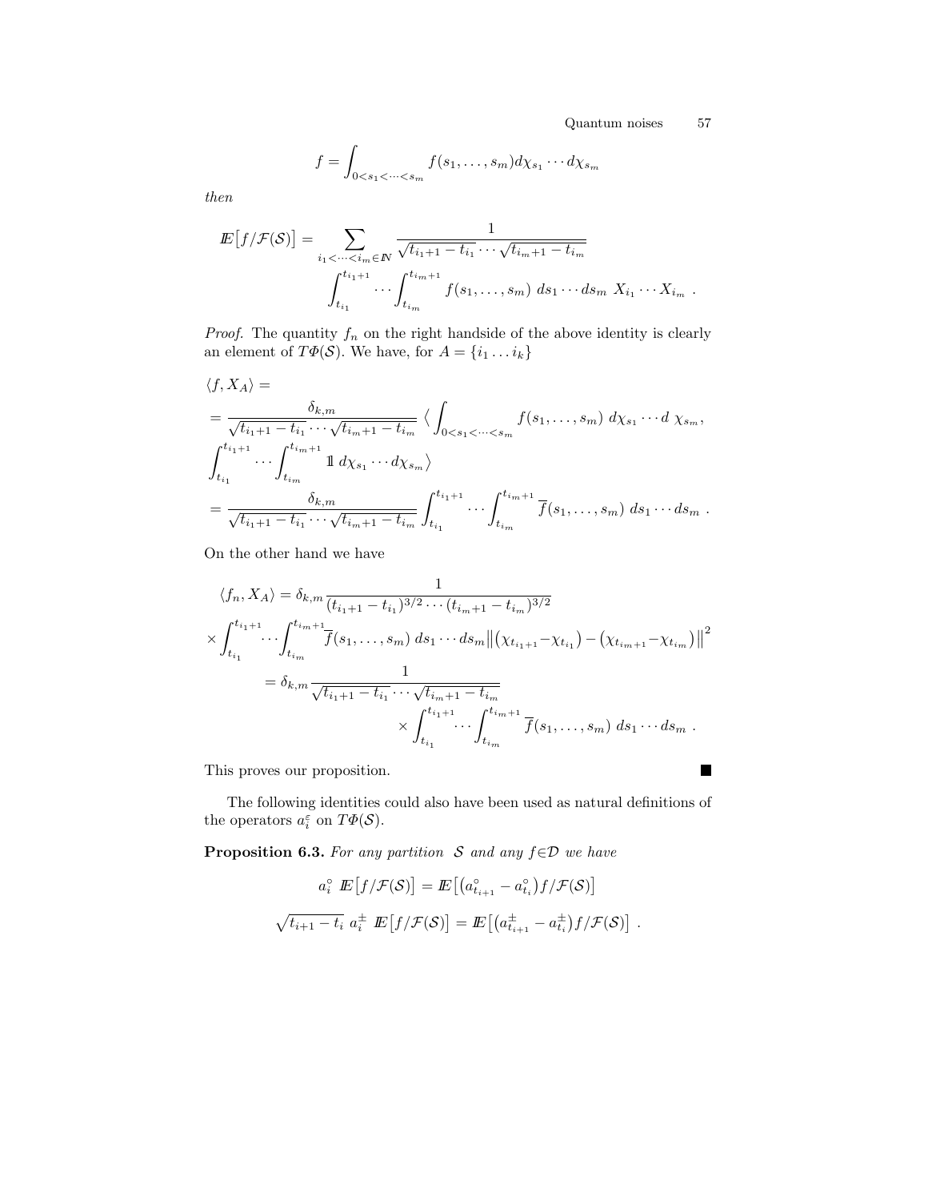$$f = \int_{0<s_1<\cdots<s_m} f(s_1, \ldots, s_m) d\chi_{s_1} \cdots d\chi_{s_m}$$

*then*

$$\mathbb{E}\big[f/\mathcal{F}(\mathcal{S})\big] = \sum_{i_1<\cdots<i_m \in \mathbb{N}} \frac{1}{\sqrt{t_{i_1+1}-t_{i_1}} \cdots \sqrt{t_{i_m+1}-t_{i_m}}} \int_{t_{i_1}}^{t_{i_1+1}} \cdots \int_{t_{i_m}}^{t_{i_m+1}} f(s_1, \ldots, s_m)\; ds_1 \cdots ds_m \; X_{i_1} \cdots X_{i_m} \; .$$

*Proof.* The quantity $f_n$ on the right handside of the above identity is clearly an element of $T\Phi(\mathcal{S})$. We have, for $A = \{i_1 \ldots i_k\}$

$$\begin{aligned}
&\langle f, X_A \rangle = \\
&= \frac{\delta_{k,m}}{\sqrt{t_{i_1+1}-t_{i_1}} \cdots \sqrt{t_{i_m+1}-t_{i_m}}} \; \Big\langle \int_{0<s_1<\cdots<s_m} f(s_1, \ldots, s_m)\; d\chi_{s_1} \cdots d\; \chi_{s_m}, \\
&\int_{t_{i_1}}^{t_{i_1+1}} \cdots \int_{t_{i_m}}^{t_{i_m+1}} \mathbb{1}\; d\chi_{s_1} \cdots d\chi_{s_m} \Big\rangle \\
&= \frac{\delta_{k,m}}{\sqrt{t_{i_1+1}-t_{i_1}} \cdots \sqrt{t_{i_m+1}-t_{i_m}}} \int_{t_{i_1}}^{t_{i_1+1}} \cdots \int_{t_{i_m}}^{t_{i_m+1}} \overline{f}(s_1, \ldots, s_m)\; ds_1 \cdots ds_m \; .
\end{aligned}$$

On the other hand we have

$$\begin{aligned}
\langle f_n, X_A \rangle &= \delta_{k,m} \frac{1}{(t_{i_1+1}-t_{i_1})^{3/2} \cdots (t_{i_m+1}-t_{i_m})^{3/2}} \\
\times &\int_{t_{i_1}}^{t_{i_1+1}} \cdots \int_{t_{i_m}}^{t_{i_m+1}} \overline{f}(s_1, \ldots, s_m)\; ds_1 \cdots ds_m \big\| \big(\chi_{t_{i_1+1}} - \chi_{t_{i_1}}\big) - \big(\chi_{t_{i_m+1}} - \chi_{t_{i_m}}\big) \big\|^2 \\
&= \delta_{k,m} \frac{1}{\sqrt{t_{i_1+1}-t_{i_1}} \cdots \sqrt{t_{i_m+1}-t_{i_m}}} \\
&\qquad \times \int_{t_{i_1}}^{t_{i_1+1}} \cdots \int_{t_{i_m}}^{t_{i_m+1}} \overline{f}(s_1, \ldots, s_m)\; ds_1 \cdots ds_m \; .
\end{aligned}$$

This proves our proposition. ■

The following identities could also have been used as natural definitions of the operators $a_i^\varepsilon$ on $T\Phi(\mathcal{S})$.

**Proposition 6.3.** *For any partition $\mathcal{S}$ and any $f \in \mathcal{D}$ we have*

$$a_i^\circ \; \mathbb{E}\big[f/\mathcal{F}(\mathcal{S})\big] = \mathbb{E}\big[\big(a_{t_{i+1}}^\circ - a_{t_i}^\circ\big) f/\mathcal{F}(\mathcal{S})\big]$$

$$\sqrt{t_{i+1}-t_i} \; a_i^\pm \; \mathbb{E}\big[f/\mathcal{F}(\mathcal{S})\big] = \mathbb{E}\big[\big(a_{t_{i+1}}^\pm - a_{t_i}^\pm\big) f/\mathcal{F}(\mathcal{S})\big] \; .$$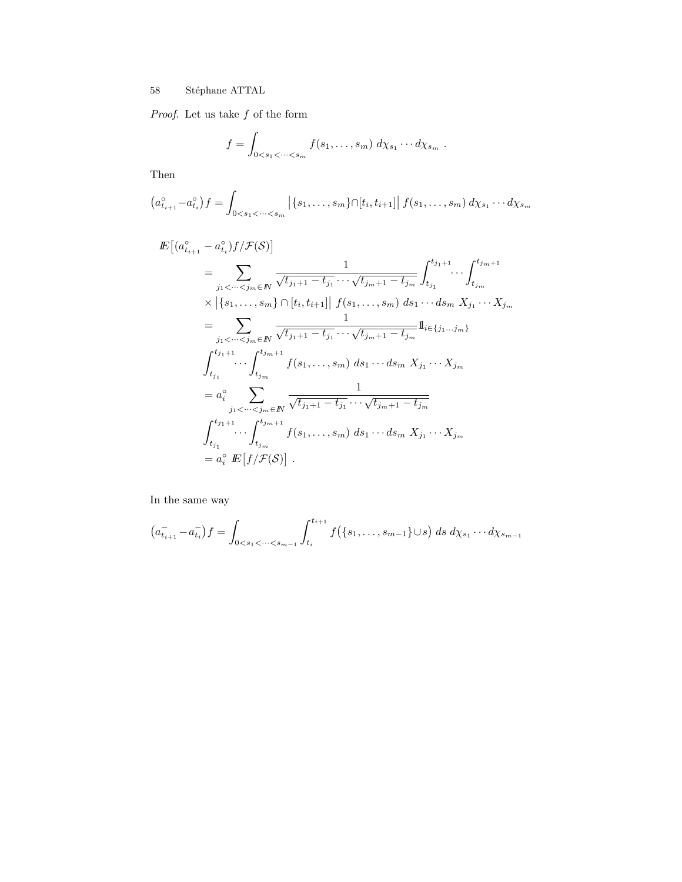*Proof.* Let us take $f$ of the form

$$f = \int_{0<s_1<\cdots<s_m} f(s_1, \ldots, s_m)\ d\chi_{s_1} \cdots d\chi_{s_m}\ .$$

Then

$$\left(a^\circ_{t_{i+1}} - a^\circ_{t_i}\right) f = \int_{0<s_1<\cdots<s_m} \left|\{s_1, \ldots, s_m\} \cap [t_i, t_{i+1}]\right|\ f(s_1, \ldots, s_m)\ d\chi_{s_1} \cdots d\chi_{s_m}$$

$$\begin{aligned}
&\mathbb{E}\left[(a^\circ_{t_{i+1}} - a^\circ_{t_i}) f / \mathcal{F}(\mathcal{S})\right] \\
&\qquad = \sum_{j_1<\cdots<j_m \in \mathbb{N}} \frac{1}{\sqrt{t_{j_1+1} - t_{j_1}} \cdots \sqrt{t_{j_m+1} - t_{j_m}}} \int_{t_{j_1}}^{t_{j_1+1}} \cdots \int_{t_{j_m}}^{t_{j_m+1}} \\
&\qquad \times \left|\{s_1, \ldots, s_m\} \cap [t_i, t_{i+1}]\right|\ f(s_1, \ldots, s_m)\ ds_1 \cdots ds_m\ X_{j_1} \cdots X_{j_m} \\
&\qquad = \sum_{j_1<\cdots<j_m \in \mathbb{N}} \frac{1}{\sqrt{t_{j_1+1} - t_{j_1}} \cdots \sqrt{t_{j_m+1} - t_{j_m}}} \mathbb{1}_{i \in \{j_1 \ldots j_m\}} \\
&\qquad \int_{t_{j_1}}^{t_{j_1+1}} \cdots \int_{t_{j_m}}^{t_{j_m+1}} f(s_1, \ldots, s_m)\ ds_1 \cdots ds_m\ X_{j_1} \cdots X_{j_m} \\
&\qquad = a^\circ_i \sum_{j_1<\cdots<j_m \in \mathbb{N}} \frac{1}{\sqrt{t_{j_1+1} - t_{j_1}} \cdots \sqrt{t_{j_m+1} - t_{j_m}}} \\
&\qquad \int_{t_{j_1}}^{t_{j_1+1}} \cdots \int_{t_{j_m}}^{t_{j_m+1}} f(s_1, \ldots, s_m)\ ds_1 \cdots ds_m\ X_{j_1} \cdots X_{j_m} \\
&\qquad = a^\circ_i\ \mathbb{E}\left[f / \mathcal{F}(\mathcal{S})\right]\ .
\end{aligned}$$

In the same way

$$\left(a^-_{t_{i+1}} - a^-_{t_i}\right) f = \int_{0<s_1<\cdots<s_{m-1}} \int_{t_i}^{t_{i+1}} f\left(\{s_1, \ldots, s_{m-1}\} \cup s\right)\ ds\ d\chi_{s_1} \cdots d\chi_{s_{m-1}}$$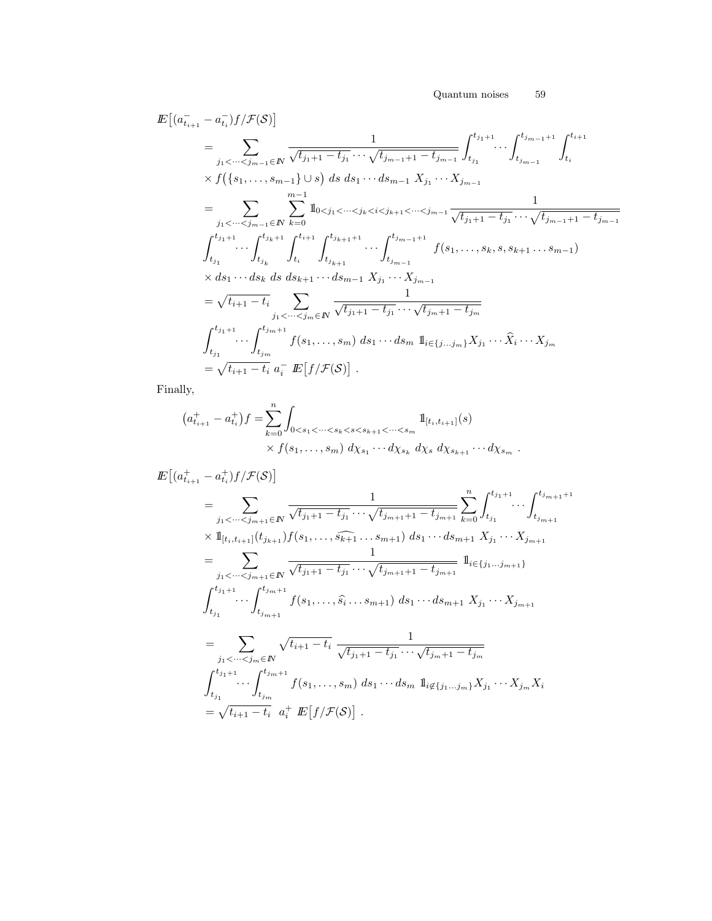$$
\begin{aligned}
I\!E\big[(a^-_{t_{i+1}} - a^-_{t_i}) f / \mathcal{F}(\mathcal{S})\big] \\
&= \sum_{j_1 < \cdots < j_{m-1} \in I\!N} \frac{1}{\sqrt{t_{j_1+1} - t_{j_1}} \cdots \sqrt{t_{j_{m-1}+1} - t_{j_{m-1}}}} \int_{t_{j_1}}^{t_{j_1+1}} \cdots \int_{t_{j_{m-1}}}^{t_{j_{m-1}+1}} \int_{t_i}^{t_{i+1}} \\
&\quad \times f\big(\{s_1, \ldots, s_{m-1}\} \cup s\big)\ ds\ ds_1 \cdots ds_{m-1}\ X_{j_1} \cdots X_{j_{m-1}} \\
&= \sum_{j_1 < \cdots < j_{m-1} \in I\!N} \sum_{k=0}^{m-1} 1\!\!1_{0 < j_1 < \cdots < j_k < i < j_{k+1} < \cdots < j_{m-1}} \frac{1}{\sqrt{t_{j_1+1} - t_{j_1}} \cdots \sqrt{t_{j_{m-1}+1} - t_{j_{m-1}}}} \\
&\quad \int_{t_{j_1}}^{t_{j_1+1}} \cdots \int_{t_{j_k}}^{t_{j_k+1}} \int_{t_i}^{t_{i+1}} \int_{t_{j_{k+1}}}^{t_{j_{k+1}+1}} \cdots \int_{t_{j_{m-1}}}^{t_{j_{m-1}+1}} f(s_1, \ldots, s_k, s, s_{k+1} \ldots s_{m-1}) \\
&\quad \times ds_1 \cdots ds_k\ ds\ ds_{k+1} \cdots ds_{m-1}\ X_{j_1} \cdots X_{j_{m-1}} \\
&= \sqrt{t_{i+1} - t_i} \sum_{j_1 < \cdots < j_m \in I\!N} \frac{1}{\sqrt{t_{j_1+1} - t_{j_1}} \cdots \sqrt{t_{j_m+1} - t_{j_m}}} \\
&\quad \int_{t_{j_1}}^{t_{j_1+1}} \cdots \int_{t_{j_m}}^{t_{j_m+1}} f(s_1, \ldots, s_m)\ ds_1 \cdots ds_m\ 1\!\!1_{i \in \{j_1 \ldots j_m\}} X_{j_1} \cdots \widehat{X}_i \cdots X_{j_m} \\
&= \sqrt{t_{i+1} - t_i}\ a^-_i\ I\!E\big[f / \mathcal{F}(\mathcal{S})\big]\ .
\end{aligned}
$$

Finally,

$$
\begin{aligned}
\big(a^+_{t_{i+1}} - a^+_{t_i}\big) f = &\sum_{k=0}^{n} \int_{0 < s_1 < \cdots < s_k < s < s_{k+1} < \cdots < s_m} 1\!\!1_{[t_i, t_{i+1}]}(s) \\
&\times f(s_1, \ldots, s_m)\ d\chi_{s_1} \cdots d\chi_{s_k}\ d\chi_s\ d\chi_{s_{k+1}} \cdots d\chi_{s_m}\ .
\end{aligned}
$$

$$
\begin{aligned}
I\!E\big[(a^+_{t_{i+1}} - a^+_{t_i}) f / \mathcal{F}(\mathcal{S})\big] \\
&= \sum_{j_1 < \cdots < j_{m+1} \in I\!N} \frac{1}{\sqrt{t_{j_1+1} - t_{j_1}} \cdots \sqrt{t_{j_{m+1}+1} - t_{j_{m+1}}}} \sum_{k=0}^{n} \int_{t_{j_1}}^{t_{j_1+1}} \cdots \int_{t_{j_{m+1}}}^{t_{j_{m+1}+1}} \\
&\quad \times 1\!\!1_{[t_i, t_{i+1}]}(t_{j_{k+1}}) f(s_1, \ldots, \widehat{s_{k+1}} \ldots s_{m+1})\ ds_1 \cdots ds_{m+1}\ X_{j_1} \cdots X_{j_{m+1}} \\
&= \sum_{j_1 < \cdots < j_{m+1} \in I\!N} \frac{1}{\sqrt{t_{j_1+1} - t_{j_1}} \cdots \sqrt{t_{j_{m+1}+1} - t_{j_{m+1}}}}\ 1\!\!1_{i \in \{j_1 \ldots j_{m+1}\}} \\
&\quad \int_{t_{j_1}}^{t_{j_1+1}} \cdots \int_{t_{j_{m+1}}}^{t_{j_{m+1}+1}} f(s_1, \ldots, \widehat{s}_i \ldots s_{m+1})\ ds_1 \cdots ds_{m+1}\ X_{j_1} \cdots X_{j_{m+1}} \\
&= \sum_{j_1 < \cdots < j_m \in I\!N} \sqrt{t_{i+1} - t_i}\ \frac{1}{\sqrt{t_{j_1+1} - t_{j_1}} \cdots \sqrt{t_{j_m+1} - t_{j_m}}} \\
&\quad \int_{t_{j_1}}^{t_{j_1+1}} \cdots \int_{t_{j_m}}^{t_{j_m+1}} f(s_1, \ldots, s_m)\ ds_1 \cdots ds_m\ 1\!\!1_{i \notin \{j_1 \ldots j_m\}} X_{j_1} \cdots X_{j_m} X_i \\
&= \sqrt{t_{i+1} - t_i}\ \ a^+_i\ I\!E\big[f / \mathcal{F}(\mathcal{S})\big]\ .
\end{aligned}
$$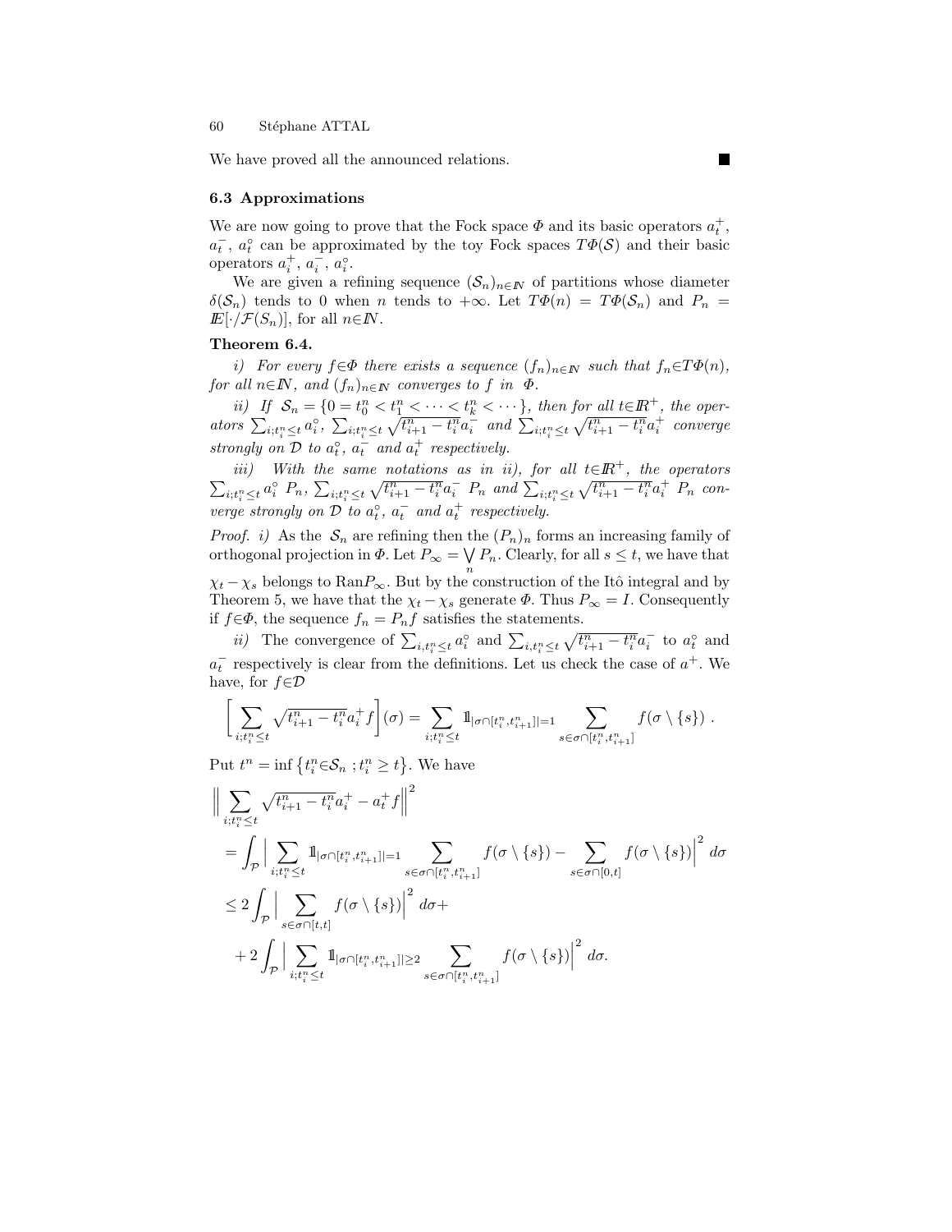We have proved all the announced relations. ■

### 6.3 Approximations

We are now going to prove that the Fock space $\Phi$ and its basic operators $a_t^+$, $a_t^-$, $a_t^\circ$ can be approximated by the toy Fock spaces $T\Phi(\mathcal{S})$ and their basic operators $a_i^+$, $a_i^-$, $a_i^\circ$.

We are given a refining sequence $(\mathcal{S}_n)_{n\in\mathbb{N}}$ of partitions whose diameter $\delta(\mathcal{S}_n)$ tends to 0 when $n$ tends to $+\infty$. Let $T\Phi(n) = T\Phi(\mathcal{S}_n)$ and $P_n = \mathbb{E}[\cdot/\mathcal{F}(S_n)]$, for all $n\in\mathbb{N}$.

**Theorem 6.4.**

*i) For every $f\in\Phi$ there exists a sequence $(f_n)_{n\in\mathbb{N}}$ such that $f_n\in T\Phi(n)$, for all $n\in\mathbb{N}$, and $(f_n)_{n\in\mathbb{N}}$ converges to $f$ in $\Phi$.*

*ii) If $\mathcal{S}_n = \{0 = t_0^n < t_1^n < \cdots < t_k^n < \cdots\}$, then for all $t\in\mathbb{R}^+$, the operators $\sum_{i;t_i^n\leq t} a_i^\circ$, $\sum_{i;t_i^n\leq t}\sqrt{t_{i+1}^n - t_i^n}\,a_i^-$ and $\sum_{i;t_i^n\leq t}\sqrt{t_{i+1}^n - t_i^n}\,a_i^+$ converge strongly on $\mathcal{D}$ to $a_t^\circ$, $a_t^-$ and $a_t^+$ respectively.*

*iii) With the same notations as in ii), for all $t\in\mathbb{R}^+$, the operators $\sum_{i;t_i^n\leq t} a_i^\circ\ P_n$, $\sum_{i;t_i^n\leq t}\sqrt{t_{i+1}^n - t_i^n}\,a_i^-\ P_n$ and $\sum_{i;t_i^n\leq t}\sqrt{t_{i+1}^n - t_i^n}\,a_i^+\ P_n$ converge strongly on $\mathcal{D}$ to $a_t^\circ$, $a_t^-$ and $a_t^+$ respectively.*

*Proof. i)* As the $\mathcal{S}_n$ are refining then the $(P_n)_n$ forms an increasing family of orthogonal projection in $\Phi$. Let $P_\infty = \bigvee_n P_n$. Clearly, for all $s\leq t$, we have that $\chi_t - \chi_s$ belongs to $\mathrm{Ran}P_\infty$. But by the construction of the Itô integral and by Theorem 5, we have that the $\chi_t - \chi_s$ generate $\Phi$. Thus $P_\infty = I$. Consequently if $f\in\Phi$, the sequence $f_n = P_n f$ satisfies the statements.

*ii)* The convergence of $\sum_{i,t_i^n\leq t} a_i^\circ$ and $\sum_{i,t_i^n\leq t}\sqrt{t_{i+1}^n - t_i^n}\,a_i^-$ to $a_t^\circ$ and $a_t^-$ respectively is clear from the definitions. Let us check the case of $a^+$. We have, for $f\in\mathcal{D}$

$$
\left[\sum_{i;t_i^n\leq t}\sqrt{t_{i+1}^n - t_i^n}\,a_i^+ f\right](\sigma) = \sum_{i;t_i^n\leq t}\mathbb{1}_{|\sigma\cap[t_i^n,t_{i+1}^n]|=1}\sum_{s\in\sigma\cap[t_i^n,t_{i+1}^n]} f(\sigma\setminus\{s\})\ .
$$

Put $t^n = \inf\left\{t_i^n\in\mathcal{S}_n\ ; t_i^n\geq t\right\}$. We have

$$
\begin{aligned}
&\Big\|\sum_{i;t_i^n\leq t}\sqrt{t_{i+1}^n - t_i^n}\,a_i^+ - a_t^+ f\Big\|^2 \\
&= \int_{\mathcal{P}}\Big|\sum_{i;t_i^n\leq t}\mathbb{1}_{|\sigma\cap[t_i^n,t_{i+1}^n]|=1}\sum_{s\in\sigma\cap[t_i^n,t_{i+1}^n]} f(\sigma\setminus\{s\}) - \sum_{s\in\sigma\cap[0,t]} f(\sigma\setminus\{s\})\Big|^2\, d\sigma \\
&\leq 2\int_{\mathcal{P}}\Big|\sum_{s\in\sigma\cap[t,t]} f(\sigma\setminus\{s\})\Big|^2\, d\sigma + \\
&\quad + 2\int_{\mathcal{P}}\Big|\sum_{i;t_i^n\leq t}\mathbb{1}_{|\sigma\cap[t_i^n,t_{i+1}^n]|\geq 2}\sum_{s\in\sigma\cap[t_i^n,t_{i+1}^n]} f(\sigma\setminus\{s\})\Big|^2\, d\sigma.
\end{aligned}
$$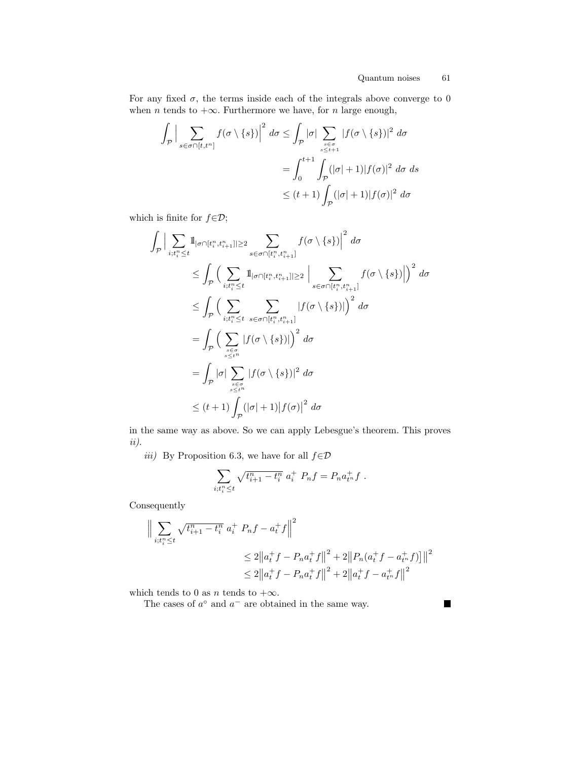For any fixed $\sigma$, the terms inside each of the integrals above converge to 0 when $n$ tends to $+\infty$. Furthermore we have, for $n$ large enough,

$$
\begin{aligned}
\int_{\mathcal{P}} \Big| \sum_{s\in\sigma\cap[t,t^n]} f(\sigma\setminus\{s\})\Big|^2 \, d\sigma &\leq \int_{\mathcal{P}} |\sigma| \sum_{\substack{s\in\sigma \\ s\leq t+1}} |f(\sigma\setminus\{s\})|^2 \, d\sigma \\
&= \int_0^{t+1} \int_{\mathcal{P}} (|\sigma|+1)|f(\sigma)|^2 \, d\sigma \, ds \\
&\leq (t+1)\int_{\mathcal{P}} (|\sigma|+1)|f(\sigma)|^2 \, d\sigma
\end{aligned}
$$

which is finite for $f\in\mathcal{D}$;

$$
\begin{aligned}
\int_{\mathcal{P}} \Big| \sum_{i;t_i^n\leq t} \mathbb{1}_{|\sigma\cap[t_i^n,t_{i+1}^n]|\geq 2} & \sum_{s\in\sigma\cap[t_i^n,t_{i+1}^n]} f(\sigma\setminus\{s\})\Big|^2 \, d\sigma \\
&\leq \int_{\mathcal{P}} \Big( \sum_{i;t_i^n\leq t} \mathbb{1}_{|\sigma\cap[t_i^n,t_{i+1}^n]|\geq 2} \Big| \sum_{s\in\sigma\cap[t_i^n,t_{i+1}^n]} f(\sigma\setminus\{s\})\Big|\Big)^2 \, d\sigma \\
&\leq \int_{\mathcal{P}} \Big( \sum_{i;t_i^n\leq t} \sum_{s\in\sigma\cap[t_i^n,t_{i+1}^n]} |f(\sigma\setminus\{s\})|\Big)^2 \, d\sigma \\
&= \int_{\mathcal{P}} \Big( \sum_{\substack{s\in\sigma \\ s\leq t^n}} |f(\sigma\setminus\{s\})|\Big)^2 \, d\sigma \\
&= \int_{\mathcal{P}} |\sigma| \sum_{\substack{s\in\sigma \\ s\leq t^n}} |f(\sigma\setminus\{s\})|^2 \, d\sigma \\
&\leq (t+1)\int_{\mathcal{P}} (|\sigma|+1)\big|f(\sigma)\big|^2 \, d\sigma
\end{aligned}
$$

in the same way as above. So we can apply Lebesgue's theorem. This proves *ii)*.

*iii)* By Proposition 6.3, we have for all $f\in\mathcal{D}$

$$
\sum_{i;t_i^n\leq t} \sqrt{t_{i+1}^n - t_i^n}\; a_i^+ \; P_n f = P_n a_{t^n}^+ f \; .
$$

Consequently

$$
\begin{aligned}
\Big\| \sum_{i;t_i^n\leq t} \sqrt{t_{i+1}^n - t_i^n}\; a_i^+ \; P_n f - a_t^+ f\Big\|^2 & \\
&\leq 2\big\|a_t^+ f - P_n a_t^+ f\big\|^2 + 2\big\|P_n(a_t^+ f - a_{t^n}^+ f)\big]\big\|^2 \\
&\leq 2\big\|a_t^+ f - P_n a_t^+ f\big\|^2 + 2\big\|a_t^+ f - a_{t^n}^+ f\big\|^2
\end{aligned}
$$

which tends to 0 as $n$ tends to $+\infty$.

The cases of $a^\circ$ and $a^-$ are obtained in the same way. ∎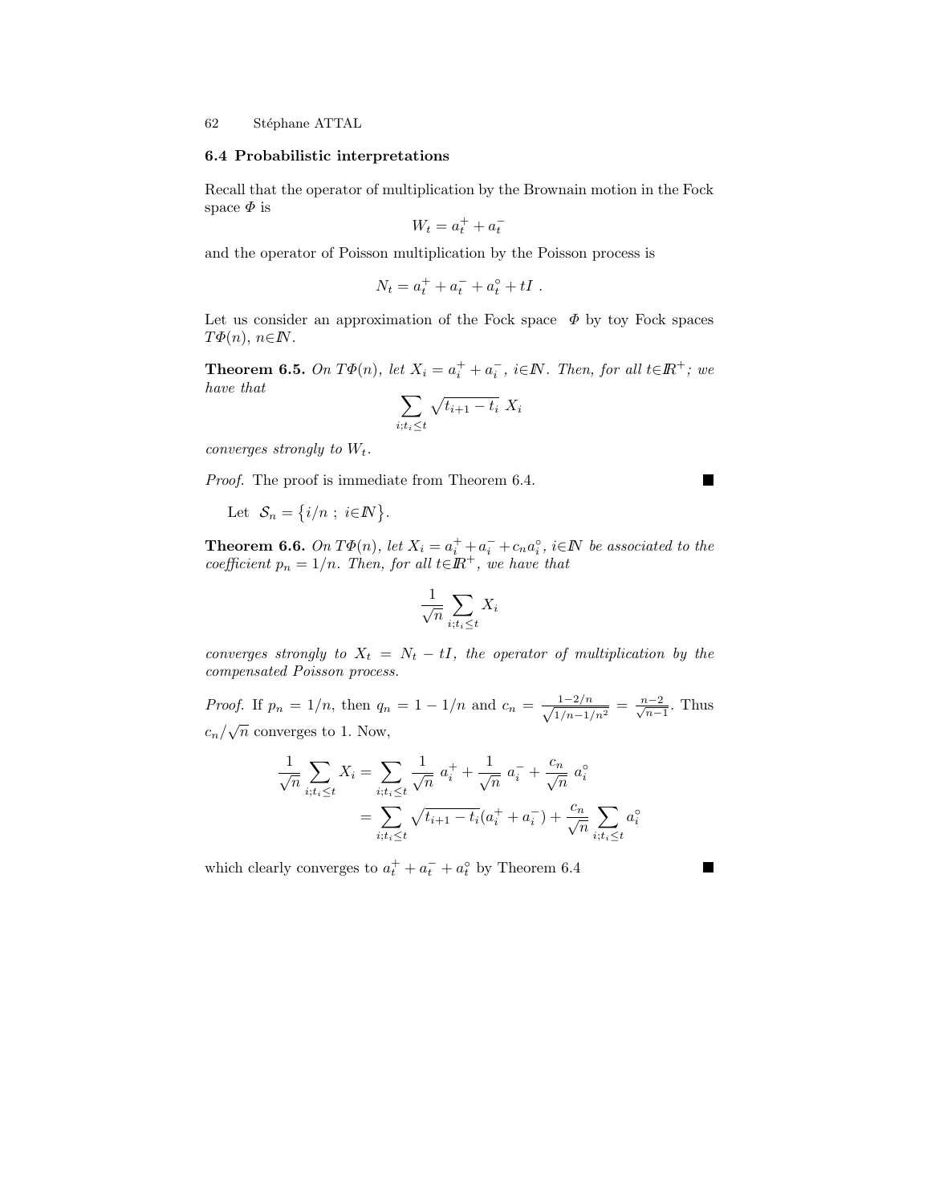### 6.4 Probabilistic interpretations

Recall that the operator of multiplication by the Brownain motion in the Fock space $\Phi$ is

$$W_t = a_t^+ + a_t^-$$

and the operator of Poisson multiplication by the Poisson process is

$$N_t = a_t^+ + a_t^- + a_t^\circ + tI \ .$$

Let us consider an approximation of the Fock space $\Phi$ by toy Fock spaces $T\Phi(n)$, $n\in\mathbb{N}$.

**Theorem 6.5.** *On $T\Phi(n)$, let $X_i = a_i^+ + a_i^-$, $i\in\mathbb{N}$. Then, for all $t\in\mathbb{R}^+$; we have that*

$$\sum_{i;t_i\leq t} \sqrt{t_{i+1}-t_i}\ X_i$$

*converges strongly to $W_t$.*

*Proof.* The proof is immediate from Theorem 6.4. ■

Let $\mathcal{S}_n = \{i/n\ ;\ i\in\mathbb{N}\}$.

**Theorem 6.6.** *On $T\Phi(n)$, let $X_i = a_i^+ + a_i^- + c_n a_i^\circ$, $i\in\mathbb{N}$ be associated to the coefficient $p_n = 1/n$. Then, for all $t\in\mathbb{R}^+$, we have that*

$$\frac{1}{\sqrt{n}}\sum_{i;t_i\leq t} X_i$$

*converges strongly to $X_t = N_t - tI$, the operator of multiplication by the compensated Poisson process.*

*Proof.* If $p_n = 1/n$, then $q_n = 1-1/n$ and $c_n = \frac{1-2/n}{\sqrt{1/n-1/n^2}} = \frac{n-2}{\sqrt{n-1}}$. Thus $c_n/\sqrt{n}$ converges to 1. Now,

$$\begin{aligned}
\frac{1}{\sqrt{n}}\sum_{i;t_i\leq t} X_i &= \sum_{i;t_i\leq t} \frac{1}{\sqrt{n}}\ a_i^+ + \frac{1}{\sqrt{n}}\ a_i^- + \frac{c_n}{\sqrt{n}}\ a_i^\circ \\
&= \sum_{i;t_i\leq t} \sqrt{t_{i+1}-t_i}(a_i^+ + a_i^-) + \frac{c_n}{\sqrt{n}}\sum_{i;t_i\leq t} a_i^\circ
\end{aligned}$$

which clearly converges to $a_t^+ + a_t^- + a_t^\circ$ by Theorem 6.4 ■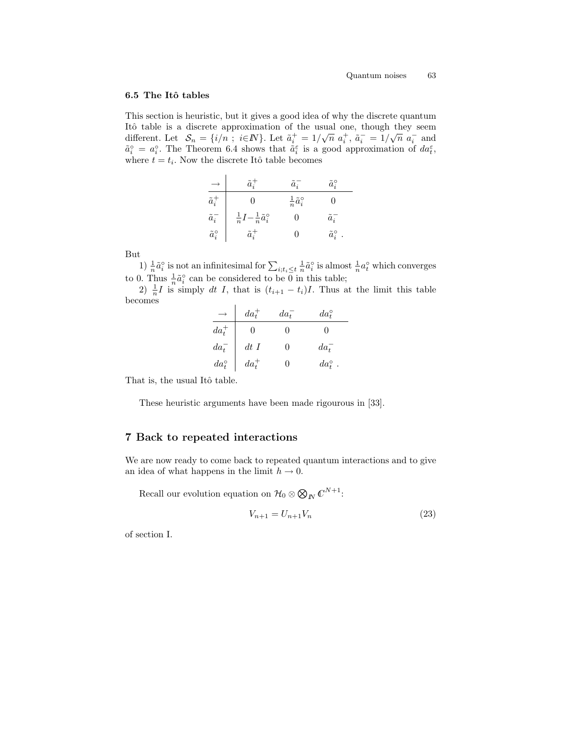### 6.5 The Itô tables

This section is heuristic, but it gives a good idea of why the discrete quantum Itô table is a discrete approximation of the usual one, though they seem different. Let $\mathcal{S}_n = \{i/n \; ; \; i \in \mathbb{N}\}$. Let $\tilde{a}_i^+ = 1/\sqrt{n}\; a_i^+$, $\tilde{a}_i^- = 1/\sqrt{n}\; a_i^-$ and $\tilde{a}_i^\circ = a_i^\circ$. The Theorem 6.4 shows that $\tilde{a}_i^\varepsilon$ is a good approximation of $da_t^\varepsilon$, where $t = t_i$. Now the discrete Itô table becomes

| $\rightarrow$ | $\tilde{a}_i^+$ | $\tilde{a}_i^-$ | $\tilde{a}_i^\circ$ |
|---|---|---|---|
| $\tilde{a}_i^+$ | $0$ | $\frac{1}{n}\tilde{a}_i^\circ$ | $0$ |
| $\tilde{a}_i^-$ | $\frac{1}{n}I - \frac{1}{n}\tilde{a}_i^\circ$ | $0$ | $\tilde{a}_i^-$ |
| $\tilde{a}_i^\circ$ | $\tilde{a}_i^+$ | $0$ | $\tilde{a}_i^\circ$ . |

But

1) $\frac{1}{n}\tilde{a}_i^\circ$ is not an infinitesimal for $\sum_{i; t_i \leq t} \frac{1}{n}\tilde{a}_i^\circ$ is almost $\frac{1}{n}a_t^\circ$ which converges to 0. Thus $\frac{1}{n}\tilde{a}_i^\circ$ can be considered to be 0 in this table;

2) $\frac{1}{n}I$ is simply $dt\; I$, that is $(t_{i+1} - t_i)I$. Thus at the limit this table becomes

| $\rightarrow$ | $da_t^+$ | $da_t^-$ | $da_t^\circ$ |
|---|---|---|---|
| $da_t^+$ | $0$ | $0$ | $0$ |
| $da_t^-$ | $dt\; I$ | $0$ | $da_t^-$ |
| $da_t^\circ$ | $da_t^+$ | $0$ | $da_t^\circ$ . |

That is, the usual Itô table.

These heuristic arguments have been made rigourous in [33].

## 7 Back to repeated interactions

We are now ready to come back to repeated quantum interactions and to give an idea of what happens in the limit $h \to 0$.

Recall our evolution equation on $\mathcal{H}_0 \otimes \bigotimes_{\mathbb{N}} \mathbb{C}^{N+1}$:

$$V_{n+1} = U_{n+1} V_n \tag{23}$$

of section I.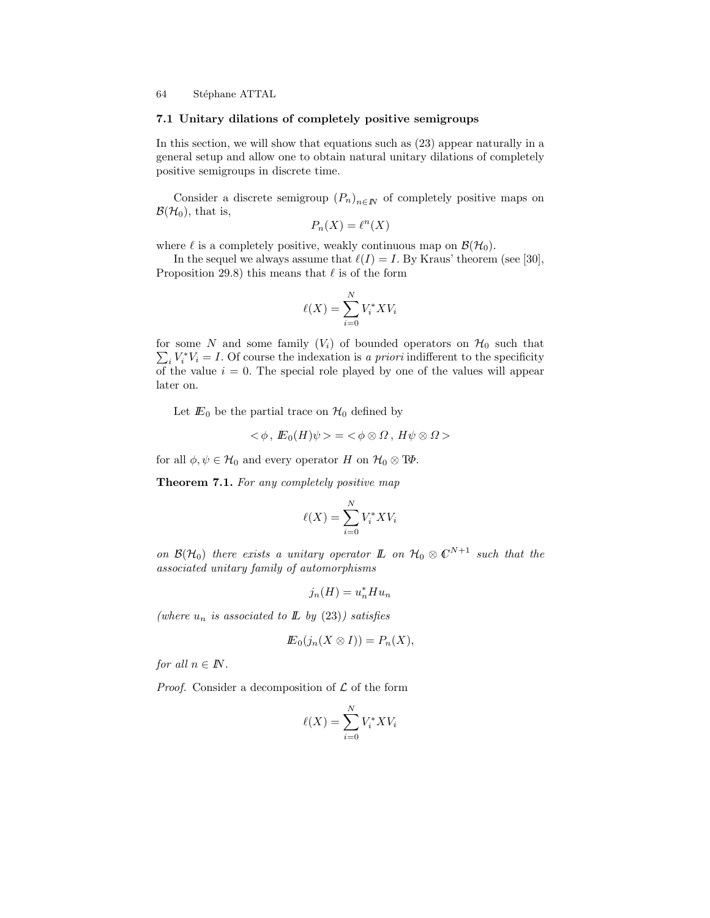### 7.1 Unitary dilations of completely positive semigroups

In this section, we will show that equations such as (23) appear naturally in a general setup and allow one to obtain natural unitary dilations of completely positive semigroups in discrete time.

Consider a discrete semigroup $(P_n)_{n\in\mathbb{N}}$ of completely positive maps on $\mathcal{B}(\mathcal{H}_0)$, that is,

$$P_n(X) = \ell^n(X)$$

where $\ell$ is a completely positive, weakly continuous map on $\mathcal{B}(\mathcal{H}_0)$.

In the sequel we always assume that $\ell(I) = I$. By Kraus' theorem (see [30], Proposition 29.8) this means that $\ell$ is of the form

$$\ell(X) = \sum_{i=0}^{N} V_i^* X V_i$$

for some $N$ and some family $(V_i)$ of bounded operators on $\mathcal{H}_0$ such that $\sum_i V_i^* V_i = I$. Of course the indexation is *a priori* indifferent to the specificity of the value $i = 0$. The special role played by one of the values will appear later on.

Let $\mathbb{E}_0$ be the partial trace on $\mathcal{H}_0$ defined by

$$< \phi \,,\, \mathbb{E}_0(H)\psi > = < \phi \otimes \Omega \,,\, H\psi \otimes \Omega >$$

for all $\phi, \psi \in \mathcal{H}_0$ and every operator $H$ on $\mathcal{H}_0 \otimes \mathrm{T}\Phi$.

**Theorem 7.1.** *For any completely positive map*

$$\ell(X) = \sum_{i=0}^{N} V_i^* X V_i$$

*on $\mathcal{B}(\mathcal{H}_0)$ there exists a unitary operator $\mathbb{L}$ on $\mathcal{H}_0 \otimes \mathbb{C}^{N+1}$ such that the associated unitary family of automorphisms*

$$j_n(H) = u_n^* H u_n$$

*(where $u_n$ is associated to $\mathbb{L}$ by (23)) satisfies*

$$\mathbb{E}_0(j_n(X \otimes I)) = P_n(X),$$

*for all $n \in \mathbb{N}$.*

*Proof.* Consider a decomposition of $\mathcal{L}$ of the form

$$\ell(X) = \sum_{i=0}^{N} V_i^* X V_i$$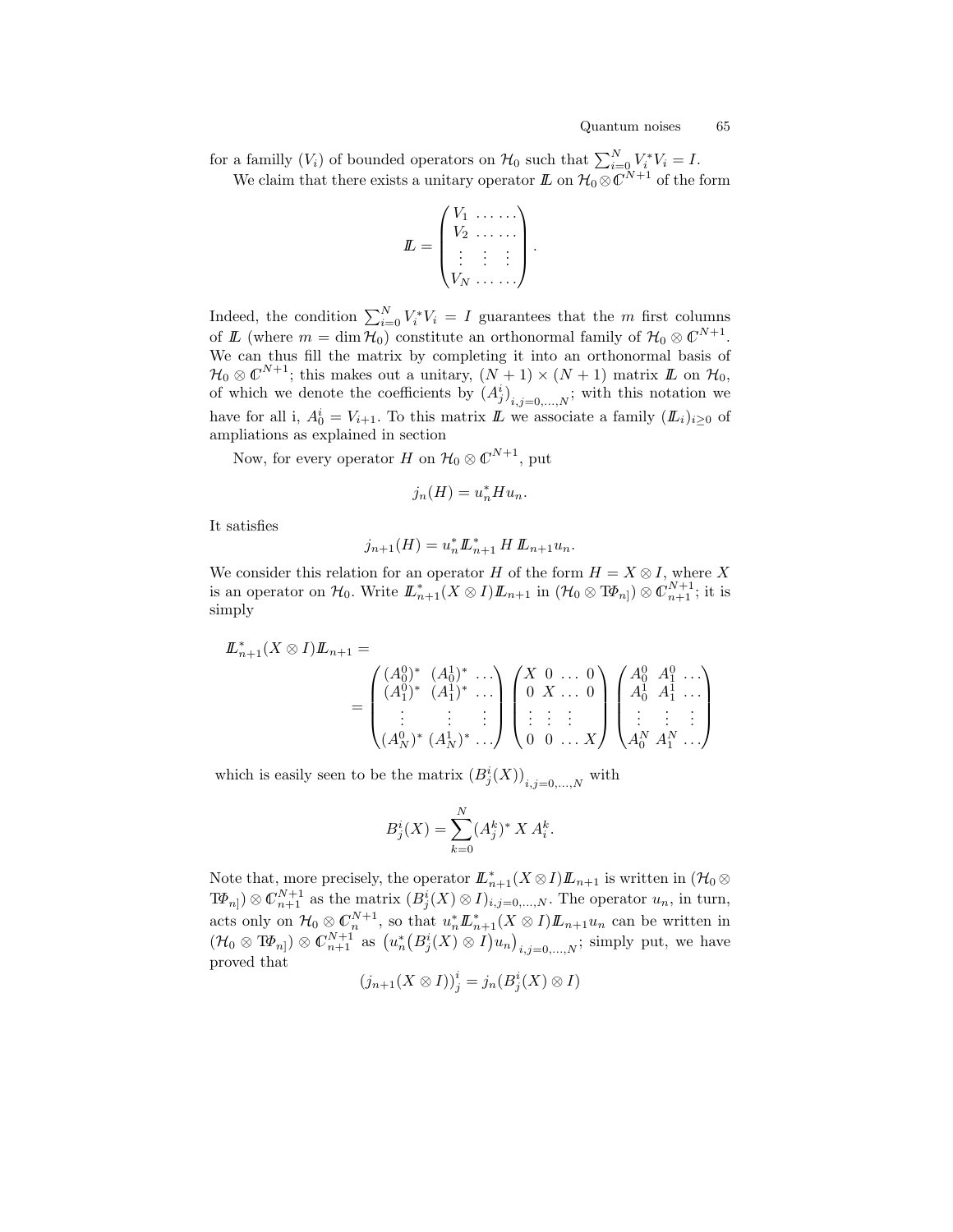for a familly $(V_i)$ of bounded operators on $\mathcal{H}_0$ such that $\sum_{i=0}^N V_i^* V_i = I$.

We claim that there exists a unitary operator $\mathbb{L}$ on $\mathcal{H}_0 \otimes \mathbb{C}^{N+1}$ of the form

$$\mathbb{L} = \begin{pmatrix} V_1 & \dots & \dots \\ V_2 & \dots & \dots \\ \vdots & \vdots & \vdots \\ V_N & \dots & \dots \end{pmatrix}.$$

Indeed, the condition $\sum_{i=0}^N V_i^* V_i = I$ guarantees that the $m$ first columns of $\mathbb{L}$ (where $m = \dim \mathcal{H}_0$) constitute an orthonormal family of $\mathcal{H}_0 \otimes \mathbb{C}^{N+1}$. We can thus fill the matrix by completing it into an orthonormal basis of $\mathcal{H}_0 \otimes \mathbb{C}^{N+1}$; this makes out a unitary, $(N+1) \times (N+1)$ matrix $\mathbb{L}$ on $\mathcal{H}_0$, of which we denote the coefficients by $\left(A_j^i\right)_{i,j=0,\dots,N}$; with this notation we have for all i, $A_0^i = V_{i+1}$. To this matrix $\mathbb{L}$ we associate a family $(\mathbb{L}_i)_{i\geq 0}$ of ampliations as explained in section

Now, for every operator $H$ on $\mathcal{H}_0 \otimes \mathbb{C}^{N+1}$, put

$$j_n(H) = u_n^* H u_n.$$

It satisfies

$$j_{n+1}(H) = u_n^* \mathbb{L}_{n+1}^* \, H \, \mathbb{L}_{n+1} u_n.$$

We consider this relation for an operator $H$ of the form $H = X \otimes I$, where $X$ is an operator on $\mathcal{H}_0$. Write $\mathbb{L}_{n+1}^*(X \otimes I)\mathbb{L}_{n+1}$ in $(\mathcal{H}_0 \otimes \mathrm{T}\Phi_{n]}) \otimes \mathbb{C}_{n+1}^{N+1}$; it is simply

$$\mathbb{L}_{n+1}^*(X \otimes I)\mathbb{L}_{n+1} = $$
$$= \begin{pmatrix} (A_0^0)^* & (A_0^1)^* & \dots \\ (A_1^0)^* & (A_1^1)^* & \dots \\ \vdots & \vdots & \vdots \\ (A_N^0)^* & (A_N^1)^* & \dots \end{pmatrix} \begin{pmatrix} X & 0 & \dots & 0 \\ 0 & X & \dots & 0 \\ \vdots & \vdots & \vdots & \\ 0 & 0 & \dots & X \end{pmatrix} \begin{pmatrix} A_0^0 & A_1^0 & \dots \\ A_0^1 & A_1^1 & \dots \\ \vdots & \vdots & \vdots \\ A_0^N & A_1^N & \dots \end{pmatrix}$$

which is easily seen to be the matrix $\left(B_j^i(X)\right)_{i,j=0,\dots,N}$ with

$$B_j^i(X) = \sum_{k=0}^N (A_j^k)^* \, X \, A_i^k.$$

Note that, more precisely, the operator $\mathbb{L}_{n+1}^*(X \otimes I)\mathbb{L}_{n+1}$ is written in $(\mathcal{H}_0 \otimes \mathrm{T}\Phi_{n]}) \otimes \mathbb{C}_{n+1}^{N+1}$ as the matrix $(B_j^i(X) \otimes I)_{i,j=0,\dots,N}$. The operator $u_n$, in turn, acts only on $\mathcal{H}_0 \otimes \mathbb{C}_n^{N+1}$, so that $u_n^* \mathbb{L}_{n+1}^*(X \otimes I)\mathbb{L}_{n+1} u_n$ can be written in $(\mathcal{H}_0 \otimes \mathrm{T}\Phi_{n]}) \otimes \mathbb{C}_{n+1}^{N+1}$ as $\left(u_n^*\big(B_j^i(X) \otimes I\big)u_n\right)_{i,j=0,\dots,N}$; simply put, we have proved that

$$\left(j_{n+1}(X \otimes I)\right)_j^i = j_n(B_j^i(X) \otimes I)$$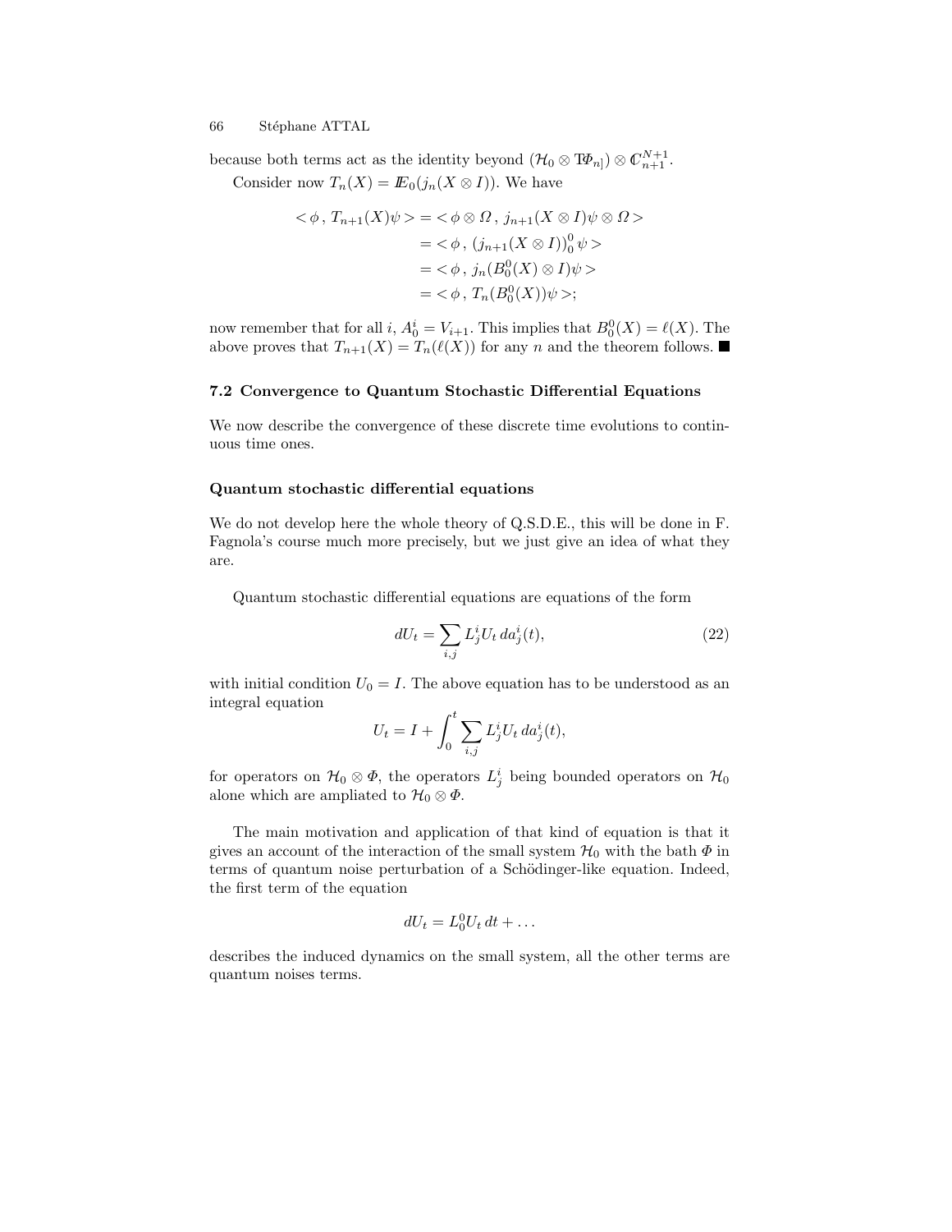because both terms act as the identity beyond $(\mathcal{H}_0 \otimes T\Phi_{n]}) \otimes \mathbb{C}^{N+1}_{n+1}$.

Consider now $T_n(X) = \mathbb{E}_0(j_n(X \otimes I))$. We have

$$
\begin{aligned}
<\phi\,,\, T_{n+1}(X)\psi> &= <\phi \otimes \Omega\,,\, j_{n+1}(X \otimes I)\psi \otimes \Omega> \\
&= <\phi\,,\, (j_{n+1}(X \otimes I))^0_0\, \psi> \\
&= <\phi\,,\, j_n(B^0_0(X) \otimes I)\psi> \\
&= <\phi\,,\, T_n(B^0_0(X))\psi>;
\end{aligned}
$$

now remember that for all $i$, $A^i_0 = V_{i+1}$. This implies that $B^0_0(X) = \ell(X)$. The above proves that $T_{n+1}(X) = T_n(\ell(X))$ for any $n$ and the theorem follows. ■

### 7.2 Convergence to Quantum Stochastic Differential Equations

We now describe the convergence of these discrete time evolutions to continuous time ones.

#### Quantum stochastic differential equations

We do not develop here the whole theory of Q.S.D.E., this will be done in F. Fagnola's course much more precisely, but we just give an idea of what they are.

Quantum stochastic differential equations are equations of the form

$$
dU_t = \sum_{i,j} L^i_j U_t \, da^i_j(t), \tag{22}
$$

with initial condition $U_0 = I$. The above equation has to be understood as an integral equation

$$
U_t = I + \int_0^t \sum_{i,j} L^i_j U_t \, da^i_j(t),
$$

for operators on $\mathcal{H}_0 \otimes \Phi$, the operators $L^i_j$ being bounded operators on $\mathcal{H}_0$ alone which are ampliated to $\mathcal{H}_0 \otimes \Phi$.

The main motivation and application of that kind of equation is that it gives an account of the interaction of the small system $\mathcal{H}_0$ with the bath $\Phi$ in terms of quantum noise perturbation of a Schödinger-like equation. Indeed, the first term of the equation

$$
dU_t = L^0_0 U_t \, dt + \dots
$$

describes the induced dynamics on the small system, all the other terms are quantum noises terms.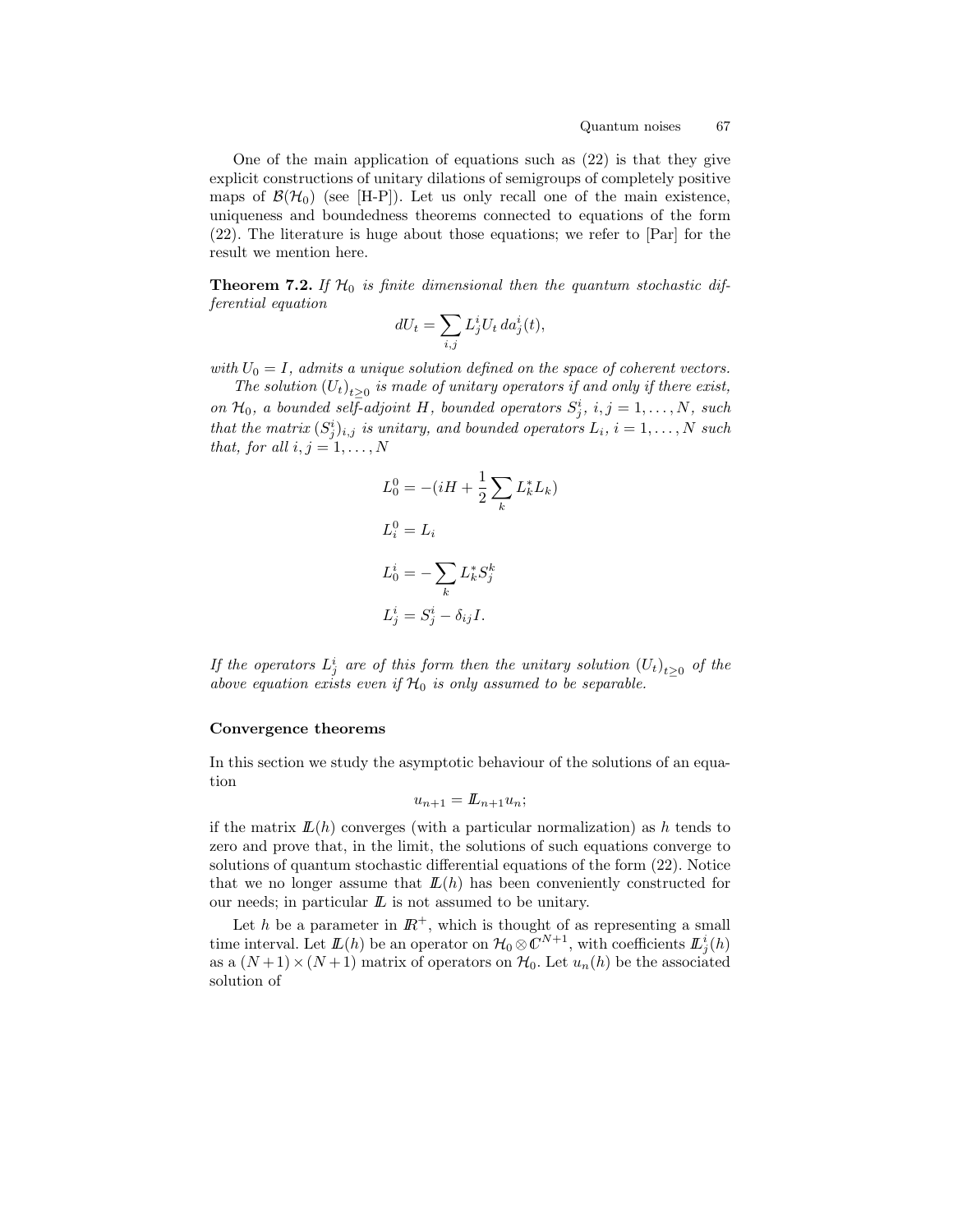One of the main application of equations such as (22) is that they give explicit constructions of unitary dilations of semigroups of completely positive maps of $\mathcal{B}(\mathcal{H}_0)$ (see [H-P]). Let us only recall one of the main existence, uniqueness and boundedness theorems connected to equations of the form (22). The literature is huge about those equations; we refer to [Par] for the result we mention here.

**Theorem 7.2.** *If $\mathcal{H}_0$ is finite dimensional then the quantum stochastic differential equation*

$$dU_t = \sum_{i,j} L^i_j U_t \, da^i_j(t),$$

*with $U_0 = I$, admits a unique solution defined on the space of coherent vectors.*

*The solution $(U_t)_{t\geq 0}$ is made of unitary operators if and only if there exist, on $\mathcal{H}_0$, a bounded self-adjoint $H$, bounded operators $S^i_j$, $i, j = 1, \ldots, N$, such that the matrix $(S^i_j)_{i,j}$ is unitary, and bounded operators $L_i$, $i = 1, \ldots, N$ such that, for all $i, j = 1, \ldots, N$*

$$L^0_0 = -(iH + \frac{1}{2}\sum_k L^*_k L_k)$$

$$L^0_i = L_i$$

$$L^i_0 = -\sum_k L^*_k S^k_j$$

$$L^i_j = S^i_j - \delta_{ij} I.$$

*If the operators $L^i_j$ are of this form then the unitary solution $(U_t)_{t\geq 0}$ of the above equation exists even if $\mathcal{H}_0$ is only assumed to be separable.*

### Convergence theorems

In this section we study the asymptotic behaviour of the solutions of an equation

$$u_{n+1} = \mathbb{L}_{n+1} u_n;$$

if the matrix $\mathbb{L}(h)$ converges (with a particular normalization) as $h$ tends to zero and prove that, in the limit, the solutions of such equations converge to solutions of quantum stochastic differential equations of the form (22). Notice that we no longer assume that $\mathbb{L}(h)$ has been conveniently constructed for our needs; in particular $\mathbb{L}$ is not assumed to be unitary.

Let $h$ be a parameter in $\mathbb{R}^+$, which is thought of as representing a small time interval. Let $\mathbb{L}(h)$ be an operator on $\mathcal{H}_0 \otimes \mathbb{C}^{N+1}$, with coefficients $\mathbb{L}^i_j(h)$ as a $(N+1) \times (N+1)$ matrix of operators on $\mathcal{H}_0$. Let $u_n(h)$ be the associated solution of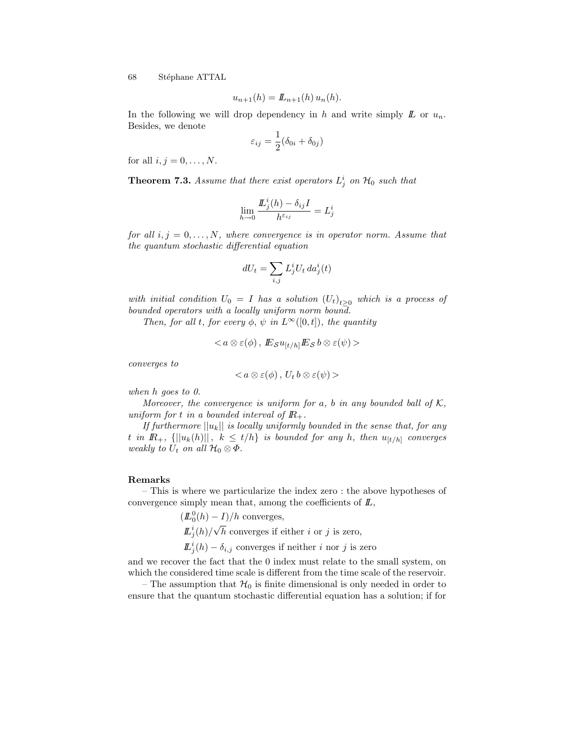$$u_{n+1}(h) = \mathbb{L}_{n+1}(h)\, u_n(h).$$

In the following we will drop dependency in $h$ and write simply $\mathbb{L}$ or $u_n$. Besides, we denote

$$\varepsilon_{ij} = \frac{1}{2}(\delta_{0i} + \delta_{0j})$$

for all $i, j = 0, \ldots, N$.

**Theorem 7.3.** *Assume that there exist operators $L^i_j$ on $\mathcal{H}_0$ such that*

$$\lim_{h\to 0} \frac{\mathbb{L}^i_j(h) - \delta_{ij} I}{h^{\varepsilon_{ij}}} = L^i_j$$

*for all $i, j = 0, \ldots, N$, where convergence is in operator norm. Assume that the quantum stochastic differential equation*

$$dU_t = \sum_{i,j} L^i_j U_t \, da^i_j(t)$$

*with initial condition $U_0 = I$ has a solution $(U_t)_{t\geq 0}$ which is a process of bounded operators with a locally uniform norm bound.*

*Then, for all $t$, for every $\phi$, $\psi$ in $L^\infty([0,t])$, the quantity*

$$< a \otimes \varepsilon(\phi)\, , \, \mathbb{E}_{\mathcal{S}} u_{[t/h]} \mathbb{E}_{\mathcal{S}}\, b \otimes \varepsilon(\psi) >$$

*converges to*

$$< a \otimes \varepsilon(\phi)\, , \, U_t \, b \otimes \varepsilon(\psi) >$$

*when $h$ goes to 0.*

*Moreover, the convergence is uniform for $a$, $b$ in any bounded ball of $\mathcal{K}$, uniform for $t$ in a bounded interval of $\mathbb{R}_+$.*

*If furthermore $||u_k||$ is locally uniformly bounded in the sense that, for any $t$ in $\mathbb{R}_+$, $\{||u_k(h)||\, , \; k \leq t/h\}$ is bounded for any $h$, then $u_{[t/h]}$ converges weakly to $U_t$ on all $\mathcal{H}_0 \otimes \Phi$.*

**Remarks**

– This is where we particularize the index zero : the above hypotheses of convergence simply mean that, among the coefficients of $\mathbb{L}$,

$(\mathbb{L}^0_0(h) - I)/h$ converges,

$\mathbb{L}^i_j(h)/\sqrt{h}$ converges if either $i$ or $j$ is zero,

$\mathbb{L}^i_j(h) - \delta_{i,j}$ converges if neither $i$ nor $j$ is zero

and we recover the fact that the 0 index must relate to the small system, on which the considered time scale is different from the time scale of the reservoir.

– The assumption that $\mathcal{H}_0$ is finite dimensional is only needed in order to ensure that the quantum stochastic differential equation has a solution; if for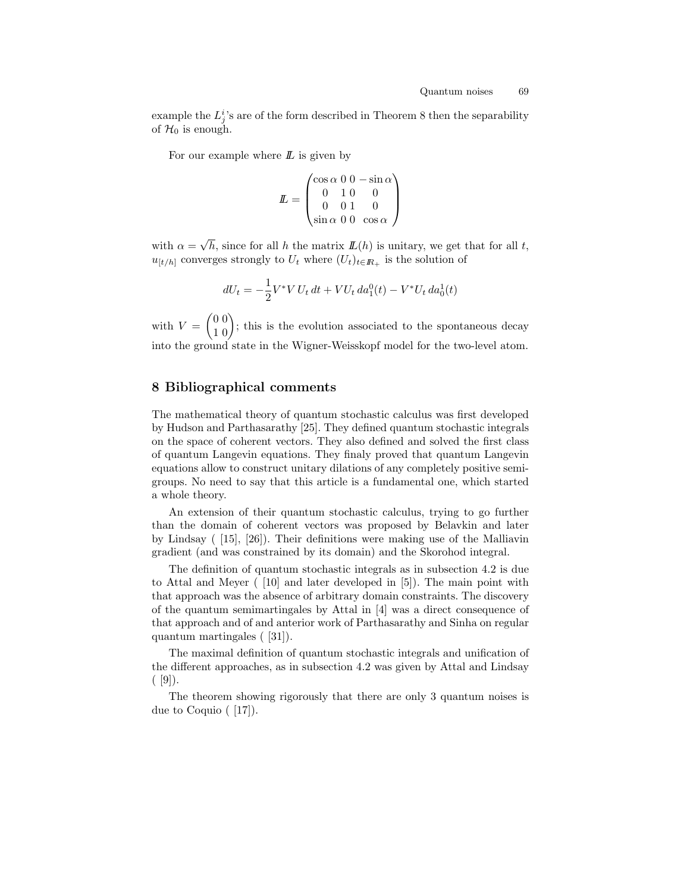example the $L^i_j$'s are of the form described in Theorem 8 then the separability of $\mathcal{H}_0$ is enough.

For our example where $\mathbb{L}$ is given by

$$\mathbb{L} = \begin{pmatrix} \cos\alpha & 0 & 0 & -\sin\alpha \\ 0 & 1 & 0 & 0 \\ 0 & 0 & 1 & 0 \\ \sin\alpha & 0 & 0 & \cos\alpha \end{pmatrix}$$

with $\alpha = \sqrt{h}$, since for all $h$ the matrix $\mathbb{L}(h)$ is unitary, we get that for all $t$, $u_{[t/h]}$ converges strongly to $U_t$ where $(U_t)_{t\in\mathbb{R}_+}$ is the solution of

$$dU_t = -\frac{1}{2}V^*V\,U_t\,dt + VU_t\,da^0_1(t) - V^*U_t\,da^1_0(t)$$

with $V = \begin{pmatrix} 0 & 0 \\ 1 & 0 \end{pmatrix}$; this is the evolution associated to the spontaneous decay into the ground state in the Wigner-Weisskopf model for the two-level atom.

## 8 Bibliographical comments

The mathematical theory of quantum stochastic calculus was first developed by Hudson and Parthasarathy [25]. They defined quantum stochastic integrals on the space of coherent vectors. They also defined and solved the first class of quantum Langevin equations. They finaly proved that quantum Langevin equations allow to construct unitary dilations of any completely positive semigroups. No need to say that this article is a fundamental one, which started a whole theory.

An extension of their quantum stochastic calculus, trying to go further than the domain of coherent vectors was proposed by Belavkin and later by Lindsay ( [15], [26]). Their definitions were making use of the Malliavin gradient (and was constrained by its domain) and the Skorohod integral.

The definition of quantum stochastic integrals as in subsection 4.2 is due to Attal and Meyer ( [10] and later developed in [5]). The main point with that approach was the absence of arbitrary domain constraints. The discovery of the quantum semimartingales by Attal in [4] was a direct consequence of that approach and of and anterior work of Parthasarathy and Sinha on regular quantum martingales ( [31]).

The maximal definition of quantum stochastic integrals and unification of the different approaches, as in subsection 4.2 was given by Attal and Lindsay ( [9]).

The theorem showing rigorously that there are only 3 quantum noises is due to Coquio ( [17]).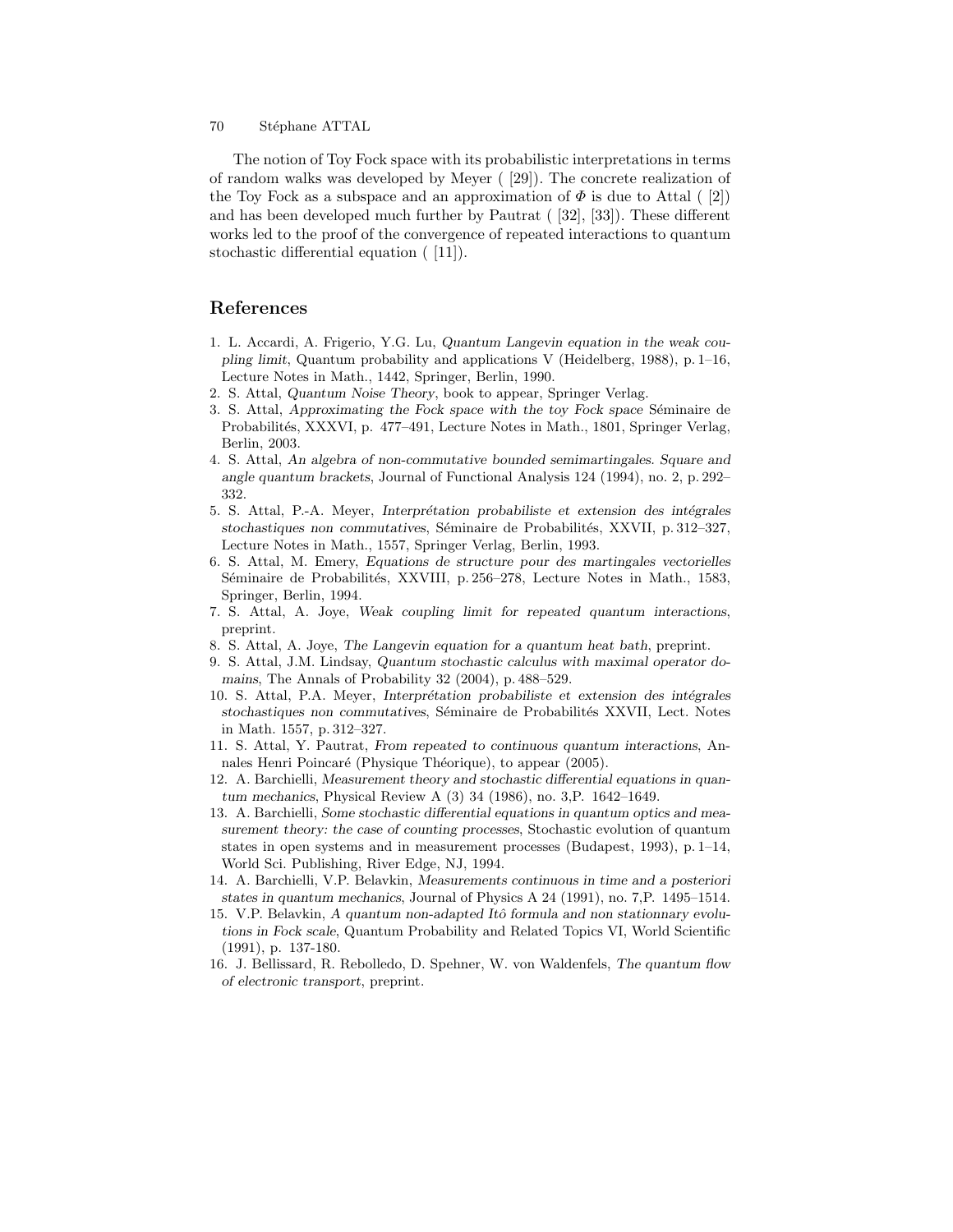The notion of Toy Fock space with its probabilistic interpretations in terms of random walks was developed by Meyer ( [29]). The concrete realization of the Toy Fock as a subspace and an approximation of $\Phi$ is due to Attal ( [2]) and has been developed much further by Pautrat ( [32], [33]). These different works led to the proof of the convergence of repeated interactions to quantum stochastic differential equation ( [11]).

## References

1. L. Accardi, A. Frigerio, Y.G. Lu, *Quantum Langevin equation in the weak coupling limit*, Quantum probability and applications V (Heidelberg, 1988), p. 1–16, Lecture Notes in Math., 1442, Springer, Berlin, 1990.
2. S. Attal, *Quantum Noise Theory*, book to appear, Springer Verlag.
3. S. Attal, *Approximating the Fock space with the toy Fock space* Séminaire de Probabilités, XXXVI, p. 477–491, Lecture Notes in Math., 1801, Springer Verlag, Berlin, 2003.
4. S. Attal, *An algebra of non-commutative bounded semimartingales. Square and angle quantum brackets*, Journal of Functional Analysis 124 (1994), no. 2, p. 292–332.
5. S. Attal, P.-A. Meyer, *Interprétation probabiliste et extension des intégrales stochastiques non commutatives*, Séminaire de Probabilités, XXVII, p. 312–327, Lecture Notes in Math., 1557, Springer Verlag, Berlin, 1993.
6. S. Attal, M. Emery, *Equations de structure pour des martingales vectorielles* Séminaire de Probabilités, XXVIII, p. 256–278, Lecture Notes in Math., 1583, Springer, Berlin, 1994.
7. S. Attal, A. Joye, *Weak coupling limit for repeated quantum interactions*, preprint.
8. S. Attal, A. Joye, *The Langevin equation for a quantum heat bath*, preprint.
9. S. Attal, J.M. Lindsay, *Quantum stochastic calculus with maximal operator domains*, The Annals of Probability 32 (2004), p. 488–529.
10. S. Attal, P.A. Meyer, *Interprétation probabiliste et extension des intégrales stochastiques non commutatives*, Séminaire de Probabilités XXVII, Lect. Notes in Math. 1557, p. 312–327.
11. S. Attal, Y. Pautrat, *From repeated to continuous quantum interactions*, Annales Henri Poincaré (Physique Théorique), to appear (2005).
12. A. Barchielli, *Measurement theory and stochastic differential equations in quantum mechanics*, Physical Review A (3) 34 (1986), no. 3,P. 1642–1649.
13. A. Barchielli, *Some stochastic differential equations in quantum optics and measurement theory: the case of counting processes*, Stochastic evolution of quantum states in open systems and in measurement processes (Budapest, 1993), p. 1–14, World Sci. Publishing, River Edge, NJ, 1994.
14. A. Barchielli, V.P. Belavkin, *Measurements continuous in time and a posteriori states in quantum mechanics*, Journal of Physics A 24 (1991), no. 7,P. 1495–1514.
15. V.P. Belavkin, *A quantum non-adapted Itô formula and non stationnary evolutions in Fock scale*, Quantum Probability and Related Topics VI, World Scientific (1991), p. 137-180.
16. J. Bellissard, R. Rebolledo, D. Spehner, W. von Waldenfels, *The quantum flow of electronic transport*, preprint.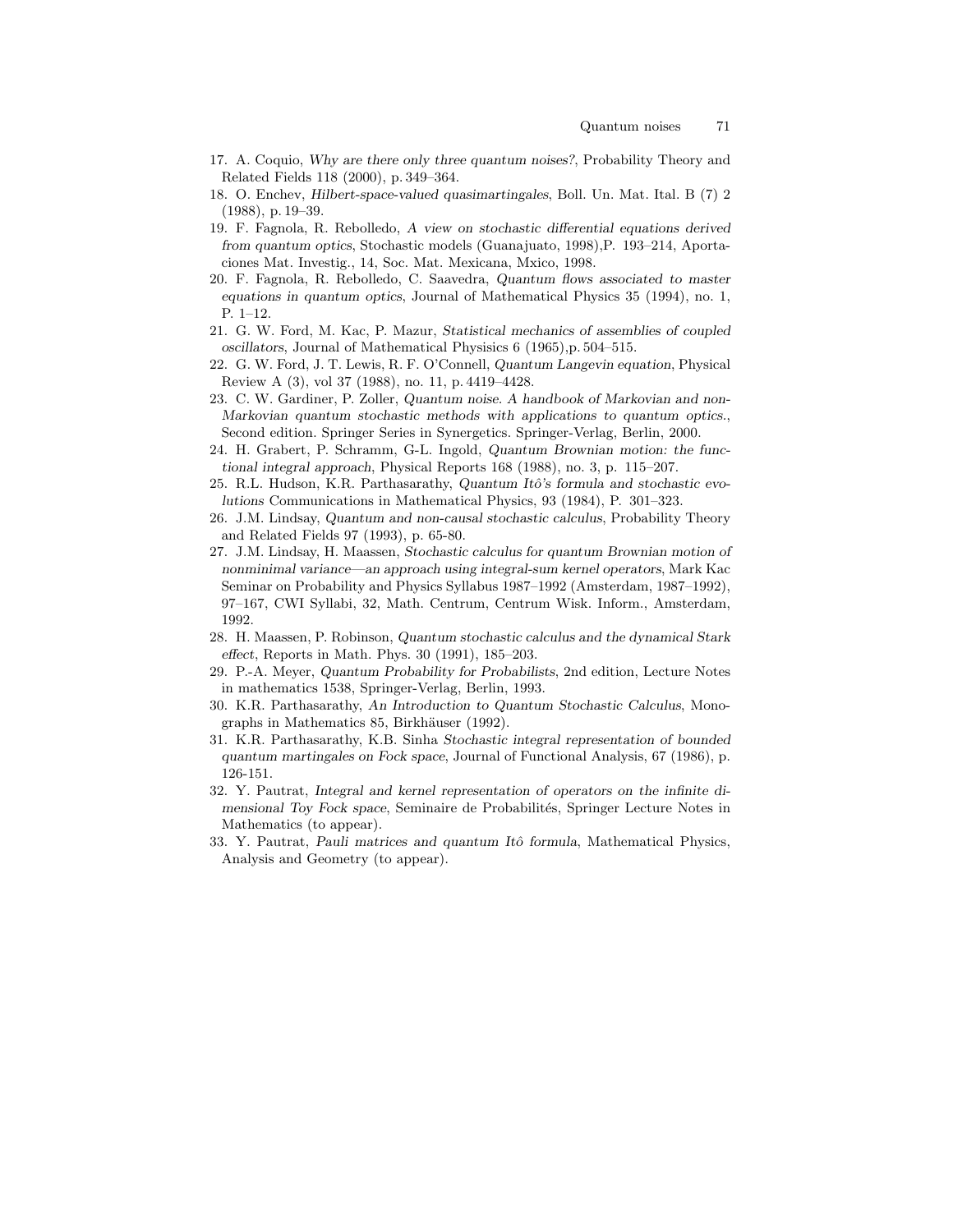17. A. Coquio, *Why are there only three quantum noises?*, Probability Theory and Related Fields 118 (2000), p. 349–364.
18. O. Enchev, *Hilbert-space-valued quasimartingales*, Boll. Un. Mat. Ital. B (7) 2 (1988), p. 19–39.
19. F. Fagnola, R. Rebolledo, *A view on stochastic differential equations derived from quantum optics*, Stochastic models (Guanajuato, 1998),P. 193–214, Aportaciones Mat. Investig., 14, Soc. Mat. Mexicana, Mxico, 1998.
20. F. Fagnola, R. Rebolledo, C. Saavedra, *Quantum flows associated to master equations in quantum optics*, Journal of Mathematical Physics 35 (1994), no. 1, P. 1–12.
21. G. W. Ford, M. Kac, P. Mazur, *Statistical mechanics of assemblies of coupled oscillators*, Journal of Mathematical Physisics 6 (1965),p. 504–515.
22. G. W. Ford, J. T. Lewis, R. F. O'Connell, *Quantum Langevin equation*, Physical Review A (3), vol 37 (1988), no. 11, p. 4419–4428.
23. C. W. Gardiner, P. Zoller, *Quantum noise. A handbook of Markovian and non-Markovian quantum stochastic methods with applications to quantum optics.*, Second edition. Springer Series in Synergetics. Springer-Verlag, Berlin, 2000.
24. H. Grabert, P. Schramm, G-L. Ingold, *Quantum Brownian motion: the functional integral approach*, Physical Reports 168 (1988), no. 3, p. 115–207.
25. R.L. Hudson, K.R. Parthasarathy, *Quantum Itô's formula and stochastic evolutions* Communications in Mathematical Physics, 93 (1984), P. 301–323.
26. J.M. Lindsay, *Quantum and non-causal stochastic calculus*, Probability Theory and Related Fields 97 (1993), p. 65-80.
27. J.M. Lindsay, H. Maassen, *Stochastic calculus for quantum Brownian motion of nonminimal variance—an approach using integral-sum kernel operators*, Mark Kac Seminar on Probability and Physics Syllabus 1987–1992 (Amsterdam, 1987–1992), 97–167, CWI Syllabi, 32, Math. Centrum, Centrum Wisk. Inform., Amsterdam, 1992.
28. H. Maassen, P. Robinson, *Quantum stochastic calculus and the dynamical Stark effect*, Reports in Math. Phys. 30 (1991), 185–203.
29. P.-A. Meyer, *Quantum Probability for Probabilists*, 2nd edition, Lecture Notes in mathematics 1538, Springer-Verlag, Berlin, 1993.
30. K.R. Parthasarathy, *An Introduction to Quantum Stochastic Calculus*, Monographs in Mathematics 85, Birkhäuser (1992).
31. K.R. Parthasarathy, K.B. Sinha *Stochastic integral representation of bounded quantum martingales on Fock space*, Journal of Functional Analysis, 67 (1986), p. 126-151.
32. Y. Pautrat, *Integral and kernel representation of operators on the infinite dimensional Toy Fock space*, Seminaire de Probabilités, Springer Lecture Notes in Mathematics (to appear).
33. Y. Pautrat, *Pauli matrices and quantum Itô formula*, Mathematical Physics, Analysis and Geometry (to appear).